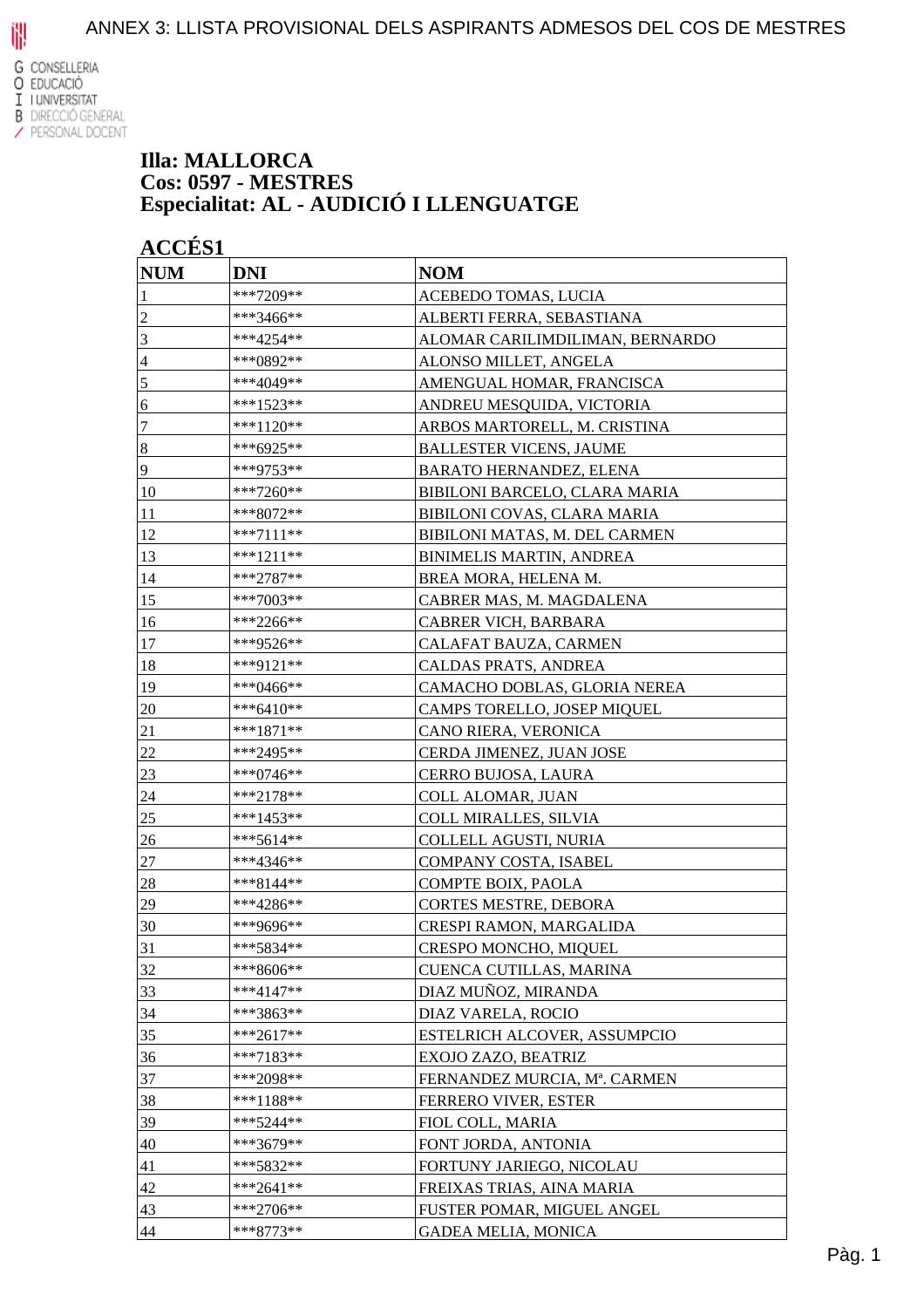ANNEX 3: LLISTA PROVISIONAL DELS ASPIRANTS ADMESOS DEL COS DE MESTRES

G CONSELLERIA
O EDUCACIÓ
I I UNIVERSITAT
B DIRECCIÓ GENERAL
/ PERSONAL DOCENT

**Illa: MALLORCA**
**Cos: 0597 - MESTRES**
**Especialitat: AL - AUDICIÓ I LLENGUATGE**

**ACCÉS1**

| NUM | DNI | NOM |
|---|---|---|
| 1 | ***7209** | ACEBEDO TOMAS, LUCIA |
| 2 | ***3466** | ALBERTI FERRA, SEBASTIANA |
| 3 | ***4254** | ALOMAR CARILIMDILIMAN, BERNARDO |
| 4 | ***0892** | ALONSO MILLET, ANGELA |
| 5 | ***4049** | AMENGUAL HOMAR, FRANCISCA |
| 6 | ***1523** | ANDREU MESQUIDA, VICTORIA |
| 7 | ***1120** | ARBOS MARTORELL, M. CRISTINA |
| 8 | ***6925** | BALLESTER VICENS, JAUME |
| 9 | ***9753** | BARATO HERNANDEZ, ELENA |
| 10 | ***7260** | BIBILONI BARCELO, CLARA MARIA |
| 11 | ***8072** | BIBILONI COVAS, CLARA MARIA |
| 12 | ***7111** | BIBILONI MATAS, M. DEL CARMEN |
| 13 | ***1211** | BINIMELIS MARTIN, ANDREA |
| 14 | ***2787** | BREA MORA, HELENA M. |
| 15 | ***7003** | CABRER MAS, M. MAGDALENA |
| 16 | ***2266** | CABRER VICH, BARBARA |
| 17 | ***9526** | CALAFAT BAUZA, CARMEN |
| 18 | ***9121** | CALDAS PRATS, ANDREA |
| 19 | ***0466** | CAMACHO DOBLAS, GLORIA NEREA |
| 20 | ***6410** | CAMPS TORELLO, JOSEP MIQUEL |
| 21 | ***1871** | CANO RIERA, VERONICA |
| 22 | ***2495** | CERDA JIMENEZ, JUAN JOSE |
| 23 | ***0746** | CERRO BUJOSA, LAURA |
| 24 | ***2178** | COLL ALOMAR, JUAN |
| 25 | ***1453** | COLL MIRALLES, SILVIA |
| 26 | ***5614** | COLLELL AGUSTI, NURIA |
| 27 | ***4346** | COMPANY COSTA, ISABEL |
| 28 | ***8144** | COMPTE BOIX, PAOLA |
| 29 | ***4286** | CORTES MESTRE, DEBORA |
| 30 | ***9696** | CRESPI RAMON, MARGALIDA |
| 31 | ***5834** | CRESPO MONCHO, MIQUEL |
| 32 | ***8606** | CUENCA CUTILLAS, MARINA |
| 33 | ***4147** | DIAZ MUÑOZ, MIRANDA |
| 34 | ***3863** | DIAZ VARELA, ROCIO |
| 35 | ***2617** | ESTELRICH ALCOVER, ASSUMPCIO |
| 36 | ***7183** | EXOJO ZAZO, BEATRIZ |
| 37 | ***2098** | FERNANDEZ MURCIA, Mª. CARMEN |
| 38 | ***1188** | FERRERO VIVER, ESTER |
| 39 | ***5244** | FIOL COLL, MARIA |
| 40 | ***3679** | FONT JORDA, ANTONIA |
| 41 | ***5832** | FORTUNY JARIEGO, NICOLAU |
| 42 | ***2641** | FREIXAS TRIAS, AINA MARIA |
| 43 | ***2706** | FUSTER POMAR, MIGUEL ANGEL |
| 44 | ***8773** | GADEA MELIA, MONICA |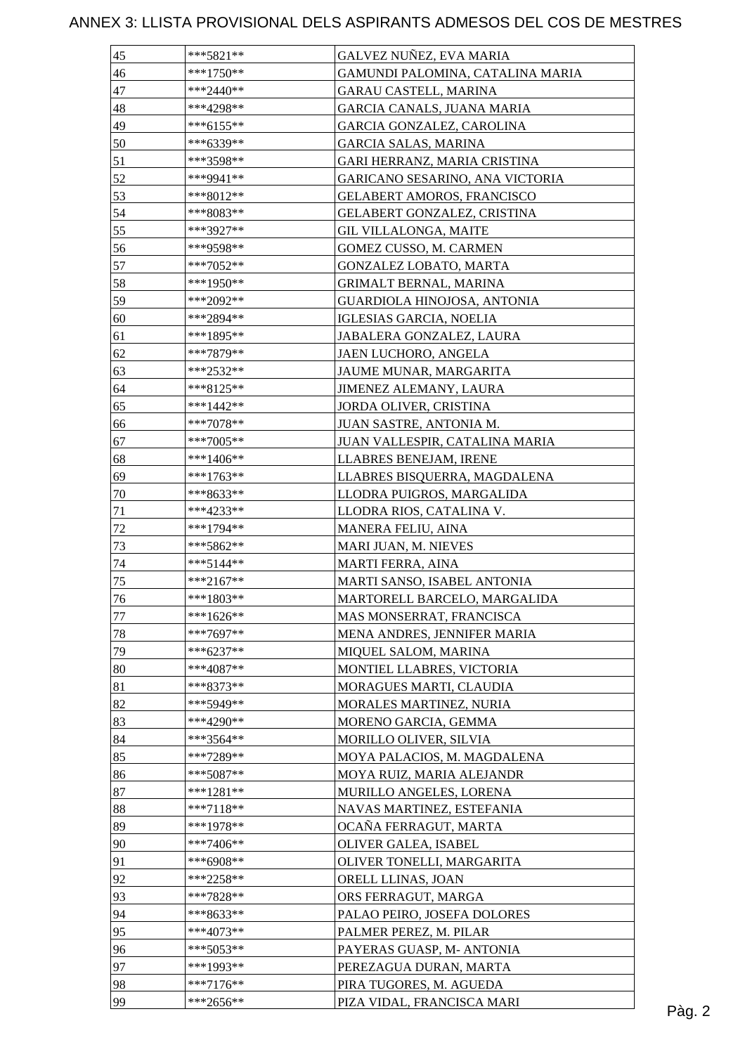# ANNEX 3: LLISTA PROVISIONAL DELS ASPIRANTS ADMESOS DEL COS DE MESTRES

| | | |
|---|---|---|
| 45 | ***5821** | GALVEZ NUÑEZ, EVA MARIA |
| 46 | ***1750** | GAMUNDI PALOMINA, CATALINA MARIA |
| 47 | ***2440** | GARAU CASTELL, MARINA |
| 48 | ***4298** | GARCIA CANALS, JUANA MARIA |
| 49 | ***6155** | GARCIA GONZALEZ, CAROLINA |
| 50 | ***6339** | GARCIA SALAS, MARINA |
| 51 | ***3598** | GARI HERRANZ, MARIA CRISTINA |
| 52 | ***9941** | GARICANO SESARINO, ANA VICTORIA |
| 53 | ***8012** | GELABERT AMOROS, FRANCISCO |
| 54 | ***8083** | GELABERT GONZALEZ, CRISTINA |
| 55 | ***3927** | GIL VILLALONGA, MAITE |
| 56 | ***9598** | GOMEZ CUSSO, M. CARMEN |
| 57 | ***7052** | GONZALEZ LOBATO, MARTA |
| 58 | ***1950** | GRIMALT BERNAL, MARINA |
| 59 | ***2092** | GUARDIOLA HINOJOSA, ANTONIA |
| 60 | ***2894** | IGLESIAS GARCIA, NOELIA |
| 61 | ***1895** | JABALERA GONZALEZ, LAURA |
| 62 | ***7879** | JAEN LUCHORO, ANGELA |
| 63 | ***2532** | JAUME MUNAR, MARGARITA |
| 64 | ***8125** | JIMENEZ ALEMANY, LAURA |
| 65 | ***1442** | JORDA OLIVER, CRISTINA |
| 66 | ***7078** | JUAN SASTRE, ANTONIA M. |
| 67 | ***7005** | JUAN VALLESPIR, CATALINA MARIA |
| 68 | ***1406** | LLABRES BENEJAM, IRENE |
| 69 | ***1763** | LLABRES BISQUERRA, MAGDALENA |
| 70 | ***8633** | LLODRA PUIGROS, MARGALIDA |
| 71 | ***4233** | LLODRA RIOS, CATALINA V. |
| 72 | ***1794** | MANERA FELIU, AINA |
| 73 | ***5862** | MARI JUAN, M. NIEVES |
| 74 | ***5144** | MARTI FERRA, AINA |
| 75 | ***2167** | MARTI SANSO, ISABEL ANTONIA |
| 76 | ***1803** | MARTORELL BARCELO, MARGALIDA |
| 77 | ***1626** | MAS MONSERRAT, FRANCISCA |
| 78 | ***7697** | MENA ANDRES, JENNIFER MARIA |
| 79 | ***6237** | MIQUEL SALOM, MARINA |
| 80 | ***4087** | MONTIEL LLABRES, VICTORIA |
| 81 | ***8373** | MORAGUES MARTI, CLAUDIA |
| 82 | ***5949** | MORALES MARTINEZ, NURIA |
| 83 | ***4290** | MORENO GARCIA, GEMMA |
| 84 | ***3564** | MORILLO OLIVER, SILVIA |
| 85 | ***7289** | MOYA PALACIOS, M. MAGDALENA |
| 86 | ***5087** | MOYA RUIZ, MARIA ALEJANDR |
| 87 | ***1281** | MURILLO ANGELES, LORENA |
| 88 | ***7118** | NAVAS MARTINEZ, ESTEFANIA |
| 89 | ***1978** | OCAÑA FERRAGUT, MARTA |
| 90 | ***7406** | OLIVER GALEA, ISABEL |
| 91 | ***6908** | OLIVER TONELLI, MARGARITA |
| 92 | ***2258** | ORELL LLINAS, JOAN |
| 93 | ***7828** | ORS FERRAGUT, MARGA |
| 94 | ***8633** | PALAO PEIRO, JOSEFA DOLORES |
| 95 | ***4073** | PALMER PEREZ, M. PILAR |
| 96 | ***5053** | PAYERAS GUASP, M- ANTONIA |
| 97 | ***1993** | PEREZAGUA DURAN, MARTA |
| 98 | ***7176** | PIRA TUGORES, M. AGUEDA |
| 99 | ***2656** | PIZA VIDAL, FRANCISCA MARI |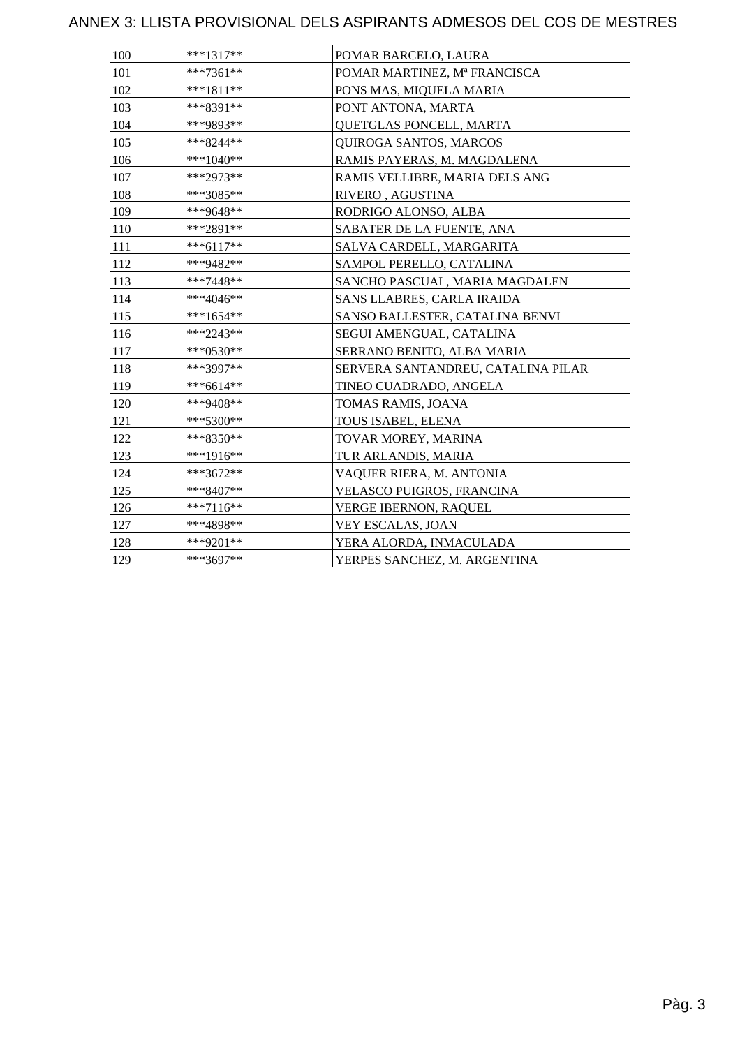# ANNEX 3: LLISTA PROVISIONAL DELS ASPIRANTS ADMESOS DEL COS DE MESTRES

| | | |
|---|---|---|
| 100 | ***1317** | POMAR BARCELO, LAURA |
| 101 | ***7361** | POMAR MARTINEZ, Mª FRANCISCA |
| 102 | ***1811** | PONS MAS, MIQUELA MARIA |
| 103 | ***8391** | PONT ANTONA, MARTA |
| 104 | ***9893** | QUETGLAS PONCELL, MARTA |
| 105 | ***8244** | QUIROGA SANTOS, MARCOS |
| 106 | ***1040** | RAMIS PAYERAS, M. MAGDALENA |
| 107 | ***2973** | RAMIS VELLIBRE, MARIA DELS ANG |
| 108 | ***3085** | RIVERO , AGUSTINA |
| 109 | ***9648** | RODRIGO ALONSO, ALBA |
| 110 | ***2891** | SABATER DE LA FUENTE, ANA |
| 111 | ***6117** | SALVA CARDELL, MARGARITA |
| 112 | ***9482** | SAMPOL PERELLO, CATALINA |
| 113 | ***7448** | SANCHO PASCUAL, MARIA MAGDALEN |
| 114 | ***4046** | SANS LLABRES, CARLA IRAIDA |
| 115 | ***1654** | SANSO BALLESTER, CATALINA BENVI |
| 116 | ***2243** | SEGUI AMENGUAL, CATALINA |
| 117 | ***0530** | SERRANO BENITO, ALBA MARIA |
| 118 | ***3997** | SERVERA SANTANDREU, CATALINA PILAR |
| 119 | ***6614** | TINEO CUADRADO, ANGELA |
| 120 | ***9408** | TOMAS RAMIS, JOANA |
| 121 | ***5300** | TOUS ISABEL, ELENA |
| 122 | ***8350** | TOVAR MOREY, MARINA |
| 123 | ***1916** | TUR ARLANDIS, MARIA |
| 124 | ***3672** | VAQUER RIERA, M. ANTONIA |
| 125 | ***8407** | VELASCO PUIGROS, FRANCINA |
| 126 | ***7116** | VERGE IBERNON, RAQUEL |
| 127 | ***4898** | VEY ESCALAS, JOAN |
| 128 | ***9201** | YERA ALORDA, INMACULADA |
| 129 | ***3697** | YERPES SANCHEZ, M. ARGENTINA |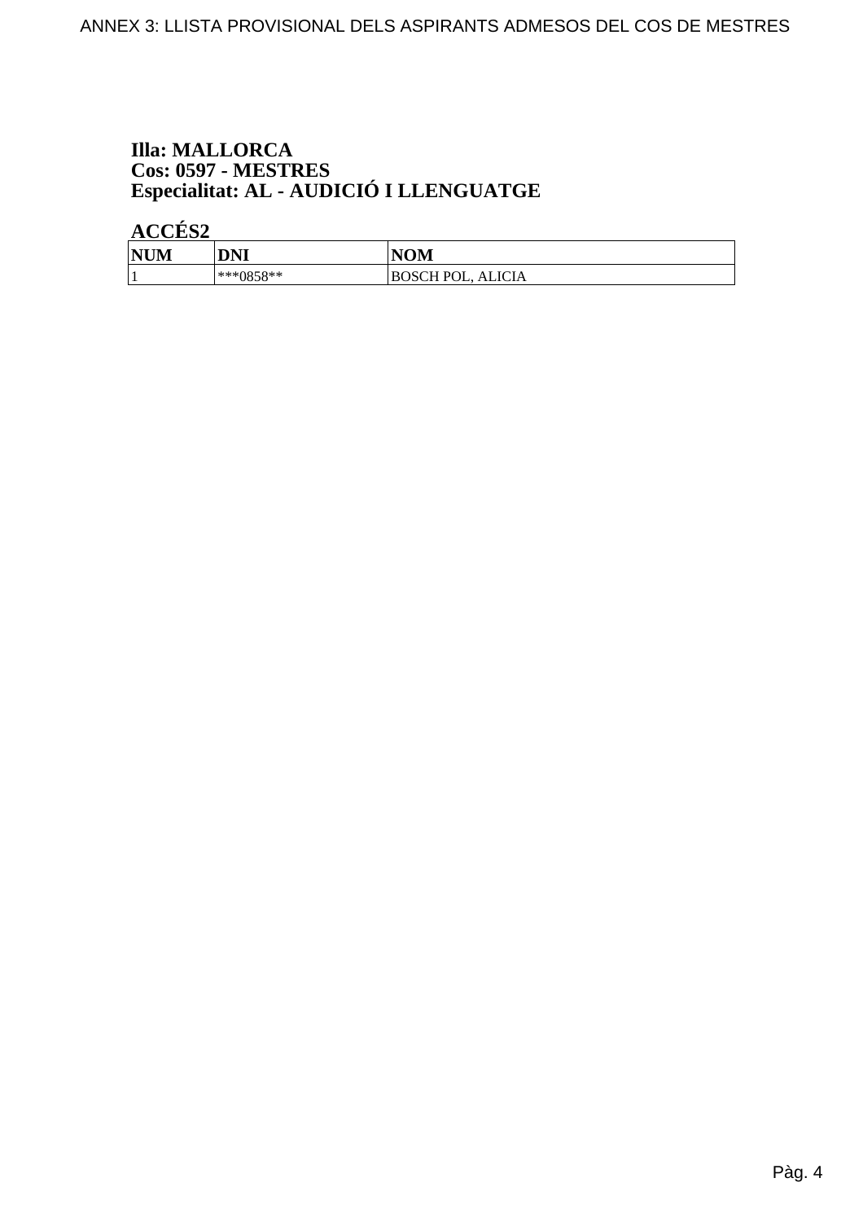**Illa: MALLORCA**
**Cos: 0597 - MESTRES**
**Especialitat: AL - AUDICIÓ I LLENGUATGE**

**ACCÉS2**

| NUM | DNI | NOM |
|---|---|---|
| 1 | ***0858** | BOSCH POL, ALICIA |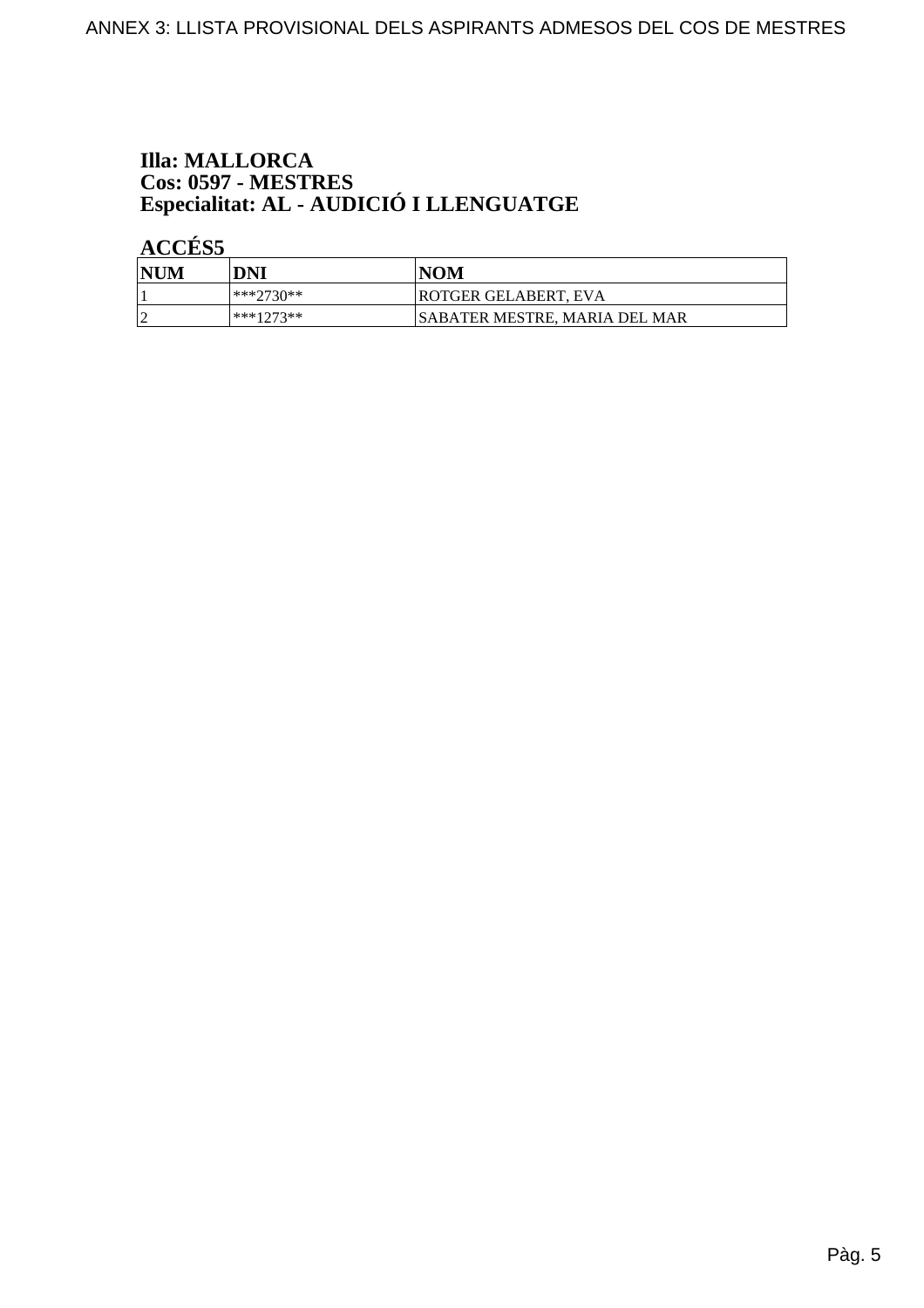**Illa: MALLORCA**
**Cos: 0597 - MESTRES**
**Especialitat: AL - AUDICIÓ I LLENGUATGE**

**ACCÉS5**

| NUM | DNI | NOM |
|---|---|---|
| 1 | ***2730** | ROTGER GELABERT, EVA |
| 2 | ***1273** | SABATER MESTRE, MARIA DEL MAR |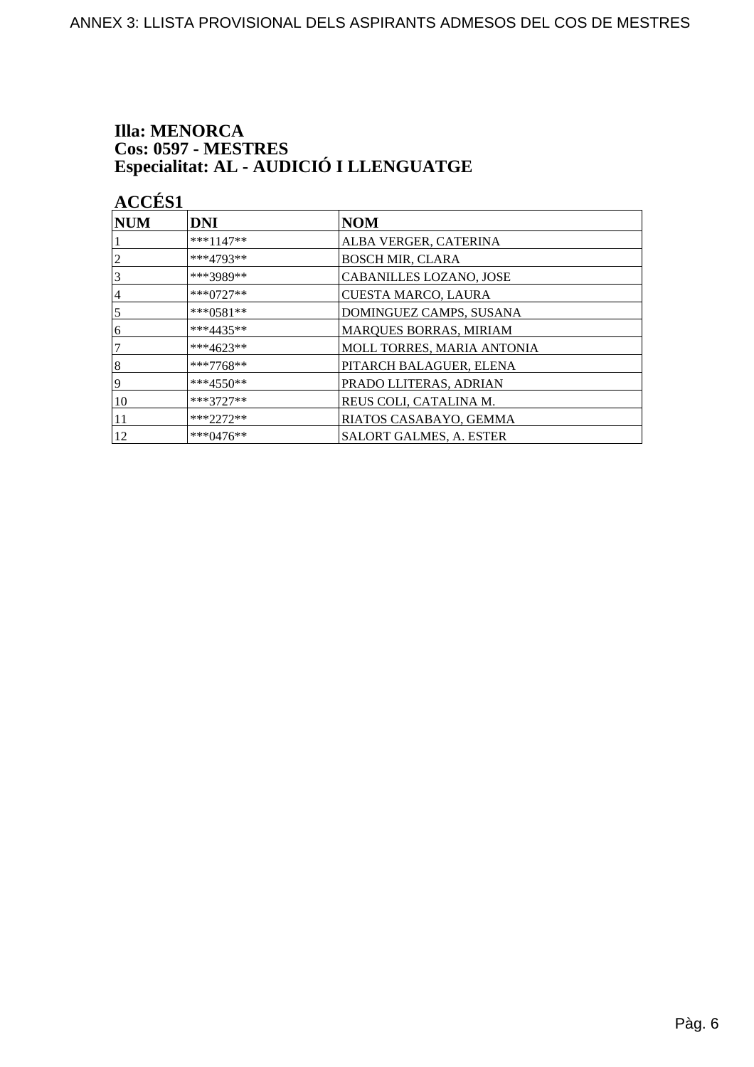**Illa: MENORCA**
**Cos: 0597 - MESTRES**
**Especialitat: AL - AUDICIÓ I LLENGUATGE**

**ACCÉS1**

| NUM | DNI | NOM |
|---|---|---|
| 1 | ***1147** | ALBA VERGER, CATERINA |
| 2 | ***4793** | BOSCH MIR, CLARA |
| 3 | ***3989** | CABANILLES LOZANO, JOSE |
| 4 | ***0727** | CUESTA MARCO, LAURA |
| 5 | ***0581** | DOMINGUEZ CAMPS, SUSANA |
| 6 | ***4435** | MARQUES BORRAS, MIRIAM |
| 7 | ***4623** | MOLL TORRES, MARIA ANTONIA |
| 8 | ***7768** | PITARCH BALAGUER, ELENA |
| 9 | ***4550** | PRADO LLITERAS, ADRIAN |
| 10 | ***3727** | REUS COLI, CATALINA M. |
| 11 | ***2272** | RIATOS CASABAYO, GEMMA |
| 12 | ***0476** | SALORT GALMES, A. ESTER |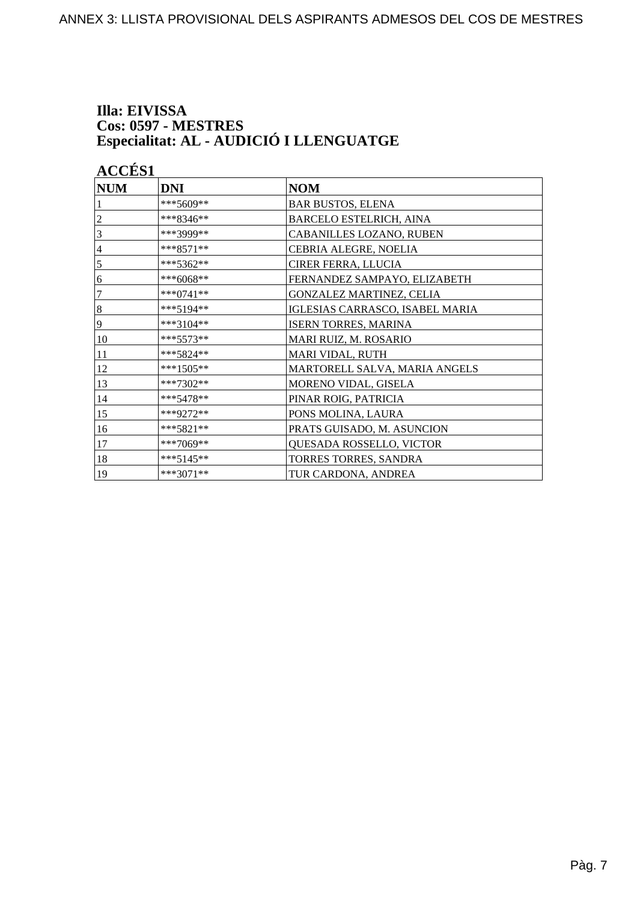**Illa: EIVISSA**
**Cos: 0597 - MESTRES**
**Especialitat: AL - AUDICIÓ I LLENGUATGE**

**ACCÉS1**

| NUM | DNI | NOM |
|---|---|---|
| 1 | ***5609** | BAR BUSTOS, ELENA |
| 2 | ***8346** | BARCELO ESTELRICH, AINA |
| 3 | ***3999** | CABANILLES LOZANO, RUBEN |
| 4 | ***8571** | CEBRIA ALEGRE, NOELIA |
| 5 | ***5362** | CIRER FERRA, LLUCIA |
| 6 | ***6068** | FERNANDEZ SAMPAYO, ELIZABETH |
| 7 | ***0741** | GONZALEZ MARTINEZ, CELIA |
| 8 | ***5194** | IGLESIAS CARRASCO, ISABEL MARIA |
| 9 | ***3104** | ISERN TORRES, MARINA |
| 10 | ***5573** | MARI RUIZ, M. ROSARIO |
| 11 | ***5824** | MARI VIDAL, RUTH |
| 12 | ***1505** | MARTORELL SALVA, MARIA ANGELS |
| 13 | ***7302** | MORENO VIDAL, GISELA |
| 14 | ***5478** | PINAR ROIG, PATRICIA |
| 15 | ***9272** | PONS MOLINA, LAURA |
| 16 | ***5821** | PRATS GUISADO, M. ASUNCION |
| 17 | ***7069** | QUESADA ROSSELLO, VICTOR |
| 18 | ***5145** | TORRES TORRES, SANDRA |
| 19 | ***3071** | TUR CARDONA, ANDREA |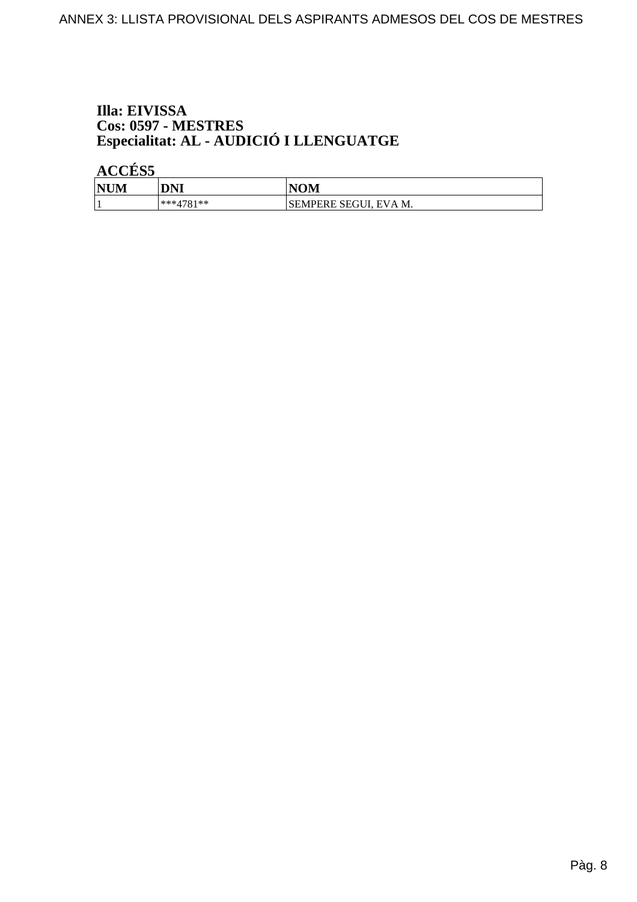**Illa: EIVISSA**
**Cos: 0597 - MESTRES**
**Especialitat: AL - AUDICIÓ I LLENGUATGE**

**ACCÉS5**

| NUM | DNI | NOM |
|---|---|---|
| 1 | ***4781** | SEMPERE SEGUI, EVA M. |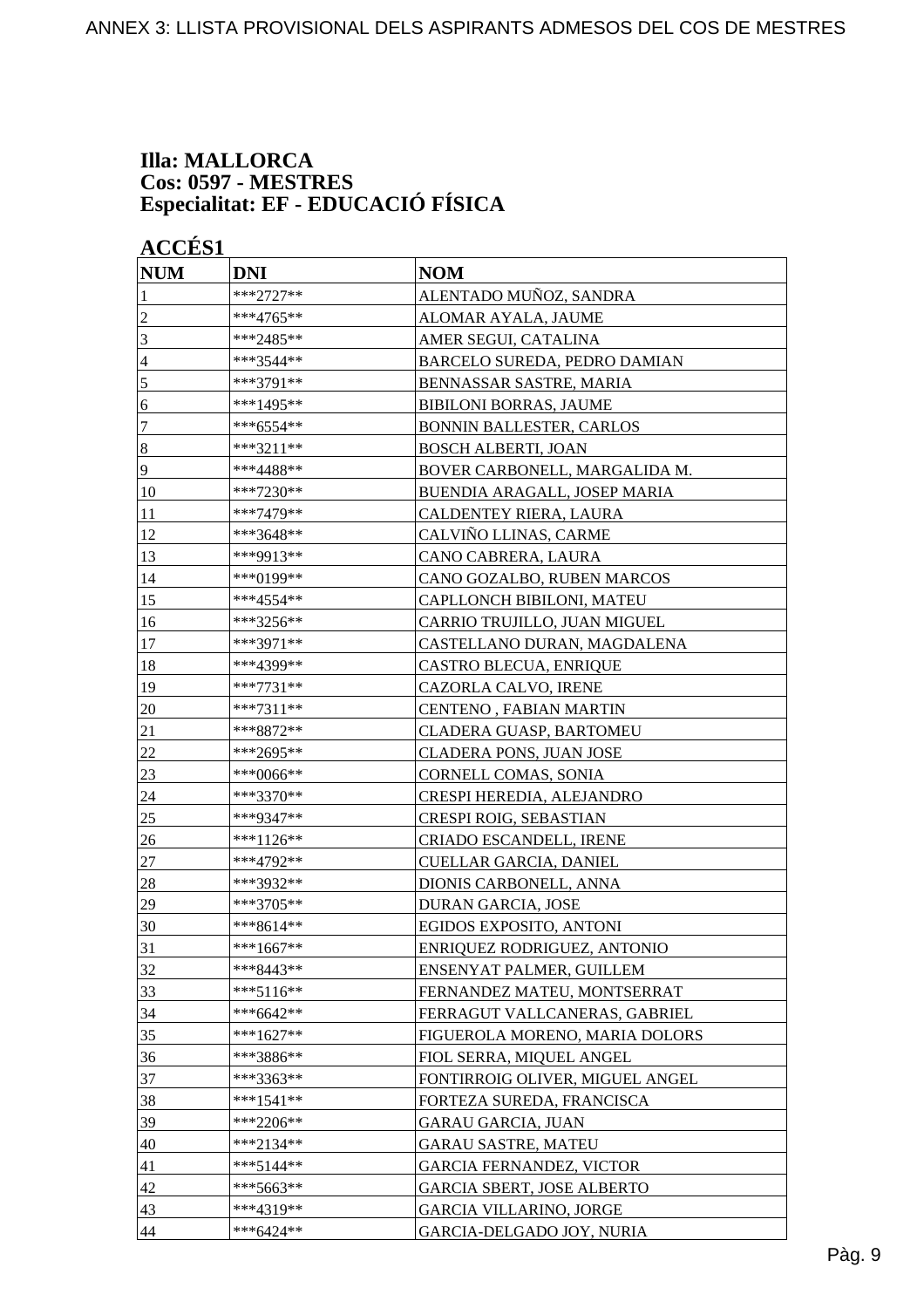**Illa: MALLORCA**
**Cos: 0597 - MESTRES**
**Especialitat: EF - EDUCACIÓ FÍSICA**

**ACCÉS1**

| NUM | DNI | NOM |
|---|---|---|
| 1 | ***2727** | ALENTADO MUÑOZ, SANDRA |
| 2 | ***4765** | ALOMAR AYALA, JAUME |
| 3 | ***2485** | AMER SEGUI, CATALINA |
| 4 | ***3544** | BARCELO SUREDA, PEDRO DAMIAN |
| 5 | ***3791** | BENNASSAR SASTRE, MARIA |
| 6 | ***1495** | BIBILONI BORRAS, JAUME |
| 7 | ***6554** | BONNIN BALLESTER, CARLOS |
| 8 | ***3211** | BOSCH ALBERTI, JOAN |
| 9 | ***4488** | BOVER CARBONELL, MARGALIDA M. |
| 10 | ***7230** | BUENDIA ARAGALL, JOSEP MARIA |
| 11 | ***7479** | CALDENTEY RIERA, LAURA |
| 12 | ***3648** | CALVIÑO LLINAS, CARME |
| 13 | ***9913** | CANO CABRERA, LAURA |
| 14 | ***0199** | CANO GOZALBO, RUBEN MARCOS |
| 15 | ***4554** | CAPLLONCH BIBILONI, MATEU |
| 16 | ***3256** | CARRIO TRUJILLO, JUAN MIGUEL |
| 17 | ***3971** | CASTELLANO DURAN, MAGDALENA |
| 18 | ***4399** | CASTRO BLECUA, ENRIQUE |
| 19 | ***7731** | CAZORLA CALVO, IRENE |
| 20 | ***7311** | CENTENO , FABIAN MARTIN |
| 21 | ***8872** | CLADERA GUASP, BARTOMEU |
| 22 | ***2695** | CLADERA PONS, JUAN JOSE |
| 23 | ***0066** | CORNELL COMAS, SONIA |
| 24 | ***3370** | CRESPI HEREDIA, ALEJANDRO |
| 25 | ***9347** | CRESPI ROIG, SEBASTIAN |
| 26 | ***1126** | CRIADO ESCANDELL, IRENE |
| 27 | ***4792** | CUELLAR GARCIA, DANIEL |
| 28 | ***3932** | DIONIS CARBONELL, ANNA |
| 29 | ***3705** | DURAN GARCIA, JOSE |
| 30 | ***8614** | EGIDOS EXPOSITO, ANTONI |
| 31 | ***1667** | ENRIQUEZ RODRIGUEZ, ANTONIO |
| 32 | ***8443** | ENSENYAT PALMER, GUILLEM |
| 33 | ***5116** | FERNANDEZ MATEU, MONTSERRAT |
| 34 | ***6642** | FERRAGUT VALLCANERAS, GABRIEL |
| 35 | ***1627** | FIGUEROLA MORENO, MARIA DOLORS |
| 36 | ***3886** | FIOL SERRA, MIQUEL ANGEL |
| 37 | ***3363** | FONTIRROIG OLIVER, MIGUEL ANGEL |
| 38 | ***1541** | FORTEZA SUREDA, FRANCISCA |
| 39 | ***2206** | GARAU GARCIA, JUAN |
| 40 | ***2134** | GARAU SASTRE, MATEU |
| 41 | ***5144** | GARCIA FERNANDEZ, VICTOR |
| 42 | ***5663** | GARCIA SBERT, JOSE ALBERTO |
| 43 | ***4319** | GARCIA VILLARINO, JORGE |
| 44 | ***6424** | GARCIA-DELGADO JOY, NURIA |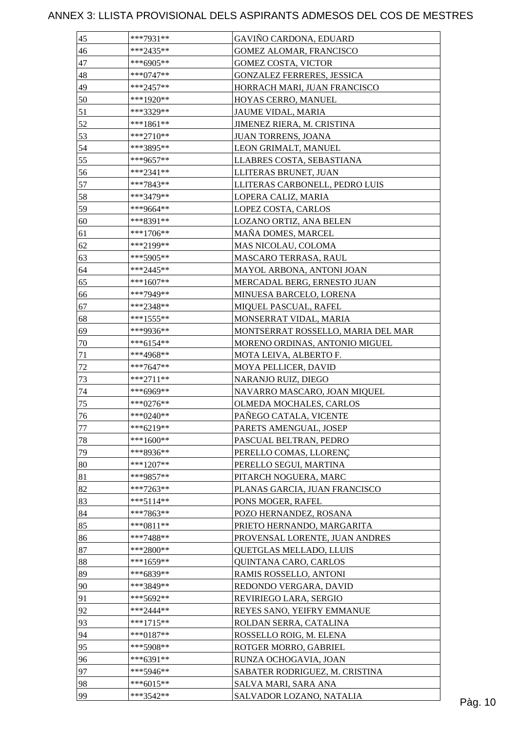# ANNEX 3: LLISTA PROVISIONAL DELS ASPIRANTS ADMESOS DEL COS DE MESTRES

| | | |
|---|---|---|
| 45 | ***7931** | GAVIÑO CARDONA, EDUARD |
| 46 | ***2435** | GOMEZ ALOMAR, FRANCISCO |
| 47 | ***6905** | GOMEZ COSTA, VICTOR |
| 48 | ***0747** | GONZALEZ FERRERES, JESSICA |
| 49 | ***2457** | HORRACH MARI, JUAN FRANCISCO |
| 50 | ***1920** | HOYAS CERRO, MANUEL |
| 51 | ***3329** | JAUME VIDAL, MARIA |
| 52 | ***1861** | JIMENEZ RIERA, M. CRISTINA |
| 53 | ***2710** | JUAN TORRENS, JOANA |
| 54 | ***3895** | LEON GRIMALT, MANUEL |
| 55 | ***9657** | LLABRES COSTA, SEBASTIANA |
| 56 | ***2341** | LLITERAS BRUNET, JUAN |
| 57 | ***7843** | LLITERAS CARBONELL, PEDRO LUIS |
| 58 | ***3479** | LOPERA CALIZ, MARIA |
| 59 | ***9664** | LOPEZ COSTA, CARLOS |
| 60 | ***8391** | LOZANO ORTIZ, ANA BELEN |
| 61 | ***1706** | MAÑA DOMES, MARCEL |
| 62 | ***2199** | MAS NICOLAU, COLOMA |
| 63 | ***5905** | MASCARO TERRASA, RAUL |
| 64 | ***2445** | MAYOL ARBONA, ANTONI JOAN |
| 65 | ***1607** | MERCADAL BERG, ERNESTO JUAN |
| 66 | ***7949** | MINUESA BARCELO, LORENA |
| 67 | ***2348** | MIQUEL PASCUAL, RAFEL |
| 68 | ***1555** | MONSERRAT VIDAL, MARIA |
| 69 | ***9936** | MONTSERRAT ROSSELLO, MARIA DEL MAR |
| 70 | ***6154** | MORENO ORDINAS, ANTONIO MIGUEL |
| 71 | ***4968** | MOTA LEIVA, ALBERTO F. |
| 72 | ***7647** | MOYA PELLICER, DAVID |
| 73 | ***2711** | NARANJO RUIZ, DIEGO |
| 74 | ***6969** | NAVARRO MASCARO, JOAN MIQUEL |
| 75 | ***0276** | OLMEDA MOCHALES, CARLOS |
| 76 | ***0240** | PAÑEGO CATALA, VICENTE |
| 77 | ***6219** | PARETS AMENGUAL, JOSEP |
| 78 | ***1600** | PASCUAL BELTRAN, PEDRO |
| 79 | ***8936** | PERELLO COMAS, LLORENÇ |
| 80 | ***1207** | PERELLO SEGUI, MARTINA |
| 81 | ***9857** | PITARCH NOGUERA, MARC |
| 82 | ***7263** | PLANAS GARCIA, JUAN FRANCISCO |
| 83 | ***5114** | PONS MOGER, RAFEL |
| 84 | ***7863** | POZO HERNANDEZ, ROSANA |
| 85 | ***0811** | PRIETO HERNANDO, MARGARITA |
| 86 | ***7488** | PROVENSAL LORENTE, JUAN ANDRES |
| 87 | ***2800** | QUETGLAS MELLADO, LLUIS |
| 88 | ***1659** | QUINTANA CARO, CARLOS |
| 89 | ***6839** | RAMIS ROSSELLO, ANTONI |
| 90 | ***3849** | REDONDO VERGARA, DAVID |
| 91 | ***5692** | REVIRIEGO LARA, SERGIO |
| 92 | ***2444** | REYES SANO, YEIFRY EMMANUE |
| 93 | ***1715** | ROLDAN SERRA, CATALINA |
| 94 | ***0187** | ROSSELLO ROIG, M. ELENA |
| 95 | ***5908** | ROTGER MORRO, GABRIEL |
| 96 | ***6391** | RUNZA OCHOGAVIA, JOAN |
| 97 | ***5946** | SABATER RODRIGUEZ, M. CRISTINA |
| 98 | ***6015** | SALVA MARI, SARA ANA |
| 99 | ***3542** | SALVADOR LOZANO, NATALIA |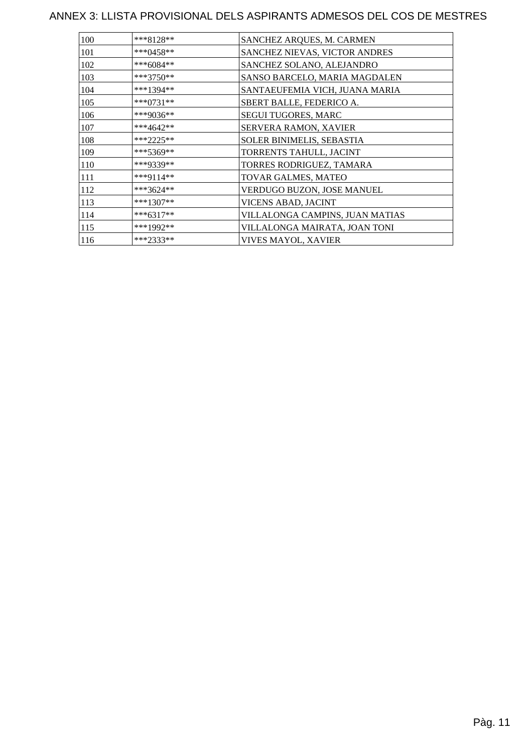# ANNEX 3: LLISTA PROVISIONAL DELS ASPIRANTS ADMESOS DEL COS DE MESTRES

| | | |
|---|---|---|
| 100 | ***8128** | SANCHEZ ARQUES, M. CARMEN |
| 101 | ***0458** | SANCHEZ NIEVAS, VICTOR ANDRES |
| 102 | ***6084** | SANCHEZ SOLANO, ALEJANDRO |
| 103 | ***3750** | SANSO BARCELO, MARIA MAGDALEN |
| 104 | ***1394** | SANTAEUFEMIA VICH, JUANA MARIA |
| 105 | ***0731** | SBERT BALLE, FEDERICO A. |
| 106 | ***9036** | SEGUI TUGORES, MARC |
| 107 | ***4642** | SERVERA RAMON, XAVIER |
| 108 | ***2225** | SOLER BINIMELIS, SEBASTIA |
| 109 | ***5369** | TORRENTS TAHULL, JACINT |
| 110 | ***9339** | TORRES RODRIGUEZ, TAMARA |
| 111 | ***9114** | TOVAR GALMES, MATEO |
| 112 | ***3624** | VERDUGO BUZON, JOSE MANUEL |
| 113 | ***1307** | VICENS ABAD, JACINT |
| 114 | ***6317** | VILLALONGA CAMPINS, JUAN MATIAS |
| 115 | ***1992** | VILLALONGA MAIRATA, JOAN TONI |
| 116 | ***2333** | VIVES MAYOL, XAVIER |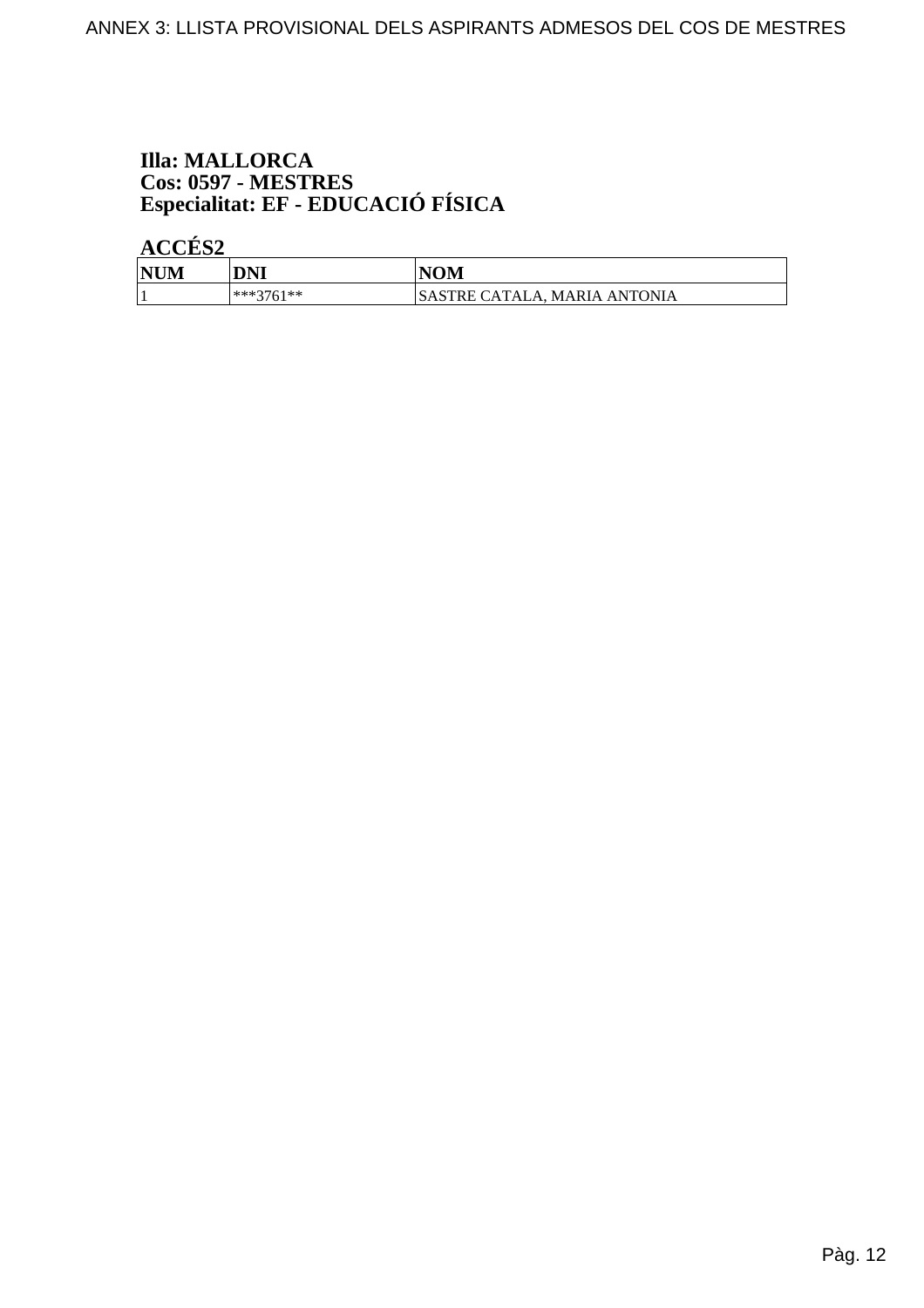**Illa: MALLORCA**
**Cos: 0597 - MESTRES**
**Especialitat: EF - EDUCACIÓ FÍSICA**

**ACCÉS2**

| NUM | DNI | NOM |
|---|---|---|
| 1 | ***3761** | SASTRE CATALA, MARIA ANTONIA |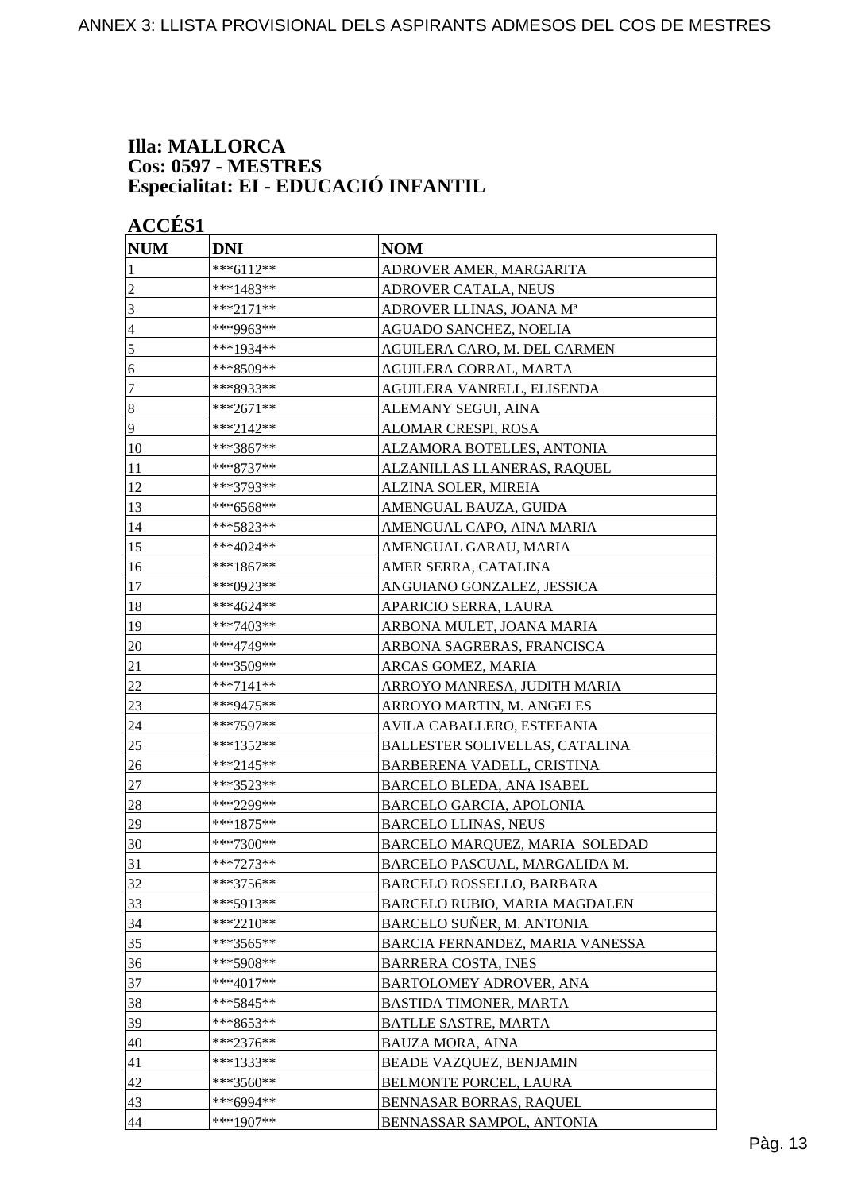**Illa: MALLORCA**
**Cos: 0597 - MESTRES**
**Especialitat: EI - EDUCACIÓ INFANTIL**

**ACCÉS1**

| NUM | DNI | NOM |
|---|---|---|
| 1 | ***6112** | ADROVER AMER, MARGARITA |
| 2 | ***1483** | ADROVER CATALA, NEUS |
| 3 | ***2171** | ADROVER LLINAS, JOANA Mª |
| 4 | ***9963** | AGUADO SANCHEZ, NOELIA |
| 5 | ***1934** | AGUILERA CARO, M. DEL CARMEN |
| 6 | ***8509** | AGUILERA CORRAL, MARTA |
| 7 | ***8933** | AGUILERA VANRELL, ELISENDA |
| 8 | ***2671** | ALEMANY SEGUI, AINA |
| 9 | ***2142** | ALOMAR CRESPI, ROSA |
| 10 | ***3867** | ALZAMORA BOTELLES, ANTONIA |
| 11 | ***8737** | ALZANILLAS LLANERAS, RAQUEL |
| 12 | ***3793** | ALZINA SOLER, MIREIA |
| 13 | ***6568** | AMENGUAL BAUZA, GUIDA |
| 14 | ***5823** | AMENGUAL CAPO, AINA MARIA |
| 15 | ***4024** | AMENGUAL GARAU, MARIA |
| 16 | ***1867** | AMER SERRA, CATALINA |
| 17 | ***0923** | ANGUIANO GONZALEZ, JESSICA |
| 18 | ***4624** | APARICIO SERRA, LAURA |
| 19 | ***7403** | ARBONA MULET, JOANA MARIA |
| 20 | ***4749** | ARBONA SAGRERAS, FRANCISCA |
| 21 | ***3509** | ARCAS GOMEZ, MARIA |
| 22 | ***7141** | ARROYO MANRESA, JUDITH MARIA |
| 23 | ***9475** | ARROYO MARTIN, M. ANGELES |
| 24 | ***7597** | AVILA CABALLERO, ESTEFANIA |
| 25 | ***1352** | BALLESTER SOLIVELLAS, CATALINA |
| 26 | ***2145** | BARBERENA VADELL, CRISTINA |
| 27 | ***3523** | BARCELO BLEDA, ANA ISABEL |
| 28 | ***2299** | BARCELO GARCIA, APOLONIA |
| 29 | ***1875** | BARCELO LLINAS, NEUS |
| 30 | ***7300** | BARCELO MARQUEZ, MARIA SOLEDAD |
| 31 | ***7273** | BARCELO PASCUAL, MARGALIDA M. |
| 32 | ***3756** | BARCELO ROSSELLO, BARBARA |
| 33 | ***5913** | BARCELO RUBIO, MARIA MAGDALEN |
| 34 | ***2210** | BARCELO SUÑER, M. ANTONIA |
| 35 | ***3565** | BARCIA FERNANDEZ, MARIA VANESSA |
| 36 | ***5908** | BARRERA COSTA, INES |
| 37 | ***4017** | BARTOLOMEY ADROVER, ANA |
| 38 | ***5845** | BASTIDA TIMONER, MARTA |
| 39 | ***8653** | BATLLE SASTRE, MARTA |
| 40 | ***2376** | BAUZA MORA, AINA |
| 41 | ***1333** | BEADE VAZQUEZ, BENJAMIN |
| 42 | ***3560** | BELMONTE PORCEL, LAURA |
| 43 | ***6994** | BENNASAR BORRAS, RAQUEL |
| 44 | ***1907** | BENNASSAR SAMPOL, ANTONIA |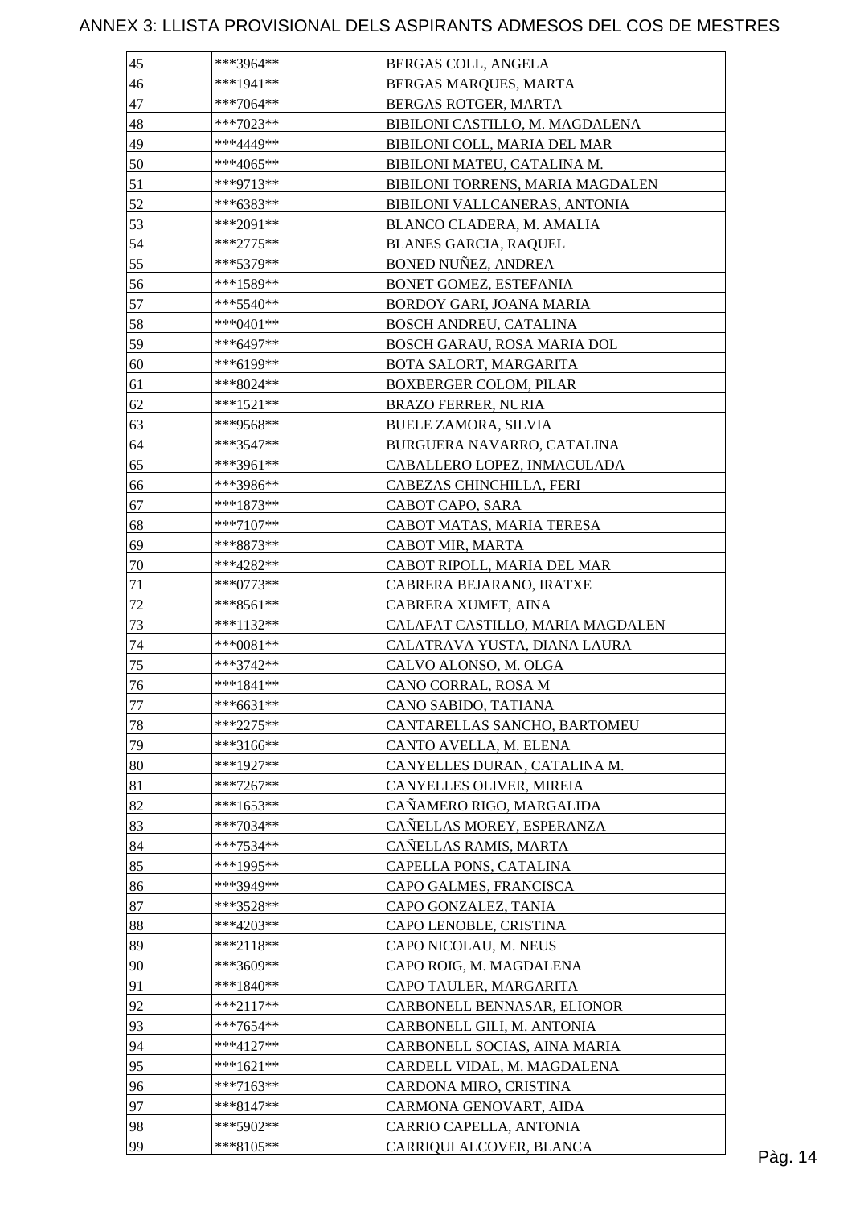# ANNEX 3: LLISTA PROVISIONAL DELS ASPIRANTS ADMESOS DEL COS DE MESTRES

| | | |
|---|---|---|
| 45 | ***3964** | BERGAS COLL, ANGELA |
| 46 | ***1941** | BERGAS MARQUES, MARTA |
| 47 | ***7064** | BERGAS ROTGER, MARTA |
| 48 | ***7023** | BIBILONI CASTILLO, M. MAGDALENA |
| 49 | ***4449** | BIBILONI COLL, MARIA DEL MAR |
| 50 | ***4065** | BIBILONI MATEU, CATALINA M. |
| 51 | ***9713** | BIBILONI TORRENS, MARIA MAGDALEN |
| 52 | ***6383** | BIBILONI VALLCANERAS, ANTONIA |
| 53 | ***2091** | BLANCO CLADERA, M. AMALIA |
| 54 | ***2775** | BLANES GARCIA, RAQUEL |
| 55 | ***5379** | BONED NUÑEZ, ANDREA |
| 56 | ***1589** | BONET GOMEZ, ESTEFANIA |
| 57 | ***5540** | BORDOY GARI, JOANA MARIA |
| 58 | ***0401** | BOSCH ANDREU, CATALINA |
| 59 | ***6497** | BOSCH GARAU, ROSA MARIA DOL |
| 60 | ***6199** | BOTA SALORT, MARGARITA |
| 61 | ***8024** | BOXBERGER COLOM, PILAR |
| 62 | ***1521** | BRAZO FERRER, NURIA |
| 63 | ***9568** | BUELE ZAMORA, SILVIA |
| 64 | ***3547** | BURGUERA NAVARRO, CATALINA |
| 65 | ***3961** | CABALLERO LOPEZ, INMACULADA |
| 66 | ***3986** | CABEZAS CHINCHILLA, FERI |
| 67 | ***1873** | CABOT CAPO, SARA |
| 68 | ***7107** | CABOT MATAS, MARIA TERESA |
| 69 | ***8873** | CABOT MIR, MARTA |
| 70 | ***4282** | CABOT RIPOLL, MARIA DEL MAR |
| 71 | ***0773** | CABRERA BEJARANO, IRATXE |
| 72 | ***8561** | CABRERA XUMET, AINA |
| 73 | ***1132** | CALAFAT CASTILLO, MARIA MAGDALEN |
| 74 | ***0081** | CALATRAVA YUSTA, DIANA LAURA |
| 75 | ***3742** | CALVO ALONSO, M. OLGA |
| 76 | ***1841** | CANO CORRAL, ROSA M |
| 77 | ***6631** | CANO SABIDO, TATIANA |
| 78 | ***2275** | CANTARELLAS SANCHO, BARTOMEU |
| 79 | ***3166** | CANTO AVELLA, M. ELENA |
| 80 | ***1927** | CANYELLES DURAN, CATALINA M. |
| 81 | ***7267** | CANYELLES OLIVER, MIREIA |
| 82 | ***1653** | CAÑAMERO RIGO, MARGALIDA |
| 83 | ***7034** | CAÑELLAS MOREY, ESPERANZA |
| 84 | ***7534** | CAÑELLAS RAMIS, MARTA |
| 85 | ***1995** | CAPELLA PONS, CATALINA |
| 86 | ***3949** | CAPO GALMES, FRANCISCA |
| 87 | ***3528** | CAPO GONZALEZ, TANIA |
| 88 | ***4203** | CAPO LENOBLE, CRISTINA |
| 89 | ***2118** | CAPO NICOLAU, M. NEUS |
| 90 | ***3609** | CAPO ROIG, M. MAGDALENA |
| 91 | ***1840** | CAPO TAULER, MARGARITA |
| 92 | ***2117** | CARBONELL BENNASAR, ELIONOR |
| 93 | ***7654** | CARBONELL GILI, M. ANTONIA |
| 94 | ***4127** | CARBONELL SOCIAS, AINA MARIA |
| 95 | ***1621** | CARDELL VIDAL, M. MAGDALENA |
| 96 | ***7163** | CARDONA MIRO, CRISTINA |
| 97 | ***8147** | CARMONA GENOVART, AIDA |
| 98 | ***5902** | CARRIO CAPELLA, ANTONIA |
| 99 | ***8105** | CARRIQUI ALCOVER, BLANCA |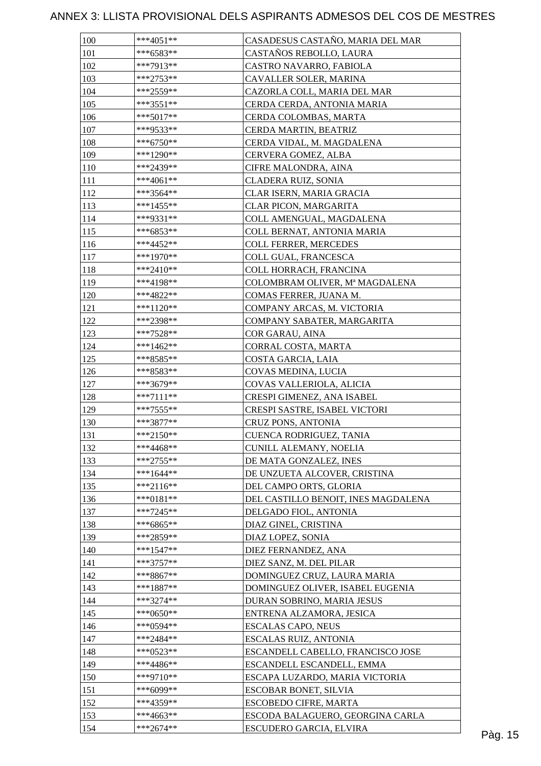# ANNEX 3: LLISTA PROVISIONAL DELS ASPIRANTS ADMESOS DEL COS DE MESTRES

| | | |
|---|---|---|
| 100 | ***4051** | CASADESUS CASTAÑO, MARIA DEL MAR |
| 101 | ***6583** | CASTAÑOS REBOLLO, LAURA |
| 102 | ***7913** | CASTRO NAVARRO, FABIOLA |
| 103 | ***2753** | CAVALLER SOLER, MARINA |
| 104 | ***2559** | CAZORLA COLL, MARIA DEL MAR |
| 105 | ***3551** | CERDA CERDA, ANTONIA MARIA |
| 106 | ***5017** | CERDA COLOMBAS, MARTA |
| 107 | ***9533** | CERDA MARTIN, BEATRIZ |
| 108 | ***6750** | CERDA VIDAL, M. MAGDALENA |
| 109 | ***1290** | CERVERA GOMEZ, ALBA |
| 110 | ***2439** | CIFRE MALONDRA, AINA |
| 111 | ***4061** | CLADERA RUIZ, SONIA |
| 112 | ***3564** | CLAR ISERN, MARIA GRACIA |
| 113 | ***1455** | CLAR PICON, MARGARITA |
| 114 | ***9331** | COLL AMENGUAL, MAGDALENA |
| 115 | ***6853** | COLL BERNAT, ANTONIA MARIA |
| 116 | ***4452** | COLL FERRER, MERCEDES |
| 117 | ***1970** | COLL GUAL, FRANCESCA |
| 118 | ***2410** | COLL HORRACH, FRANCINA |
| 119 | ***4198** | COLOMBRAM OLIVER, Mª MAGDALENA |
| 120 | ***4822** | COMAS FERRER, JUANA M. |
| 121 | ***1120** | COMPANY ARCAS, M. VICTORIA |
| 122 | ***2398** | COMPANY SABATER, MARGARITA |
| 123 | ***7528** | COR GARAU, AINA |
| 124 | ***1462** | CORRAL COSTA, MARTA |
| 125 | ***8585** | COSTA GARCIA, LAIA |
| 126 | ***8583** | COVAS MEDINA, LUCIA |
| 127 | ***3679** | COVAS VALLERIOLA, ALICIA |
| 128 | ***7111** | CRESPI GIMENEZ, ANA ISABEL |
| 129 | ***7555** | CRESPI SASTRE, ISABEL VICTORI |
| 130 | ***3877** | CRUZ PONS, ANTONIA |
| 131 | ***2150** | CUENCA RODRIGUEZ, TANIA |
| 132 | ***4468** | CUNILL ALEMANY, NOELIA |
| 133 | ***2755** | DE MATA GONZALEZ, INES |
| 134 | ***1644** | DE UNZUETA ALCOVER, CRISTINA |
| 135 | ***2116** | DEL CAMPO ORTS, GLORIA |
| 136 | ***0181** | DEL CASTILLO BENOIT, INES MAGDALENA |
| 137 | ***7245** | DELGADO FIOL, ANTONIA |
| 138 | ***6865** | DIAZ GINEL, CRISTINA |
| 139 | ***2859** | DIAZ LOPEZ, SONIA |
| 140 | ***1547** | DIEZ FERNANDEZ, ANA |
| 141 | ***3757** | DIEZ SANZ, M. DEL PILAR |
| 142 | ***8867** | DOMINGUEZ CRUZ, LAURA MARIA |
| 143 | ***1887** | DOMINGUEZ OLIVER, ISABEL EUGENIA |
| 144 | ***3274** | DURAN SOBRINO, MARIA JESUS |
| 145 | ***0650** | ENTRENA ALZAMORA, JESICA |
| 146 | ***0594** | ESCALAS CAPO, NEUS |
| 147 | ***2484** | ESCALAS RUIZ, ANTONIA |
| 148 | ***0523** | ESCANDELL CABELLO, FRANCISCO JOSE |
| 149 | ***4486** | ESCANDELL ESCANDELL, EMMA |
| 150 | ***9710** | ESCAPA LUZARDO, MARIA VICTORIA |
| 151 | ***6099** | ESCOBAR BONET, SILVIA |
| 152 | ***4359** | ESCOBEDO CIFRE, MARTA |
| 153 | ***4663** | ESCODA BALAGUERO, GEORGINA CARLA |
| 154 | ***2674** | ESCUDERO GARCIA, ELVIRA |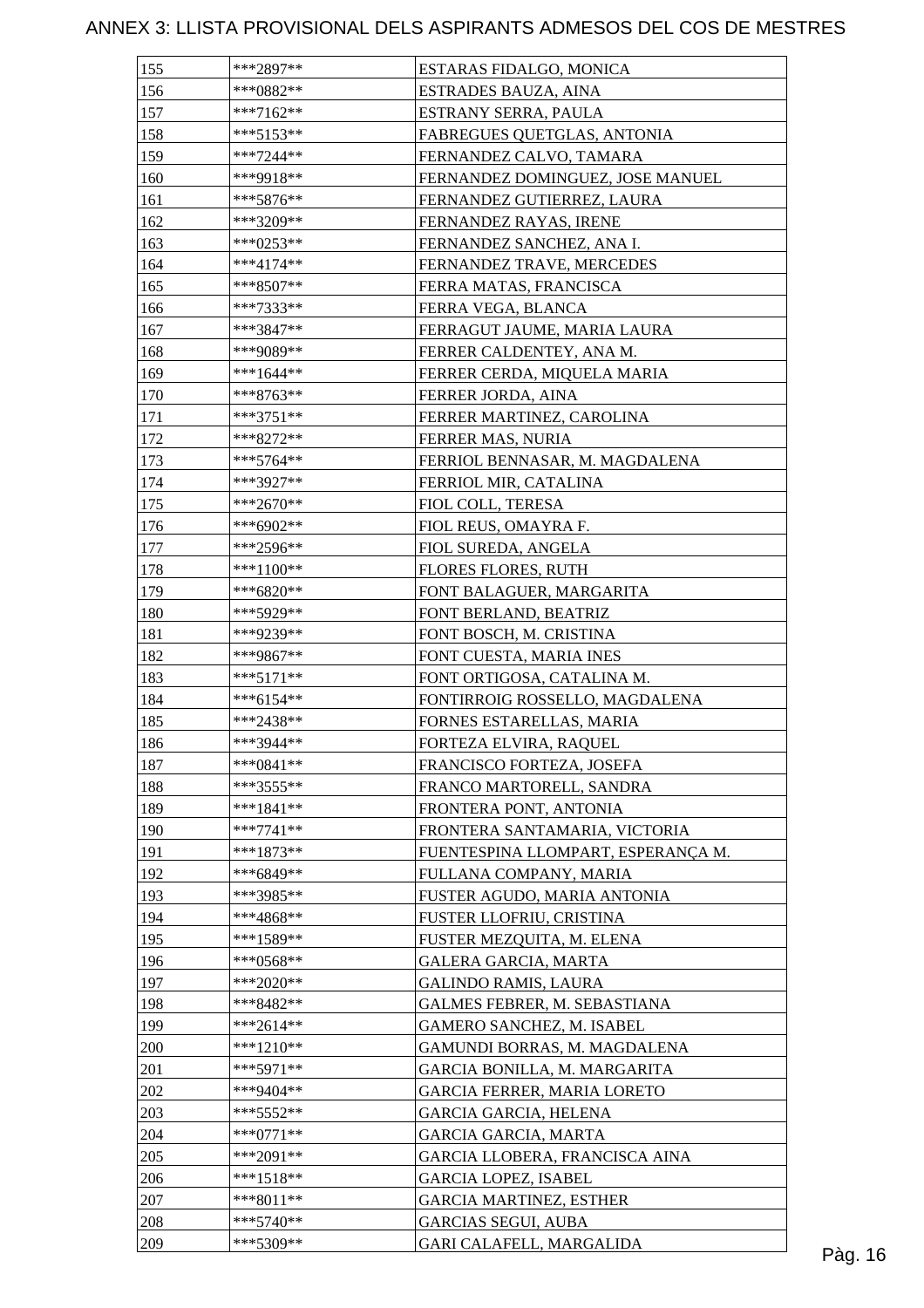# ANNEX 3: LLISTA PROVISIONAL DELS ASPIRANTS ADMESOS DEL COS DE MESTRES

| | | |
|---|---|---|
| 155 | ***2897** | ESTARAS FIDALGO, MONICA |
| 156 | ***0882** | ESTRADES BAUZA, AINA |
| 157 | ***7162** | ESTRANY SERRA, PAULA |
| 158 | ***5153** | FABREGUES QUETGLAS, ANTONIA |
| 159 | ***7244** | FERNANDEZ CALVO, TAMARA |
| 160 | ***9918** | FERNANDEZ DOMINGUEZ, JOSE MANUEL |
| 161 | ***5876** | FERNANDEZ GUTIERREZ, LAURA |
| 162 | ***3209** | FERNANDEZ RAYAS, IRENE |
| 163 | ***0253** | FERNANDEZ SANCHEZ, ANA I. |
| 164 | ***4174** | FERNANDEZ TRAVE, MERCEDES |
| 165 | ***8507** | FERRA MATAS, FRANCISCA |
| 166 | ***7333** | FERRA VEGA, BLANCA |
| 167 | ***3847** | FERRAGUT JAUME, MARIA LAURA |
| 168 | ***9089** | FERRER CALDENTEY, ANA M. |
| 169 | ***1644** | FERRER CERDA, MIQUELA MARIA |
| 170 | ***8763** | FERRER JORDA, AINA |
| 171 | ***3751** | FERRER MARTINEZ, CAROLINA |
| 172 | ***8272** | FERRER MAS, NURIA |
| 173 | ***5764** | FERRIOL BENNASAR, M. MAGDALENA |
| 174 | ***3927** | FERRIOL MIR, CATALINA |
| 175 | ***2670** | FIOL COLL, TERESA |
| 176 | ***6902** | FIOL REUS, OMAYRA F. |
| 177 | ***2596** | FIOL SUREDA, ANGELA |
| 178 | ***1100** | FLORES FLORES, RUTH |
| 179 | ***6820** | FONT BALAGUER, MARGARITA |
| 180 | ***5929** | FONT BERLAND, BEATRIZ |
| 181 | ***9239** | FONT BOSCH, M. CRISTINA |
| 182 | ***9867** | FONT CUESTA, MARIA INES |
| 183 | ***5171** | FONT ORTIGOSA, CATALINA M. |
| 184 | ***6154** | FONTIRROIG ROSSELLO, MAGDALENA |
| 185 | ***2438** | FORNES ESTARELLAS, MARIA |
| 186 | ***3944** | FORTEZA ELVIRA, RAQUEL |
| 187 | ***0841** | FRANCISCO FORTEZA, JOSEFA |
| 188 | ***3555** | FRANCO MARTORELL, SANDRA |
| 189 | ***1841** | FRONTERA PONT, ANTONIA |
| 190 | ***7741** | FRONTERA SANTAMARIA, VICTORIA |
| 191 | ***1873** | FUENTESPINA LLOMPART, ESPERANÇA M. |
| 192 | ***6849** | FULLANA COMPANY, MARIA |
| 193 | ***3985** | FUSTER AGUDO, MARIA ANTONIA |
| 194 | ***4868** | FUSTER LLOFRIU, CRISTINA |
| 195 | ***1589** | FUSTER MEZQUITA, M. ELENA |
| 196 | ***0568** | GALERA GARCIA, MARTA |
| 197 | ***2020** | GALINDO RAMIS, LAURA |
| 198 | ***8482** | GALMES FEBRER, M. SEBASTIANA |
| 199 | ***2614** | GAMERO SANCHEZ, M. ISABEL |
| 200 | ***1210** | GAMUNDI BORRAS, M. MAGDALENA |
| 201 | ***5971** | GARCIA BONILLA, M. MARGARITA |
| 202 | ***9404** | GARCIA FERRER, MARIA LORETO |
| 203 | ***5552** | GARCIA GARCIA, HELENA |
| 204 | ***0771** | GARCIA GARCIA, MARTA |
| 205 | ***2091** | GARCIA LLOBERA, FRANCISCA AINA |
| 206 | ***1518** | GARCIA LOPEZ, ISABEL |
| 207 | ***8011** | GARCIA MARTINEZ, ESTHER |
| 208 | ***5740** | GARCIAS SEGUI, AUBA |
| 209 | ***5309** | GARI CALAFELL, MARGALIDA |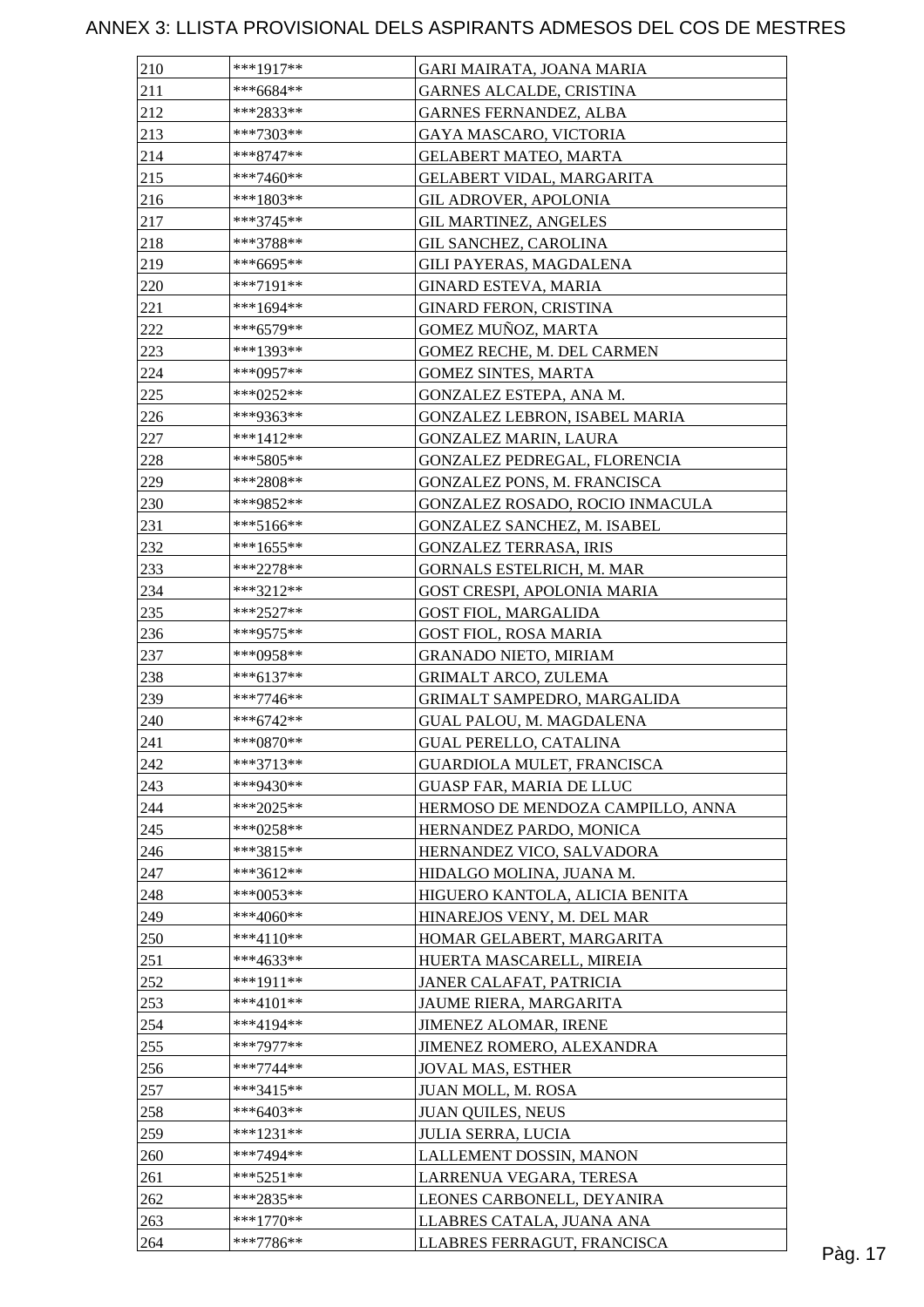# ANNEX 3: LLISTA PROVISIONAL DELS ASPIRANTS ADMESOS DEL COS DE MESTRES

| | | |
|---|---|---|
| 210 | ***1917** | GARI MAIRATA, JOANA MARIA |
| 211 | ***6684** | GARNES ALCALDE, CRISTINA |
| 212 | ***2833** | GARNES FERNANDEZ, ALBA |
| 213 | ***7303** | GAYA MASCARO, VICTORIA |
| 214 | ***8747** | GELABERT MATEO, MARTA |
| 215 | ***7460** | GELABERT VIDAL, MARGARITA |
| 216 | ***1803** | GIL ADROVER, APOLONIA |
| 217 | ***3745** | GIL MARTINEZ, ANGELES |
| 218 | ***3788** | GIL SANCHEZ, CAROLINA |
| 219 | ***6695** | GILI PAYERAS, MAGDALENA |
| 220 | ***7191** | GINARD ESTEVA, MARIA |
| 221 | ***1694** | GINARD FERON, CRISTINA |
| 222 | ***6579** | GOMEZ MUÑOZ, MARTA |
| 223 | ***1393** | GOMEZ RECHE, M. DEL CARMEN |
| 224 | ***0957** | GOMEZ SINTES, MARTA |
| 225 | ***0252** | GONZALEZ ESTEPA, ANA M. |
| 226 | ***9363** | GONZALEZ LEBRON, ISABEL MARIA |
| 227 | ***1412** | GONZALEZ MARIN, LAURA |
| 228 | ***5805** | GONZALEZ PEDREGAL, FLORENCIA |
| 229 | ***2808** | GONZALEZ PONS, M. FRANCISCA |
| 230 | ***9852** | GONZALEZ ROSADO, ROCIO INMACULA |
| 231 | ***5166** | GONZALEZ SANCHEZ, M. ISABEL |
| 232 | ***1655** | GONZALEZ TERRASA, IRIS |
| 233 | ***2278** | GORNALS ESTELRICH, M. MAR |
| 234 | ***3212** | GOST CRESPI, APOLONIA MARIA |
| 235 | ***2527** | GOST FIOL, MARGALIDA |
| 236 | ***9575** | GOST FIOL, ROSA MARIA |
| 237 | ***0958** | GRANADO NIETO, MIRIAM |
| 238 | ***6137** | GRIMALT ARCO, ZULEMA |
| 239 | ***7746** | GRIMALT SAMPEDRO, MARGALIDA |
| 240 | ***6742** | GUAL PALOU, M. MAGDALENA |
| 241 | ***0870** | GUAL PERELLO, CATALINA |
| 242 | ***3713** | GUARDIOLA MULET, FRANCISCA |
| 243 | ***9430** | GUASP FAR, MARIA DE LLUC |
| 244 | ***2025** | HERMOSO DE MENDOZA CAMPILLO, ANNA |
| 245 | ***0258** | HERNANDEZ PARDO, MONICA |
| 246 | ***3815** | HERNANDEZ VICO, SALVADORA |
| 247 | ***3612** | HIDALGO MOLINA, JUANA M. |
| 248 | ***0053** | HIGUERO KANTOLA, ALICIA BENITA |
| 249 | ***4060** | HINAREJOS VENY, M. DEL MAR |
| 250 | ***4110** | HOMAR GELABERT, MARGARITA |
| 251 | ***4633** | HUERTA MASCARELL, MIREIA |
| 252 | ***1911** | JANER CALAFAT, PATRICIA |
| 253 | ***4101** | JAUME RIERA, MARGARITA |
| 254 | ***4194** | JIMENEZ ALOMAR, IRENE |
| 255 | ***7977** | JIMENEZ ROMERO, ALEXANDRA |
| 256 | ***7744** | JOVAL MAS, ESTHER |
| 257 | ***3415** | JUAN MOLL, M. ROSA |
| 258 | ***6403** | JUAN QUILES, NEUS |
| 259 | ***1231** | JULIA SERRA, LUCIA |
| 260 | ***7494** | LALLEMENT DOSSIN, MANON |
| 261 | ***5251** | LARRENUA VEGARA, TERESA |
| 262 | ***2835** | LEONES CARBONELL, DEYANIRA |
| 263 | ***1770** | LLABRES CATALA, JUANA ANA |
| 264 | ***7786** | LLABRES FERRAGUT, FRANCISCA |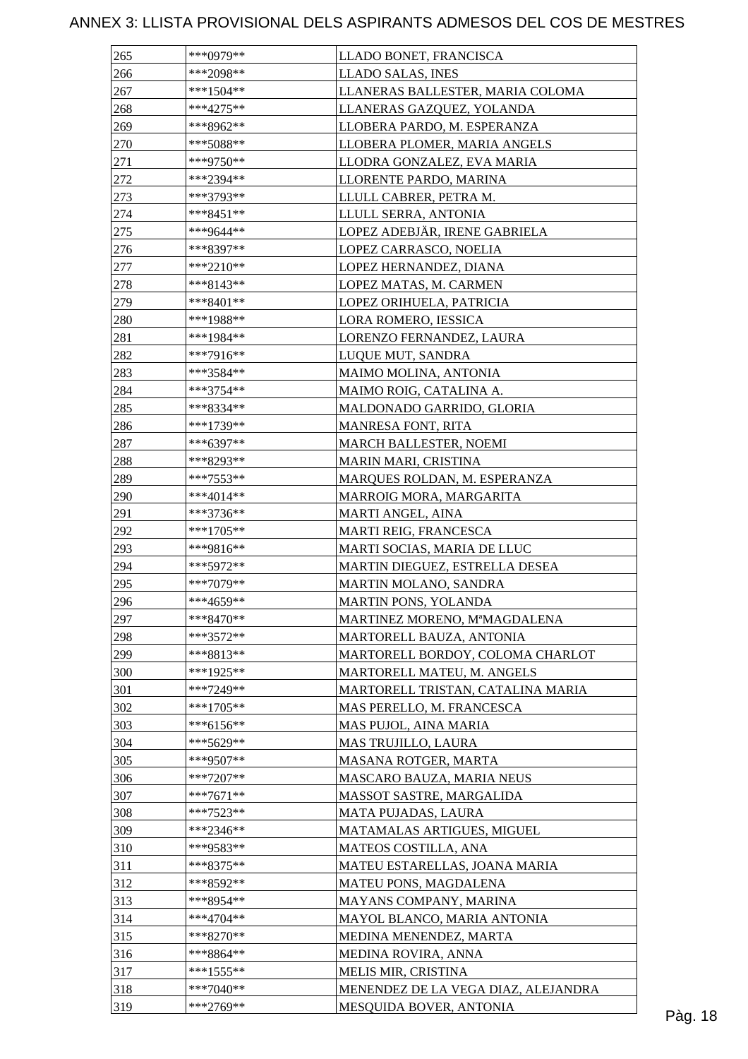# ANNEX 3: LLISTA PROVISIONAL DELS ASPIRANTS ADMESOS DEL COS DE MESTRES

| | | |
|---|---|---|
| 265 | ***0979** | LLADO BONET, FRANCISCA |
| 266 | ***2098** | LLADO SALAS, INES |
| 267 | ***1504** | LLANERAS BALLESTER, MARIA COLOMA |
| 268 | ***4275** | LLANERAS GAZQUEZ, YOLANDA |
| 269 | ***8962** | LLOBERA PARDO, M. ESPERANZA |
| 270 | ***5088** | LLOBERA PLOMER, MARIA ANGELS |
| 271 | ***9750** | LLODRA GONZALEZ, EVA MARIA |
| 272 | ***2394** | LLORENTE PARDO, MARINA |
| 273 | ***3793** | LLULL CABRER, PETRA M. |
| 274 | ***8451** | LLULL SERRA, ANTONIA |
| 275 | ***9644** | LOPEZ ADEBJÄR, IRENE GABRIELA |
| 276 | ***8397** | LOPEZ CARRASCO, NOELIA |
| 277 | ***2210** | LOPEZ HERNANDEZ, DIANA |
| 278 | ***8143** | LOPEZ MATAS, M. CARMEN |
| 279 | ***8401** | LOPEZ ORIHUELA, PATRICIA |
| 280 | ***1988** | LORA ROMERO, IESSICA |
| 281 | ***1984** | LORENZO FERNANDEZ, LAURA |
| 282 | ***7916** | LUQUE MUT, SANDRA |
| 283 | ***3584** | MAIMO MOLINA, ANTONIA |
| 284 | ***3754** | MAIMO ROIG, CATALINA A. |
| 285 | ***8334** | MALDONADO GARRIDO, GLORIA |
| 286 | ***1739** | MANRESA FONT, RITA |
| 287 | ***6397** | MARCH BALLESTER, NOEMI |
| 288 | ***8293** | MARIN MARI, CRISTINA |
| 289 | ***7553** | MARQUES ROLDAN, M. ESPERANZA |
| 290 | ***4014** | MARROIG MORA, MARGARITA |
| 291 | ***3736** | MARTI ANGEL, AINA |
| 292 | ***1705** | MARTI REIG, FRANCESCA |
| 293 | ***9816** | MARTI SOCIAS, MARIA DE LLUC |
| 294 | ***5972** | MARTIN DIEGUEZ, ESTRELLA DESEA |
| 295 | ***7079** | MARTIN MOLANO, SANDRA |
| 296 | ***4659** | MARTIN PONS, YOLANDA |
| 297 | ***8470** | MARTINEZ MORENO, MªMAGDALENA |
| 298 | ***3572** | MARTORELL BAUZA, ANTONIA |
| 299 | ***8813** | MARTORELL BORDOY, COLOMA CHARLOT |
| 300 | ***1925** | MARTORELL MATEU, M. ANGELS |
| 301 | ***7249** | MARTORELL TRISTAN, CATALINA MARIA |
| 302 | ***1705** | MAS PERELLO, M. FRANCESCA |
| 303 | ***6156** | MAS PUJOL, AINA MARIA |
| 304 | ***5629** | MAS TRUJILLO, LAURA |
| 305 | ***9507** | MASANA ROTGER, MARTA |
| 306 | ***7207** | MASCARO BAUZA, MARIA NEUS |
| 307 | ***7671** | MASSOT SASTRE, MARGALIDA |
| 308 | ***7523** | MATA PUJADAS, LAURA |
| 309 | ***2346** | MATAMALAS ARTIGUES, MIGUEL |
| 310 | ***9583** | MATEOS COSTILLA, ANA |
| 311 | ***8375** | MATEU ESTARELLAS, JOANA MARIA |
| 312 | ***8592** | MATEU PONS, MAGDALENA |
| 313 | ***8954** | MAYANS COMPANY, MARINA |
| 314 | ***4704** | MAYOL BLANCO, MARIA ANTONIA |
| 315 | ***8270** | MEDINA MENENDEZ, MARTA |
| 316 | ***8864** | MEDINA ROVIRA, ANNA |
| 317 | ***1555** | MELIS MIR, CRISTINA |
| 318 | ***7040** | MENENDEZ DE LA VEGA DIAZ, ALEJANDRA |
| 319 | ***2769** | MESQUIDA BOVER, ANTONIA |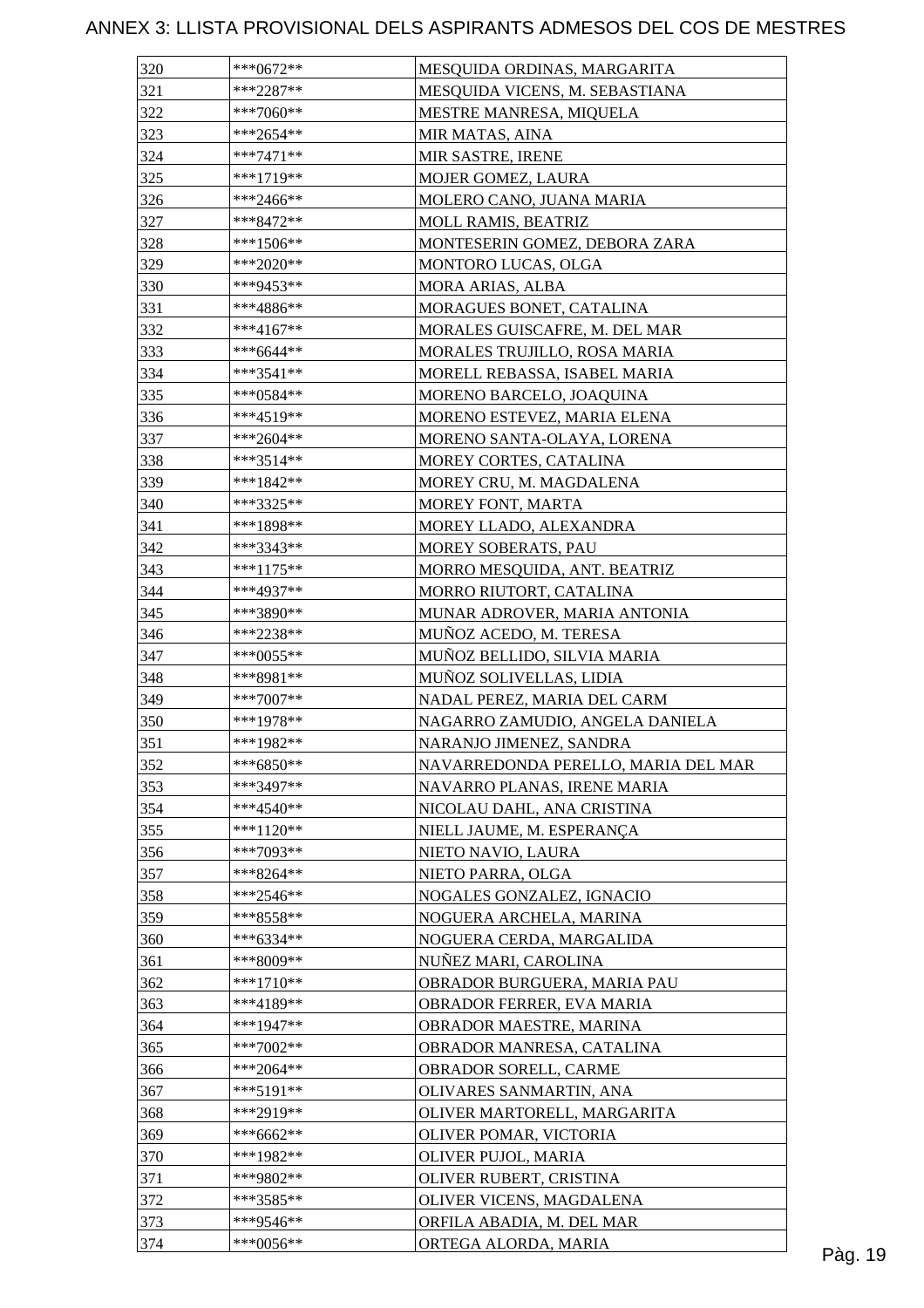# ANNEX 3: LLISTA PROVISIONAL DELS ASPIRANTS ADMESOS DEL COS DE MESTRES

| | | |
|---|---|---|
| 320 | ***0672** | MESQUIDA ORDINAS, MARGARITA |
| 321 | ***2287** | MESQUIDA VICENS, M. SEBASTIANA |
| 322 | ***7060** | MESTRE MANRESA, MIQUELA |
| 323 | ***2654** | MIR MATAS, AINA |
| 324 | ***7471** | MIR SASTRE, IRENE |
| 325 | ***1719** | MOJER GOMEZ, LAURA |
| 326 | ***2466** | MOLERO CANO, JUANA MARIA |
| 327 | ***8472** | MOLL RAMIS, BEATRIZ |
| 328 | ***1506** | MONTESERIN GOMEZ, DEBORA ZARA |
| 329 | ***2020** | MONTORO LUCAS, OLGA |
| 330 | ***9453** | MORA ARIAS, ALBA |
| 331 | ***4886** | MORAGUES BONET, CATALINA |
| 332 | ***4167** | MORALES GUISCAFRE, M. DEL MAR |
| 333 | ***6644** | MORALES TRUJILLO, ROSA MARIA |
| 334 | ***3541** | MORELL REBASSA, ISABEL MARIA |
| 335 | ***0584** | MORENO BARCELO, JOAQUINA |
| 336 | ***4519** | MORENO ESTEVEZ, MARIA ELENA |
| 337 | ***2604** | MORENO SANTA-OLAYA, LORENA |
| 338 | ***3514** | MOREY CORTES, CATALINA |
| 339 | ***1842** | MOREY CRU, M. MAGDALENA |
| 340 | ***3325** | MOREY FONT, MARTA |
| 341 | ***1898** | MOREY LLADO, ALEXANDRA |
| 342 | ***3343** | MOREY SOBERATS, PAU |
| 343 | ***1175** | MORRO MESQUIDA, ANT. BEATRIZ |
| 344 | ***4937** | MORRO RIUTORT, CATALINA |
| 345 | ***3890** | MUNAR ADROVER, MARIA ANTONIA |
| 346 | ***2238** | MUÑOZ ACEDO, M. TERESA |
| 347 | ***0055** | MUÑOZ BELLIDO, SILVIA MARIA |
| 348 | ***8981** | MUÑOZ SOLIVELLAS, LIDIA |
| 349 | ***7007** | NADAL PEREZ, MARIA DEL CARM |
| 350 | ***1978** | NAGARRO ZAMUDIO, ANGELA DANIELA |
| 351 | ***1982** | NARANJO JIMENEZ, SANDRA |
| 352 | ***6850** | NAVARREDONDA PERELLO, MARIA DEL MAR |
| 353 | ***3497** | NAVARRO PLANAS, IRENE MARIA |
| 354 | ***4540** | NICOLAU DAHL, ANA CRISTINA |
| 355 | ***1120** | NIELL JAUME, M. ESPERANÇA |
| 356 | ***7093** | NIETO NAVIO, LAURA |
| 357 | ***8264** | NIETO PARRA, OLGA |
| 358 | ***2546** | NOGALES GONZALEZ, IGNACIO |
| 359 | ***8558** | NOGUERA ARCHELA, MARINA |
| 360 | ***6334** | NOGUERA CERDA, MARGALIDA |
| 361 | ***8009** | NUÑEZ MARI, CAROLINA |
| 362 | ***1710** | OBRADOR BURGUERA, MARIA PAU |
| 363 | ***4189** | OBRADOR FERRER, EVA MARIA |
| 364 | ***1947** | OBRADOR MAESTRE, MARINA |
| 365 | ***7002** | OBRADOR MANRESA, CATALINA |
| 366 | ***2064** | OBRADOR SORELL, CARME |
| 367 | ***5191** | OLIVARES SANMARTIN, ANA |
| 368 | ***2919** | OLIVER MARTORELL, MARGARITA |
| 369 | ***6662** | OLIVER POMAR, VICTORIA |
| 370 | ***1982** | OLIVER PUJOL, MARIA |
| 371 | ***9802** | OLIVER RUBERT, CRISTINA |
| 372 | ***3585** | OLIVER VICENS, MAGDALENA |
| 373 | ***9546** | ORFILA ABADIA, M. DEL MAR |
| 374 | ***0056** | ORTEGA ALORDA, MARIA |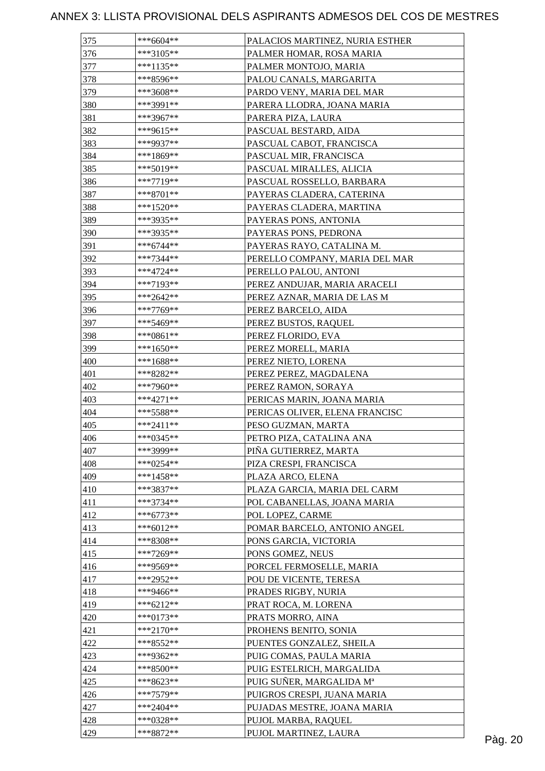# ANNEX 3: LLISTA PROVISIONAL DELS ASPIRANTS ADMESOS DEL COS DE MESTRES

| | | |
|---|---|---|
| 375 | ***6604** | PALACIOS MARTINEZ, NURIA ESTHER |
| 376 | ***3105** | PALMER HOMAR, ROSA MARIA |
| 377 | ***1135** | PALMER MONTOJO, MARIA |
| 378 | ***8596** | PALOU CANALS, MARGARITA |
| 379 | ***3608** | PARDO VENY, MARIA DEL MAR |
| 380 | ***3991** | PARERA LLODRA, JOANA MARIA |
| 381 | ***3967** | PARERA PIZA, LAURA |
| 382 | ***9615** | PASCUAL BESTARD, AIDA |
| 383 | ***9937** | PASCUAL CABOT, FRANCISCA |
| 384 | ***1869** | PASCUAL MIR, FRANCISCA |
| 385 | ***5019** | PASCUAL MIRALLES, ALICIA |
| 386 | ***7719** | PASCUAL ROSSELLO, BARBARA |
| 387 | ***8701** | PAYERAS CLADERA, CATERINA |
| 388 | ***1520** | PAYERAS CLADERA, MARTINA |
| 389 | ***3935** | PAYERAS PONS, ANTONIA |
| 390 | ***3935** | PAYERAS PONS, PEDRONA |
| 391 | ***6744** | PAYERAS RAYO, CATALINA M. |
| 392 | ***7344** | PERELLO COMPANY, MARIA DEL MAR |
| 393 | ***4724** | PERELLO PALOU, ANTONI |
| 394 | ***7193** | PEREZ ANDUJAR, MARIA ARACELI |
| 395 | ***2642** | PEREZ AZNAR, MARIA DE LAS M |
| 396 | ***7769** | PEREZ BARCELO, AIDA |
| 397 | ***5469** | PEREZ BUSTOS, RAQUEL |
| 398 | ***0861** | PEREZ FLORIDO, EVA |
| 399 | ***1650** | PEREZ MORELL, MARIA |
| 400 | ***1688** | PEREZ NIETO, LORENA |
| 401 | ***8282** | PEREZ PEREZ, MAGDALENA |
| 402 | ***7960** | PEREZ RAMON, SORAYA |
| 403 | ***4271** | PERICAS MARIN, JOANA MARIA |
| 404 | ***5588** | PERICAS OLIVER, ELENA FRANCISC |
| 405 | ***2411** | PESO GUZMAN, MARTA |
| 406 | ***0345** | PETRO PIZA, CATALINA ANA |
| 407 | ***3999** | PIÑA GUTIERREZ, MARTA |
| 408 | ***0254** | PIZA CRESPI, FRANCISCA |
| 409 | ***1458** | PLAZA ARCO, ELENA |
| 410 | ***3837** | PLAZA GARCIA, MARIA DEL CARM |
| 411 | ***3734** | POL CABANELLAS, JOANA MARIA |
| 412 | ***6773** | POL LOPEZ, CARME |
| 413 | ***6012** | POMAR BARCELO, ANTONIO ANGEL |
| 414 | ***8308** | PONS GARCIA, VICTORIA |
| 415 | ***7269** | PONS GOMEZ, NEUS |
| 416 | ***9569** | PORCEL FERMOSELLE, MARIA |
| 417 | ***2952** | POU DE VICENTE, TERESA |
| 418 | ***9466** | PRADES RIGBY, NURIA |
| 419 | ***6212** | PRAT ROCA, M. LORENA |
| 420 | ***0173** | PRATS MORRO, AINA |
| 421 | ***2170** | PROHENS BENITO, SONIA |
| 422 | ***8552** | PUENTES GONZALEZ, SHEILA |
| 423 | ***9362** | PUIG COMAS, PAULA MARIA |
| 424 | ***8500** | PUIG ESTELRICH, MARGALIDA |
| 425 | ***8623** | PUIG SUÑER, MARGALIDA Mª |
| 426 | ***7579** | PUIGROS CRESPI, JUANA MARIA |
| 427 | ***2404** | PUJADAS MESTRE, JOANA MARIA |
| 428 | ***0328** | PUJOL MARBA, RAQUEL |
| 429 | ***8872** | PUJOL MARTINEZ, LAURA |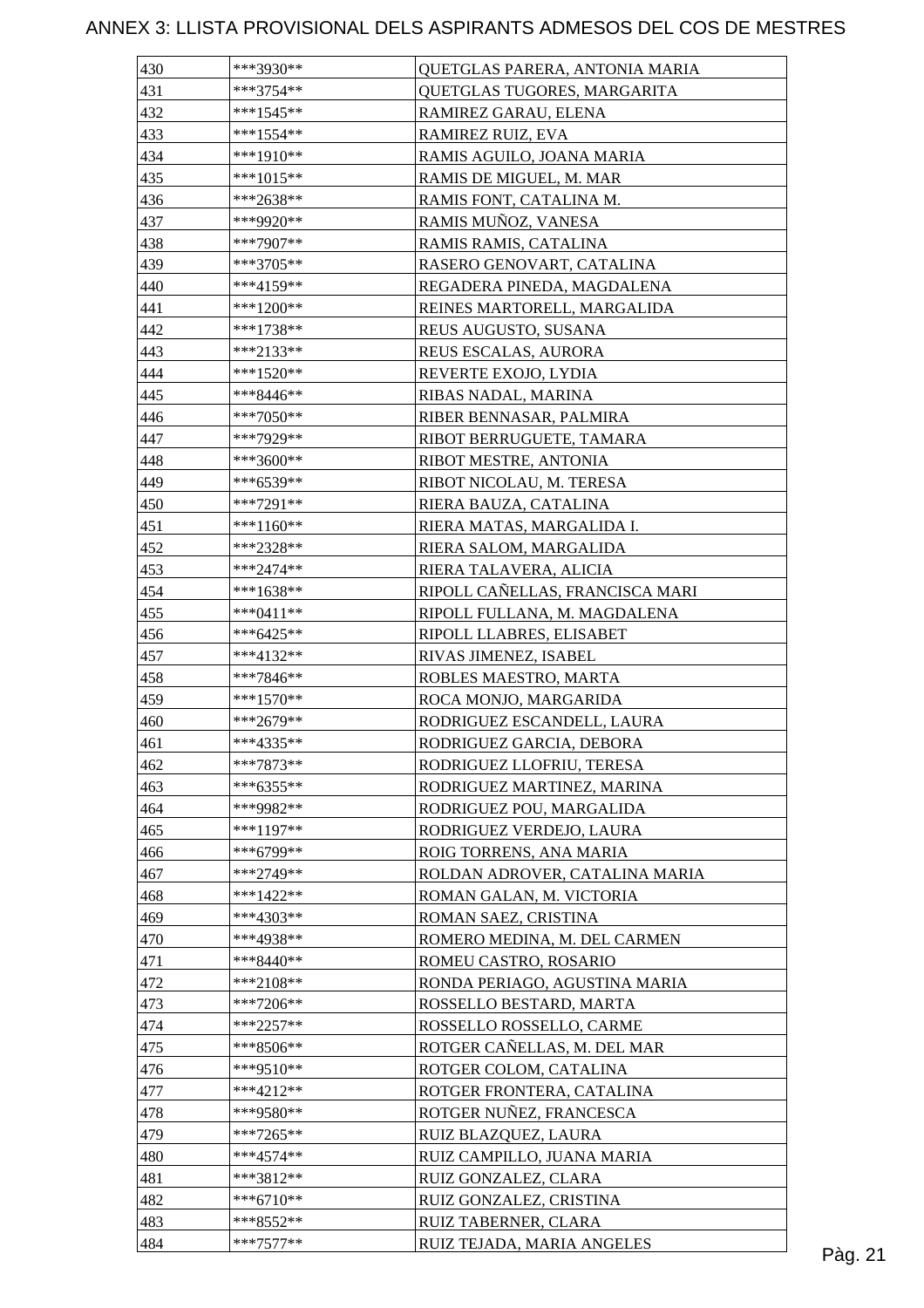# ANNEX 3: LLISTA PROVISIONAL DELS ASPIRANTS ADMESOS DEL COS DE MESTRES

| 430 | ***3930** | QUETGLAS PARERA, ANTONIA MARIA |
|---|---|---|
| 431 | ***3754** | QUETGLAS TUGORES, MARGARITA |
| 432 | ***1545** | RAMIREZ GARAU, ELENA |
| 433 | ***1554** | RAMIREZ RUIZ, EVA |
| 434 | ***1910** | RAMIS AGUILO, JOANA MARIA |
| 435 | ***1015** | RAMIS DE MIGUEL, M. MAR |
| 436 | ***2638** | RAMIS FONT, CATALINA M. |
| 437 | ***9920** | RAMIS MUÑOZ, VANESA |
| 438 | ***7907** | RAMIS RAMIS, CATALINA |
| 439 | ***3705** | RASERO GENOVART, CATALINA |
| 440 | ***4159** | REGADERA PINEDA, MAGDALENA |
| 441 | ***1200** | REINES MARTORELL, MARGALIDA |
| 442 | ***1738** | REUS AUGUSTO, SUSANA |
| 443 | ***2133** | REUS ESCALAS, AURORA |
| 444 | ***1520** | REVERTE EXOJO, LYDIA |
| 445 | ***8446** | RIBAS NADAL, MARINA |
| 446 | ***7050** | RIBER BENNASAR, PALMIRA |
| 447 | ***7929** | RIBOT BERRUGUETE, TAMARA |
| 448 | ***3600** | RIBOT MESTRE, ANTONIA |
| 449 | ***6539** | RIBOT NICOLAU, M. TERESA |
| 450 | ***7291** | RIERA BAUZA, CATALINA |
| 451 | ***1160** | RIERA MATAS, MARGALIDA I. |
| 452 | ***2328** | RIERA SALOM, MARGALIDA |
| 453 | ***2474** | RIERA TALAVERA, ALICIA |
| 454 | ***1638** | RIPOLL CAÑELLAS, FRANCISCA MARI |
| 455 | ***0411** | RIPOLL FULLANA, M. MAGDALENA |
| 456 | ***6425** | RIPOLL LLABRES, ELISABET |
| 457 | ***4132** | RIVAS JIMENEZ, ISABEL |
| 458 | ***7846** | ROBLES MAESTRO, MARTA |
| 459 | ***1570** | ROCA MONJO, MARGARIDA |
| 460 | ***2679** | RODRIGUEZ ESCANDELL, LAURA |
| 461 | ***4335** | RODRIGUEZ GARCIA, DEBORA |
| 462 | ***7873** | RODRIGUEZ LLOFRIU, TERESA |
| 463 | ***6355** | RODRIGUEZ MARTINEZ, MARINA |
| 464 | ***9982** | RODRIGUEZ POU, MARGALIDA |
| 465 | ***1197** | RODRIGUEZ VERDEJO, LAURA |
| 466 | ***6799** | ROIG TORRENS, ANA MARIA |
| 467 | ***2749** | ROLDAN ADROVER, CATALINA MARIA |
| 468 | ***1422** | ROMAN GALAN, M. VICTORIA |
| 469 | ***4303** | ROMAN SAEZ, CRISTINA |
| 470 | ***4938** | ROMERO MEDINA, M. DEL CARMEN |
| 471 | ***8440** | ROMEU CASTRO, ROSARIO |
| 472 | ***2108** | RONDA PERIAGO, AGUSTINA MARIA |
| 473 | ***7206** | ROSSELLO BESTARD, MARTA |
| 474 | ***2257** | ROSSELLO ROSSELLO, CARME |
| 475 | ***8506** | ROTGER CAÑELLAS, M. DEL MAR |
| 476 | ***9510** | ROTGER COLOM, CATALINA |
| 477 | ***4212** | ROTGER FRONTERA, CATALINA |
| 478 | ***9580** | ROTGER NUÑEZ, FRANCESCA |
| 479 | ***7265** | RUIZ BLAZQUEZ, LAURA |
| 480 | ***4574** | RUIZ CAMPILLO, JUANA MARIA |
| 481 | ***3812** | RUIZ GONZALEZ, CLARA |
| 482 | ***6710** | RUIZ GONZALEZ, CRISTINA |
| 483 | ***8552** | RUIZ TABERNER, CLARA |
| 484 | ***7577** | RUIZ TEJADA, MARIA ANGELES |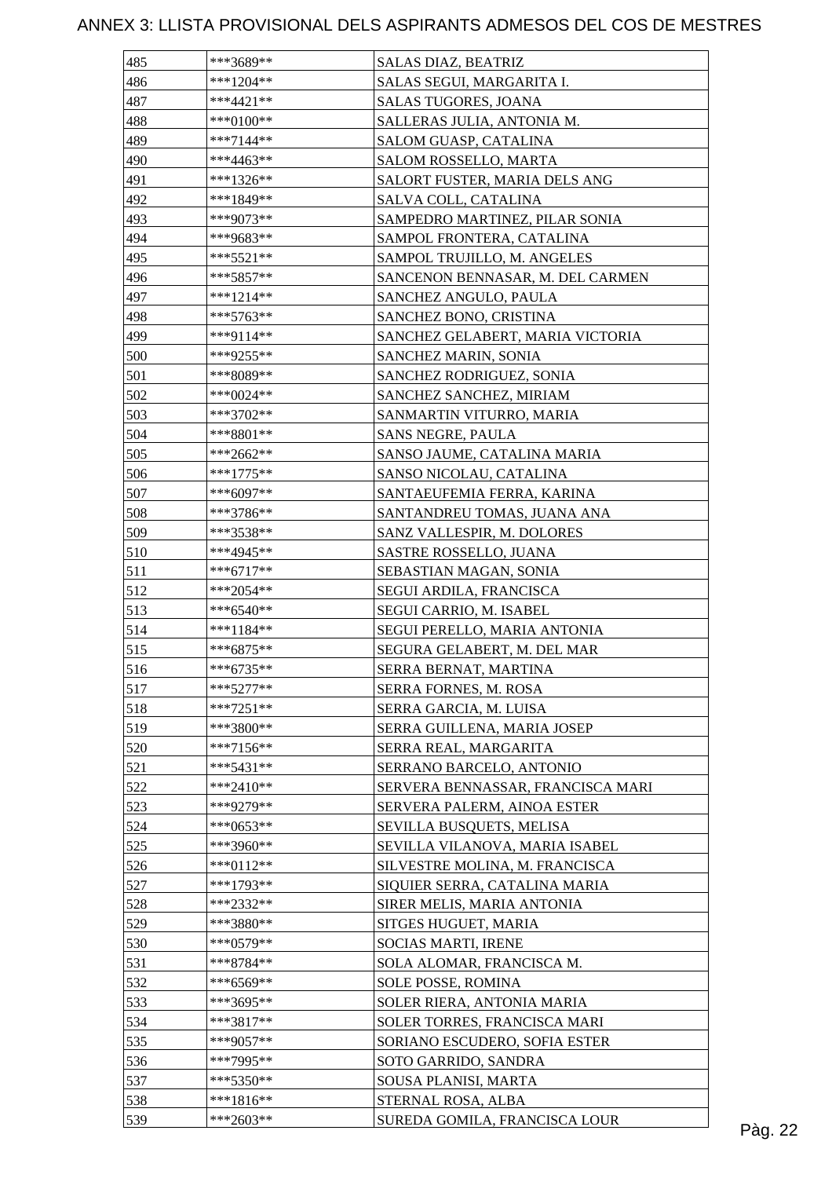# ANNEX 3: LLISTA PROVISIONAL DELS ASPIRANTS ADMESOS DEL COS DE MESTRES

| | | |
|---|---|---|
| 485 | ***3689** | SALAS DIAZ, BEATRIZ |
| 486 | ***1204** | SALAS SEGUI, MARGARITA I. |
| 487 | ***4421** | SALAS TUGORES, JOANA |
| 488 | ***0100** | SALLERAS JULIA, ANTONIA M. |
| 489 | ***7144** | SALOM GUASP, CATALINA |
| 490 | ***4463** | SALOM ROSSELLO, MARTA |
| 491 | ***1326** | SALORT FUSTER, MARIA DELS ANG |
| 492 | ***1849** | SALVA COLL, CATALINA |
| 493 | ***9073** | SAMPEDRO MARTINEZ, PILAR SONIA |
| 494 | ***9683** | SAMPOL FRONTERA, CATALINA |
| 495 | ***5521** | SAMPOL TRUJILLO, M. ANGELES |
| 496 | ***5857** | SANCENON BENNASAR, M. DEL CARMEN |
| 497 | ***1214** | SANCHEZ ANGULO, PAULA |
| 498 | ***5763** | SANCHEZ BONO, CRISTINA |
| 499 | ***9114** | SANCHEZ GELABERT, MARIA VICTORIA |
| 500 | ***9255** | SANCHEZ MARIN, SONIA |
| 501 | ***8089** | SANCHEZ RODRIGUEZ, SONIA |
| 502 | ***0024** | SANCHEZ SANCHEZ, MIRIAM |
| 503 | ***3702** | SANMARTIN VITURRO, MARIA |
| 504 | ***8801** | SANS NEGRE, PAULA |
| 505 | ***2662** | SANSO JAUME, CATALINA MARIA |
| 506 | ***1775** | SANSO NICOLAU, CATALINA |
| 507 | ***6097** | SANTAEUFEMIA FERRA, KARINA |
| 508 | ***3786** | SANTANDREU TOMAS, JUANA ANA |
| 509 | ***3538** | SANZ VALLESPIR, M. DOLORES |
| 510 | ***4945** | SASTRE ROSSELLO, JUANA |
| 511 | ***6717** | SEBASTIAN MAGAN, SONIA |
| 512 | ***2054** | SEGUI ARDILA, FRANCISCA |
| 513 | ***6540** | SEGUI CARRIO, M. ISABEL |
| 514 | ***1184** | SEGUI PERELLO, MARIA ANTONIA |
| 515 | ***6875** | SEGURA GELABERT, M. DEL MAR |
| 516 | ***6735** | SERRA BERNAT, MARTINA |
| 517 | ***5277** | SERRA FORNES, M. ROSA |
| 518 | ***7251** | SERRA GARCIA, M. LUISA |
| 519 | ***3800** | SERRA GUILLENA, MARIA JOSEP |
| 520 | ***7156** | SERRA REAL, MARGARITA |
| 521 | ***5431** | SERRANO BARCELO, ANTONIO |
| 522 | ***2410** | SERVERA BENNASSAR, FRANCISCA MARI |
| 523 | ***9279** | SERVERA PALERM, AINOA ESTER |
| 524 | ***0653** | SEVILLA BUSQUETS, MELISA |
| 525 | ***3960** | SEVILLA VILANOVA, MARIA ISABEL |
| 526 | ***0112** | SILVESTRE MOLINA, M. FRANCISCA |
| 527 | ***1793** | SIQUIER SERRA, CATALINA MARIA |
| 528 | ***2332** | SIRER MELIS, MARIA ANTONIA |
| 529 | ***3880** | SITGES HUGUET, MARIA |
| 530 | ***0579** | SOCIAS MARTI, IRENE |
| 531 | ***8784** | SOLA ALOMAR, FRANCISCA M. |
| 532 | ***6569** | SOLE POSSE, ROMINA |
| 533 | ***3695** | SOLER RIERA, ANTONIA MARIA |
| 534 | ***3817** | SOLER TORRES, FRANCISCA MARI |
| 535 | ***9057** | SORIANO ESCUDERO, SOFIA ESTER |
| 536 | ***7995** | SOTO GARRIDO, SANDRA |
| 537 | ***5350** | SOUSA PLANISI, MARTA |
| 538 | ***1816** | STERNAL ROSA, ALBA |
| 539 | ***2603** | SUREDA GOMILA, FRANCISCA LOUR |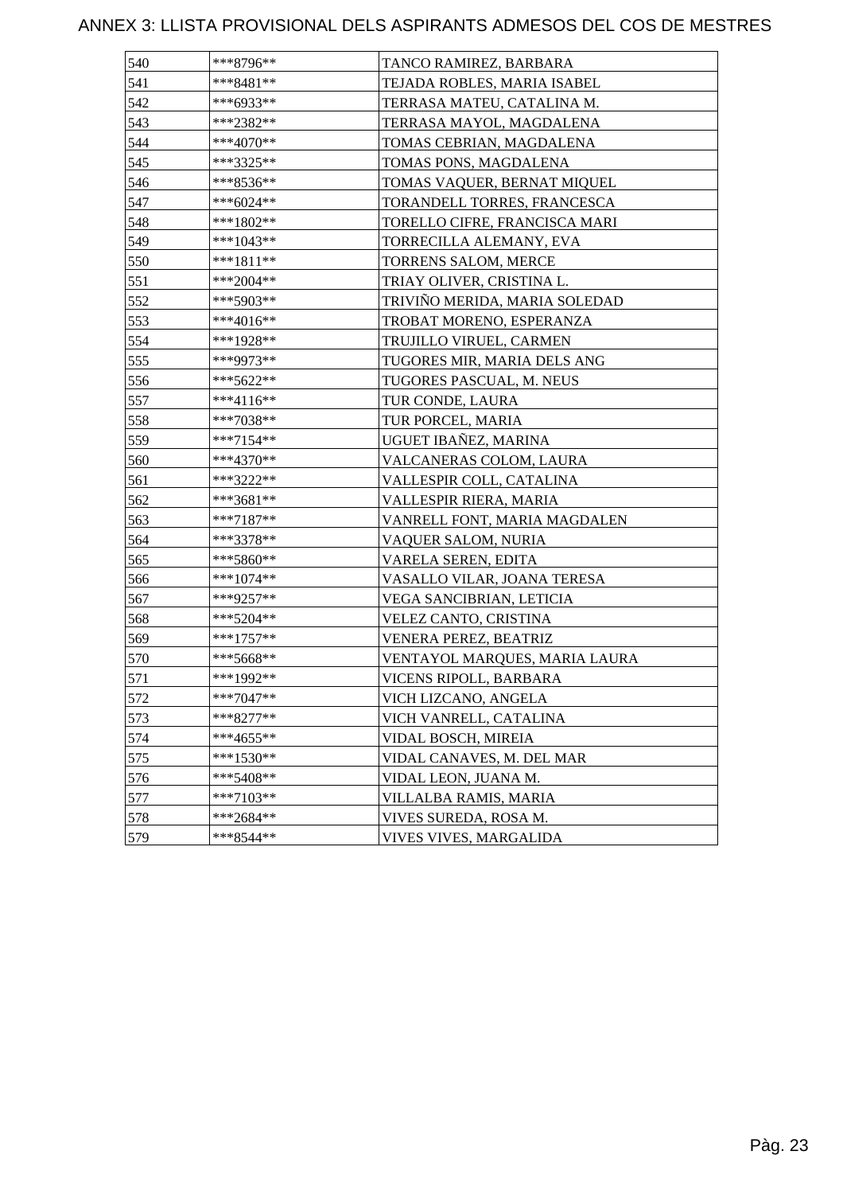# ANNEX 3: LLISTA PROVISIONAL DELS ASPIRANTS ADMESOS DEL COS DE MESTRES

| | | |
|---|---|---|
| 540 | ***8796** | TANCO RAMIREZ, BARBARA |
| 541 | ***8481** | TEJADA ROBLES, MARIA ISABEL |
| 542 | ***6933** | TERRASA MATEU, CATALINA M. |
| 543 | ***2382** | TERRASA MAYOL, MAGDALENA |
| 544 | ***4070** | TOMAS CEBRIAN, MAGDALENA |
| 545 | ***3325** | TOMAS PONS, MAGDALENA |
| 546 | ***8536** | TOMAS VAQUER, BERNAT MIQUEL |
| 547 | ***6024** | TORANDELL TORRES, FRANCESCA |
| 548 | ***1802** | TORELLO CIFRE, FRANCISCA MARI |
| 549 | ***1043** | TORRECILLA ALEMANY, EVA |
| 550 | ***1811** | TORRENS SALOM, MERCE |
| 551 | ***2004** | TRIAY OLIVER, CRISTINA L. |
| 552 | ***5903** | TRIVIÑO MERIDA, MARIA SOLEDAD |
| 553 | ***4016** | TROBAT MORENO, ESPERANZA |
| 554 | ***1928** | TRUJILLO VIRUEL, CARMEN |
| 555 | ***9973** | TUGORES MIR, MARIA DELS ANG |
| 556 | ***5622** | TUGORES PASCUAL, M. NEUS |
| 557 | ***4116** | TUR CONDE, LAURA |
| 558 | ***7038** | TUR PORCEL, MARIA |
| 559 | ***7154** | UGUET IBAÑEZ, MARINA |
| 560 | ***4370** | VALCANERAS COLOM, LAURA |
| 561 | ***3222** | VALLESPIR COLL, CATALINA |
| 562 | ***3681** | VALLESPIR RIERA, MARIA |
| 563 | ***7187** | VANRELL FONT, MARIA MAGDALEN |
| 564 | ***3378** | VAQUER SALOM, NURIA |
| 565 | ***5860** | VARELA SEREN, EDITA |
| 566 | ***1074** | VASALLO VILAR, JOANA TERESA |
| 567 | ***9257** | VEGA SANCIBRIAN, LETICIA |
| 568 | ***5204** | VELEZ CANTO, CRISTINA |
| 569 | ***1757** | VENERA PEREZ, BEATRIZ |
| 570 | ***5668** | VENTAYOL MARQUES, MARIA LAURA |
| 571 | ***1992** | VICENS RIPOLL, BARBARA |
| 572 | ***7047** | VICH LIZCANO, ANGELA |
| 573 | ***8277** | VICH VANRELL, CATALINA |
| 574 | ***4655** | VIDAL BOSCH, MIREIA |
| 575 | ***1530** | VIDAL CANAVES, M. DEL MAR |
| 576 | ***5408** | VIDAL LEON, JUANA M. |
| 577 | ***7103** | VILLALBA RAMIS, MARIA |
| 578 | ***2684** | VIVES SUREDA, ROSA M. |
| 579 | ***8544** | VIVES VIVES, MARGALIDA |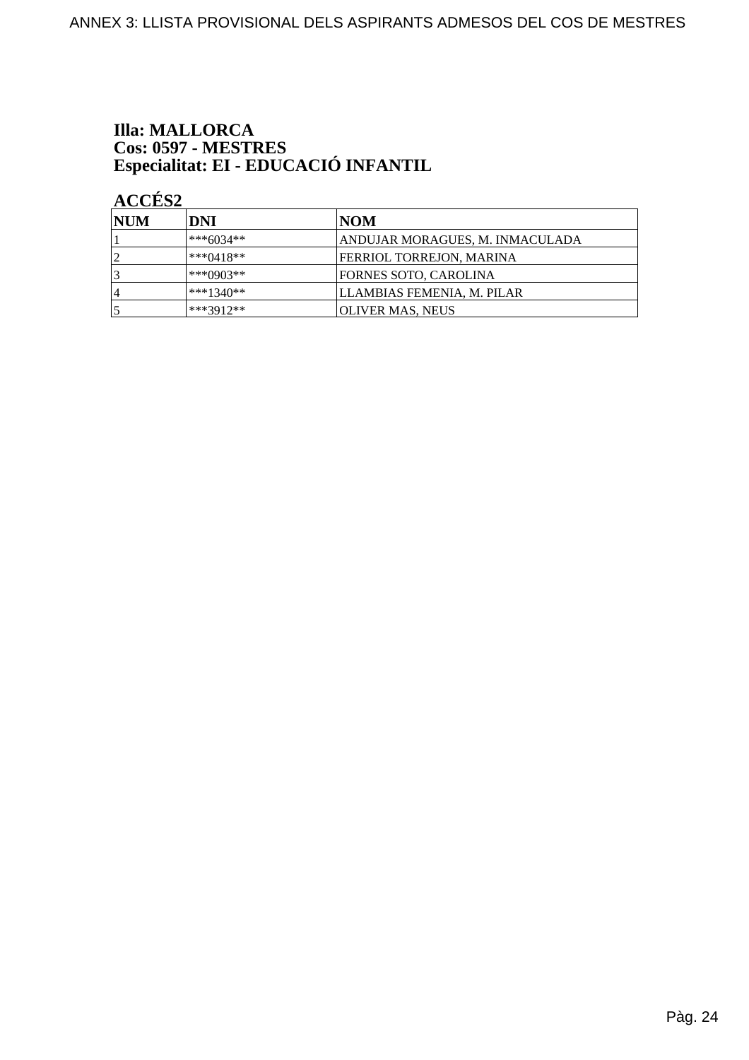**Illa: MALLORCA**
**Cos: 0597 - MESTRES**
**Especialitat: EI - EDUCACIÓ INFANTIL**

**ACCÉS2**

| NUM | DNI | NOM |
|---|---|---|
| 1 | ***6034** | ANDUJAR MORAGUES, M. INMACULADA |
| 2 | ***0418** | FERRIOL TORREJON, MARINA |
| 3 | ***0903** | FORNES SOTO, CAROLINA |
| 4 | ***1340** | LLAMBIAS FEMENIA, M. PILAR |
| 5 | ***3912** | OLIVER MAS, NEUS |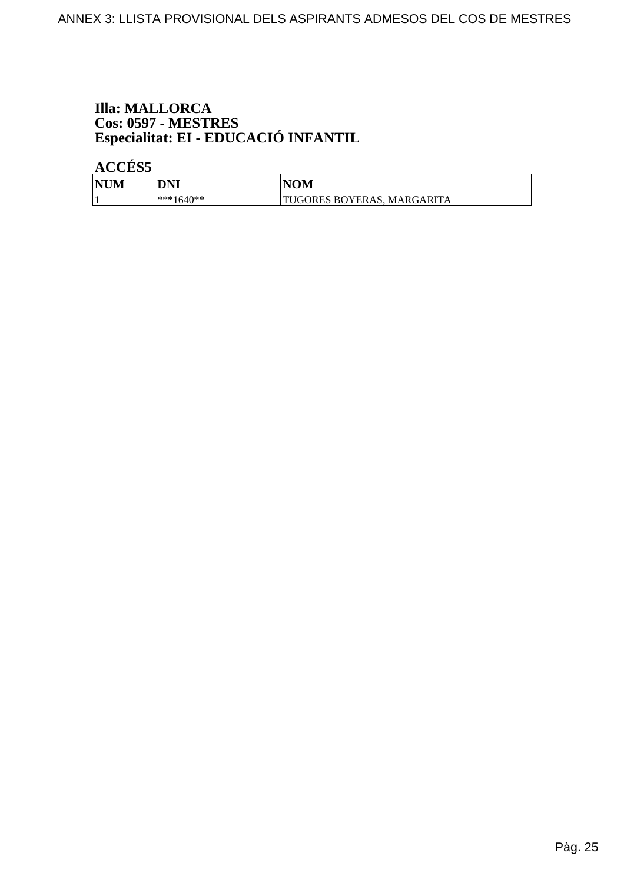**Illa: MALLORCA**
**Cos: 0597 - MESTRES**
**Especialitat: EI - EDUCACIÓ INFANTIL**

**ACCÉS5**

| NUM | DNI | NOM |
|---|---|---|
| 1 | ***1640** | TUGORES BOYERAS, MARGARITA |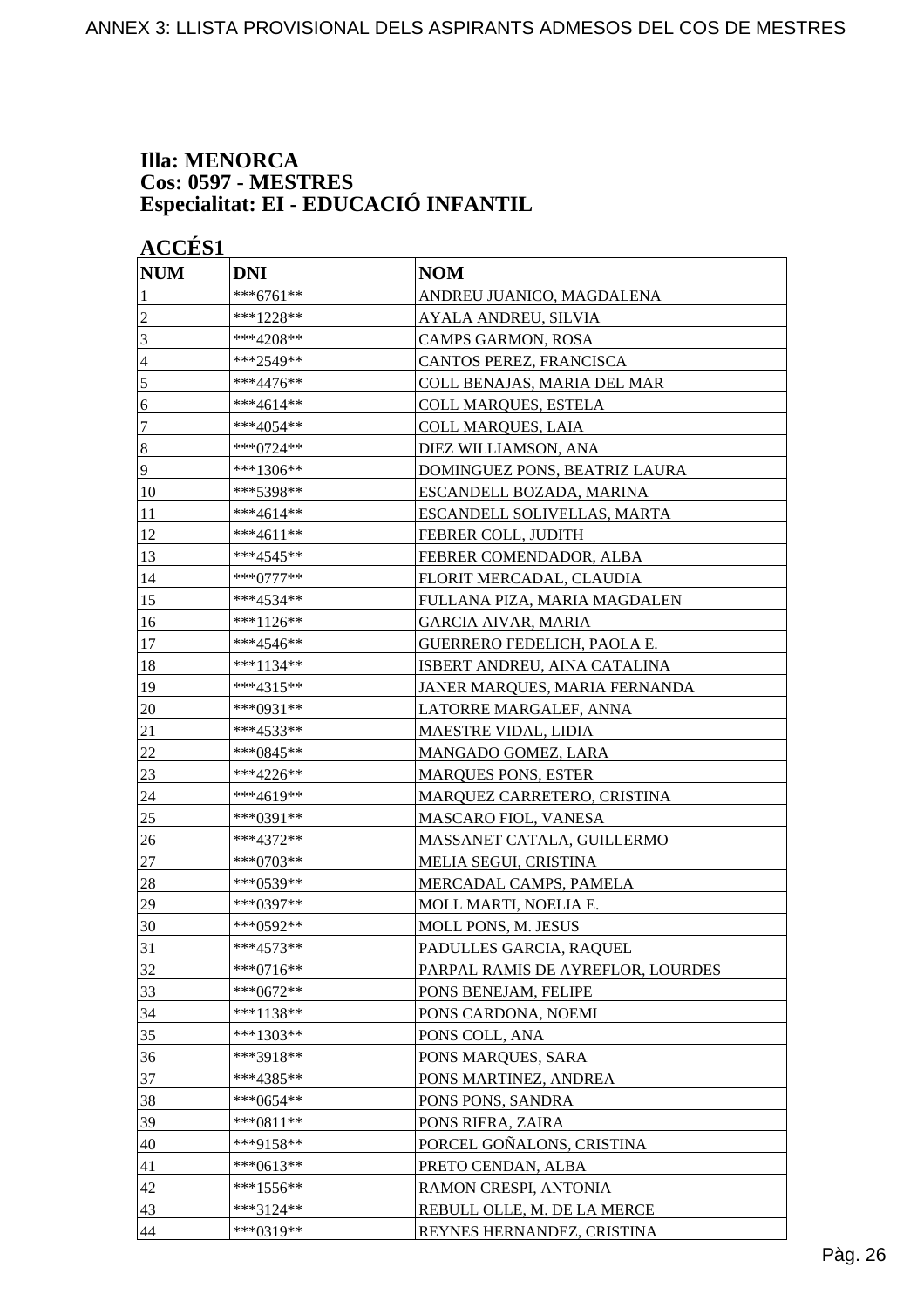**Illa: MENORCA**
**Cos: 0597 - MESTRES**
**Especialitat: EI - EDUCACIÓ INFANTIL**

**ACCÉS1**

| NUM | DNI | NOM |
|---|---|---|
| 1 | ***6761** | ANDREU JUANICO, MAGDALENA |
| 2 | ***1228** | AYALA ANDREU, SILVIA |
| 3 | ***4208** | CAMPS GARMON, ROSA |
| 4 | ***2549** | CANTOS PEREZ, FRANCISCA |
| 5 | ***4476** | COLL BENAJAS, MARIA DEL MAR |
| 6 | ***4614** | COLL MARQUES, ESTELA |
| 7 | ***4054** | COLL MARQUES, LAIA |
| 8 | ***0724** | DIEZ WILLIAMSON, ANA |
| 9 | ***1306** | DOMINGUEZ PONS, BEATRIZ LAURA |
| 10 | ***5398** | ESCANDELL BOZADA, MARINA |
| 11 | ***4614** | ESCANDELL SOLIVELLAS, MARTA |
| 12 | ***4611** | FEBRER COLL, JUDITH |
| 13 | ***4545** | FEBRER COMENDADOR, ALBA |
| 14 | ***0777** | FLORIT MERCADAL, CLAUDIA |
| 15 | ***4534** | FULLANA PIZA, MARIA MAGDALEN |
| 16 | ***1126** | GARCIA AIVAR, MARIA |
| 17 | ***4546** | GUERRERO FEDELICH, PAOLA E. |
| 18 | ***1134** | ISBERT ANDREU, AINA CATALINA |
| 19 | ***4315** | JANER MARQUES, MARIA FERNANDA |
| 20 | ***0931** | LATORRE MARGALEF, ANNA |
| 21 | ***4533** | MAESTRE VIDAL, LIDIA |
| 22 | ***0845** | MANGADO GOMEZ, LARA |
| 23 | ***4226** | MARQUES PONS, ESTER |
| 24 | ***4619** | MARQUEZ CARRETERO, CRISTINA |
| 25 | ***0391** | MASCARO FIOL, VANESA |
| 26 | ***4372** | MASSANET CATALA, GUILLERMO |
| 27 | ***0703** | MELIA SEGUI, CRISTINA |
| 28 | ***0539** | MERCADAL CAMPS, PAMELA |
| 29 | ***0397** | MOLL MARTI, NOELIA E. |
| 30 | ***0592** | MOLL PONS, M. JESUS |
| 31 | ***4573** | PADULLES GARCIA, RAQUEL |
| 32 | ***0716** | PARPAL RAMIS DE AYREFLOR, LOURDES |
| 33 | ***0672** | PONS BENEJAM, FELIPE |
| 34 | ***1138** | PONS CARDONA, NOEMI |
| 35 | ***1303** | PONS COLL, ANA |
| 36 | ***3918** | PONS MARQUES, SARA |
| 37 | ***4385** | PONS MARTINEZ, ANDREA |
| 38 | ***0654** | PONS PONS, SANDRA |
| 39 | ***0811** | PONS RIERA, ZAIRA |
| 40 | ***9158** | PORCEL GOÑALONS, CRISTINA |
| 41 | ***0613** | PRETO CENDAN, ALBA |
| 42 | ***1556** | RAMON CRESPI, ANTONIA |
| 43 | ***3124** | REBULL OLLE, M. DE LA MERCE |
| 44 | ***0319** | REYNES HERNANDEZ, CRISTINA |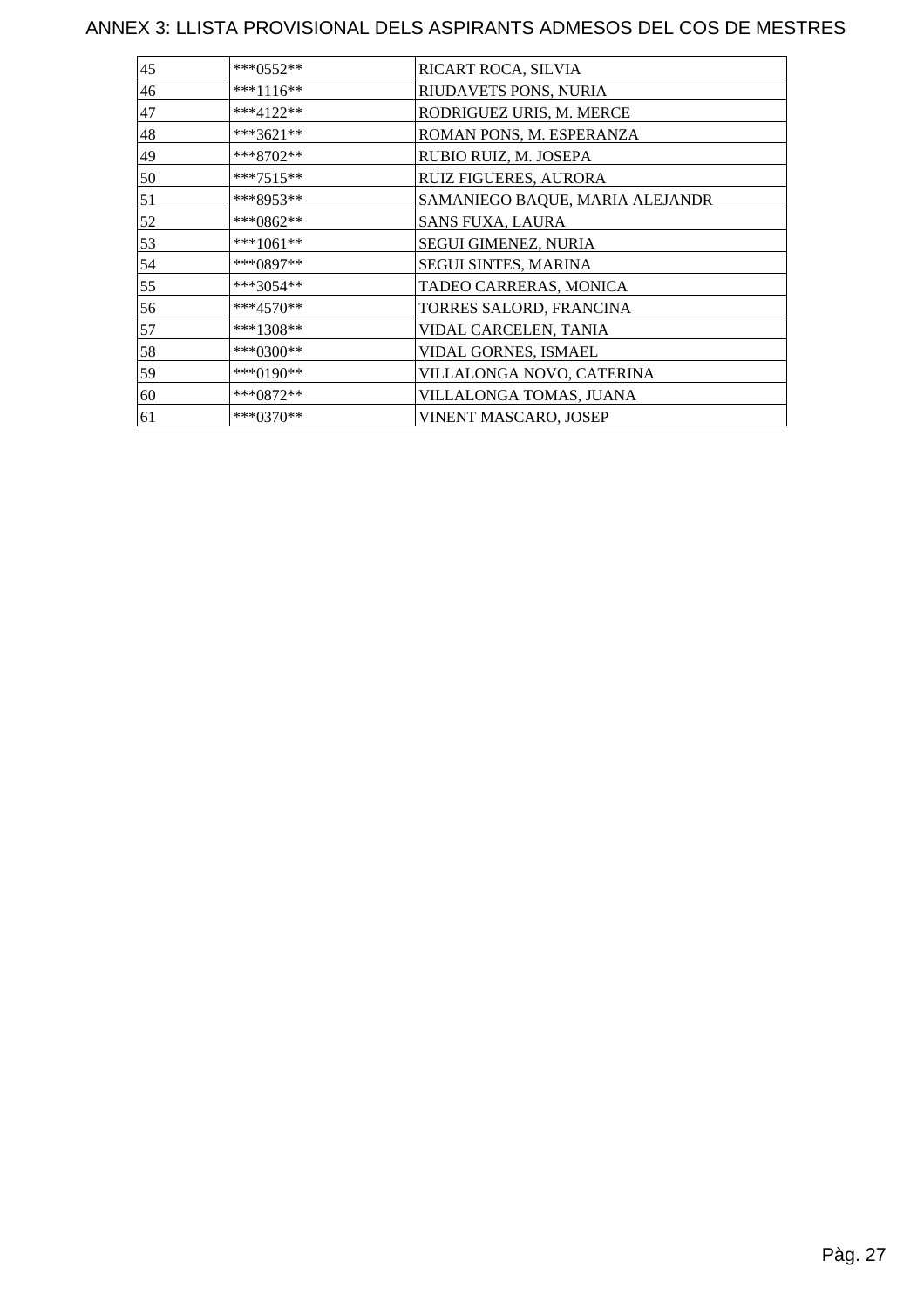# ANNEX 3: LLISTA PROVISIONAL DELS ASPIRANTS ADMESOS DEL COS DE MESTRES

| | | |
|---|---|---|
| 45 | ***0552** | RICART ROCA, SILVIA |
| 46 | ***1116** | RIUDAVETS PONS, NURIA |
| 47 | ***4122** | RODRIGUEZ URIS, M. MERCE |
| 48 | ***3621** | ROMAN PONS, M. ESPERANZA |
| 49 | ***8702** | RUBIO RUIZ, M. JOSEPA |
| 50 | ***7515** | RUIZ FIGUERES, AURORA |
| 51 | ***8953** | SAMANIEGO BAQUE, MARIA ALEJANDR |
| 52 | ***0862** | SANS FUXA, LAURA |
| 53 | ***1061** | SEGUI GIMENEZ, NURIA |
| 54 | ***0897** | SEGUI SINTES, MARINA |
| 55 | ***3054** | TADEO CARRERAS, MONICA |
| 56 | ***4570** | TORRES SALORD, FRANCINA |
| 57 | ***1308** | VIDAL CARCELEN, TANIA |
| 58 | ***0300** | VIDAL GORNES, ISMAEL |
| 59 | ***0190** | VILLALONGA NOVO, CATERINA |
| 60 | ***0872** | VILLALONGA TOMAS, JUANA |
| 61 | ***0370** | VINENT MASCARO, JOSEP |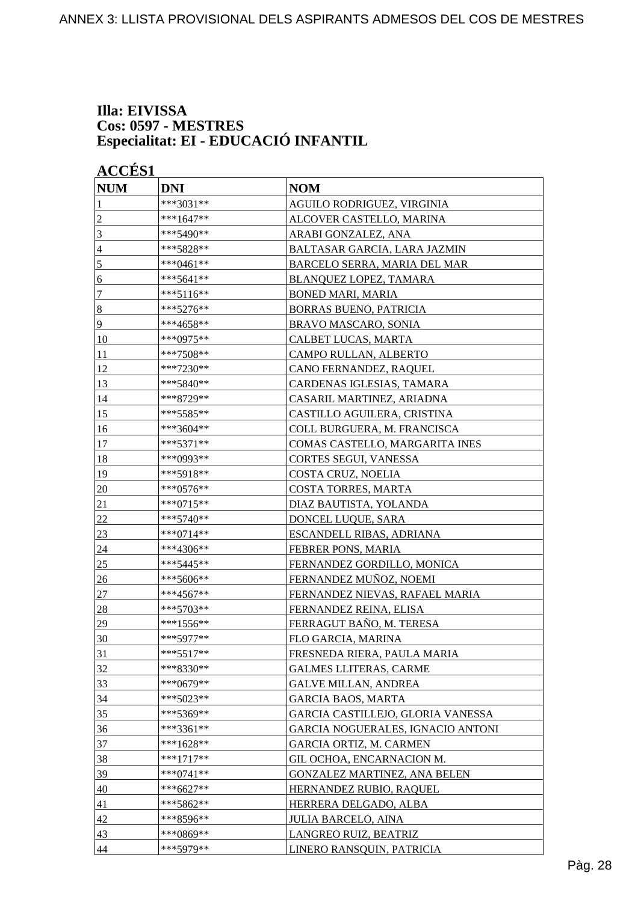**Illa: EIVISSA**
**Cos: 0597 - MESTRES**
**Especialitat: EI - EDUCACIÓ INFANTIL**

**ACCÉS1**

| NUM | DNI | NOM |
|---|---|---|
| 1 | ***3031** | AGUILO RODRIGUEZ, VIRGINIA |
| 2 | ***1647** | ALCOVER CASTELLO, MARINA |
| 3 | ***5490** | ARABI GONZALEZ, ANA |
| 4 | ***5828** | BALTASAR GARCIA, LARA JAZMIN |
| 5 | ***0461** | BARCELO SERRA, MARIA DEL MAR |
| 6 | ***5641** | BLANQUEZ LOPEZ, TAMARA |
| 7 | ***5116** | BONED MARI, MARIA |
| 8 | ***5276** | BORRAS BUENO, PATRICIA |
| 9 | ***4658** | BRAVO MASCARO, SONIA |
| 10 | ***0975** | CALBET LUCAS, MARTA |
| 11 | ***7508** | CAMPO RULLAN, ALBERTO |
| 12 | ***7230** | CANO FERNANDEZ, RAQUEL |
| 13 | ***5840** | CARDENAS IGLESIAS, TAMARA |
| 14 | ***8729** | CASARIL MARTINEZ, ARIADNA |
| 15 | ***5585** | CASTILLO AGUILERA, CRISTINA |
| 16 | ***3604** | COLL BURGUERA, M. FRANCISCA |
| 17 | ***5371** | COMAS CASTELLO, MARGARITA INES |
| 18 | ***0993** | CORTES SEGUI, VANESSA |
| 19 | ***5918** | COSTA CRUZ, NOELIA |
| 20 | ***0576** | COSTA TORRES, MARTA |
| 21 | ***0715** | DIAZ BAUTISTA, YOLANDA |
| 22 | ***5740** | DONCEL LUQUE, SARA |
| 23 | ***0714** | ESCANDELL RIBAS, ADRIANA |
| 24 | ***4306** | FEBRER PONS, MARIA |
| 25 | ***5445** | FERNANDEZ GORDILLO, MONICA |
| 26 | ***5606** | FERNANDEZ MUÑOZ, NOEMI |
| 27 | ***4567** | FERNANDEZ NIEVAS, RAFAEL MARIA |
| 28 | ***5703** | FERNANDEZ REINA, ELISA |
| 29 | ***1556** | FERRAGUT BAÑO, M. TERESA |
| 30 | ***5977** | FLO GARCIA, MARINA |
| 31 | ***5517** | FRESNEDA RIERA, PAULA MARIA |
| 32 | ***8330** | GALMES LLITERAS, CARME |
| 33 | ***0679** | GALVE MILLAN, ANDREA |
| 34 | ***5023** | GARCIA BAOS, MARTA |
| 35 | ***5369** | GARCIA CASTILLEJO, GLORIA VANESSA |
| 36 | ***3361** | GARCIA NOGUERALES, IGNACIO ANTONI |
| 37 | ***1628** | GARCIA ORTIZ, M. CARMEN |
| 38 | ***1717** | GIL OCHOA, ENCARNACION M. |
| 39 | ***0741** | GONZALEZ MARTINEZ, ANA BELEN |
| 40 | ***6627** | HERNANDEZ RUBIO, RAQUEL |
| 41 | ***5862** | HERRERA DELGADO, ALBA |
| 42 | ***8596** | JULIA BARCELO, AINA |
| 43 | ***0869** | LANGREO RUIZ, BEATRIZ |
| 44 | ***5979** | LINERO RANSQUIN, PATRICIA |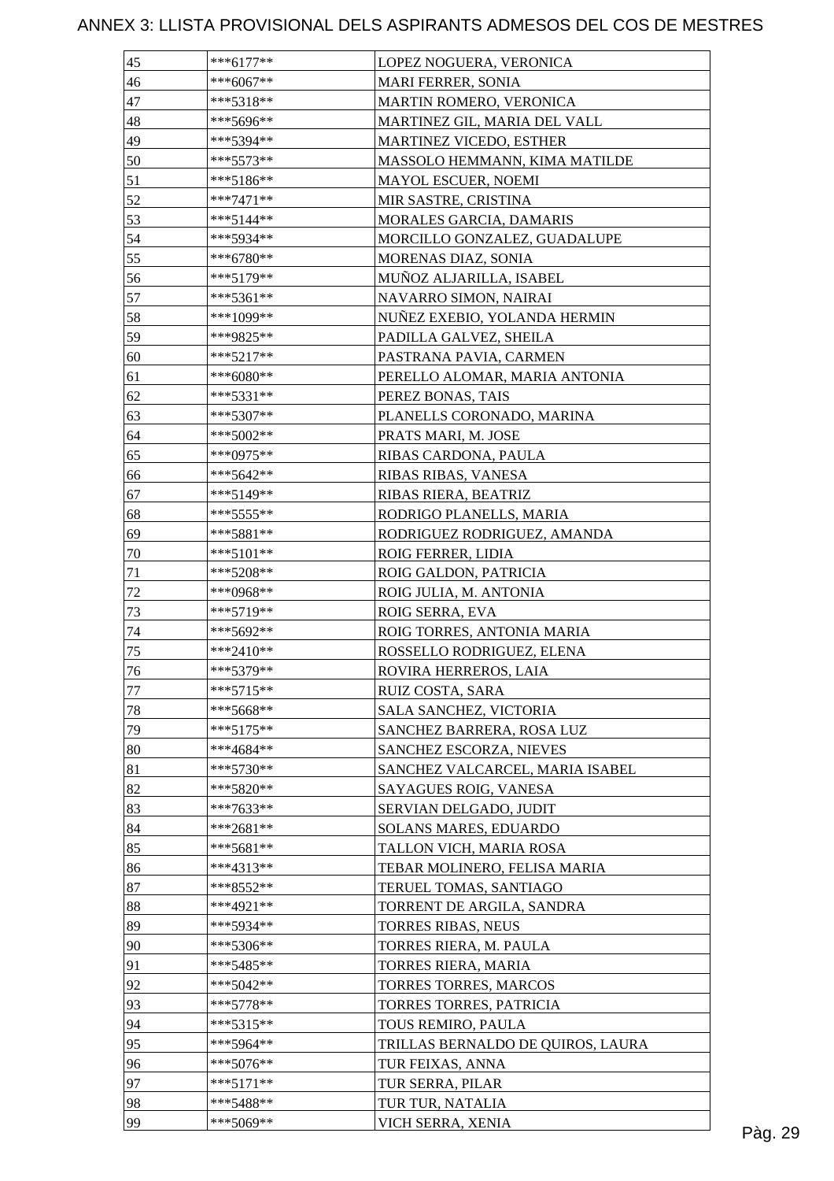# ANNEX 3: LLISTA PROVISIONAL DELS ASPIRANTS ADMESOS DEL COS DE MESTRES

| | | |
|---|---|---|
| 45 | ***6177** | LOPEZ NOGUERA, VERONICA |
| 46 | ***6067** | MARI FERRER, SONIA |
| 47 | ***5318** | MARTIN ROMERO, VERONICA |
| 48 | ***5696** | MARTINEZ GIL, MARIA DEL VALL |
| 49 | ***5394** | MARTINEZ VICEDO, ESTHER |
| 50 | ***5573** | MASSOLO HEMMANN, KIMA MATILDE |
| 51 | ***5186** | MAYOL ESCUER, NOEMI |
| 52 | ***7471** | MIR SASTRE, CRISTINA |
| 53 | ***5144** | MORALES GARCIA, DAMARIS |
| 54 | ***5934** | MORCILLO GONZALEZ, GUADALUPE |
| 55 | ***6780** | MORENAS DIAZ, SONIA |
| 56 | ***5179** | MUÑOZ ALJARILLA, ISABEL |
| 57 | ***5361** | NAVARRO SIMON, NAIRAI |
| 58 | ***1099** | NUÑEZ EXEBIO, YOLANDA HERMIN |
| 59 | ***9825** | PADILLA GALVEZ, SHEILA |
| 60 | ***5217** | PASTRANA PAVIA, CARMEN |
| 61 | ***6080** | PERELLO ALOMAR, MARIA ANTONIA |
| 62 | ***5331** | PEREZ BONAS, TAIS |
| 63 | ***5307** | PLANELLS CORONADO, MARINA |
| 64 | ***5002** | PRATS MARI, M. JOSE |
| 65 | ***0975** | RIBAS CARDONA, PAULA |
| 66 | ***5642** | RIBAS RIBAS, VANESA |
| 67 | ***5149** | RIBAS RIERA, BEATRIZ |
| 68 | ***5555** | RODRIGO PLANELLS, MARIA |
| 69 | ***5881** | RODRIGUEZ RODRIGUEZ, AMANDA |
| 70 | ***5101** | ROIG FERRER, LIDIA |
| 71 | ***5208** | ROIG GALDON, PATRICIA |
| 72 | ***0968** | ROIG JULIA, M. ANTONIA |
| 73 | ***5719** | ROIG SERRA, EVA |
| 74 | ***5692** | ROIG TORRES, ANTONIA MARIA |
| 75 | ***2410** | ROSSELLO RODRIGUEZ, ELENA |
| 76 | ***5379** | ROVIRA HERREROS, LAIA |
| 77 | ***5715** | RUIZ COSTA, SARA |
| 78 | ***5668** | SALA SANCHEZ, VICTORIA |
| 79 | ***5175** | SANCHEZ BARRERA, ROSA LUZ |
| 80 | ***4684** | SANCHEZ ESCORZA, NIEVES |
| 81 | ***5730** | SANCHEZ VALCARCEL, MARIA ISABEL |
| 82 | ***5820** | SAYAGUES ROIG, VANESA |
| 83 | ***7633** | SERVIAN DELGADO, JUDIT |
| 84 | ***2681** | SOLANS MARES, EDUARDO |
| 85 | ***5681** | TALLON VICH, MARIA ROSA |
| 86 | ***4313** | TEBAR MOLINERO, FELISA MARIA |
| 87 | ***8552** | TERUEL TOMAS, SANTIAGO |
| 88 | ***4921** | TORRENT DE ARGILA, SANDRA |
| 89 | ***5934** | TORRES RIBAS, NEUS |
| 90 | ***5306** | TORRES RIERA, M. PAULA |
| 91 | ***5485** | TORRES RIERA, MARIA |
| 92 | ***5042** | TORRES TORRES, MARCOS |
| 93 | ***5778** | TORRES TORRES, PATRICIA |
| 94 | ***5315** | TOUS REMIRO, PAULA |
| 95 | ***5964** | TRILLAS BERNALDO DE QUIROS, LAURA |
| 96 | ***5076** | TUR FEIXAS, ANNA |
| 97 | ***5171** | TUR SERRA, PILAR |
| 98 | ***5488** | TUR TUR, NATALIA |
| 99 | ***5069** | VICH SERRA, XENIA |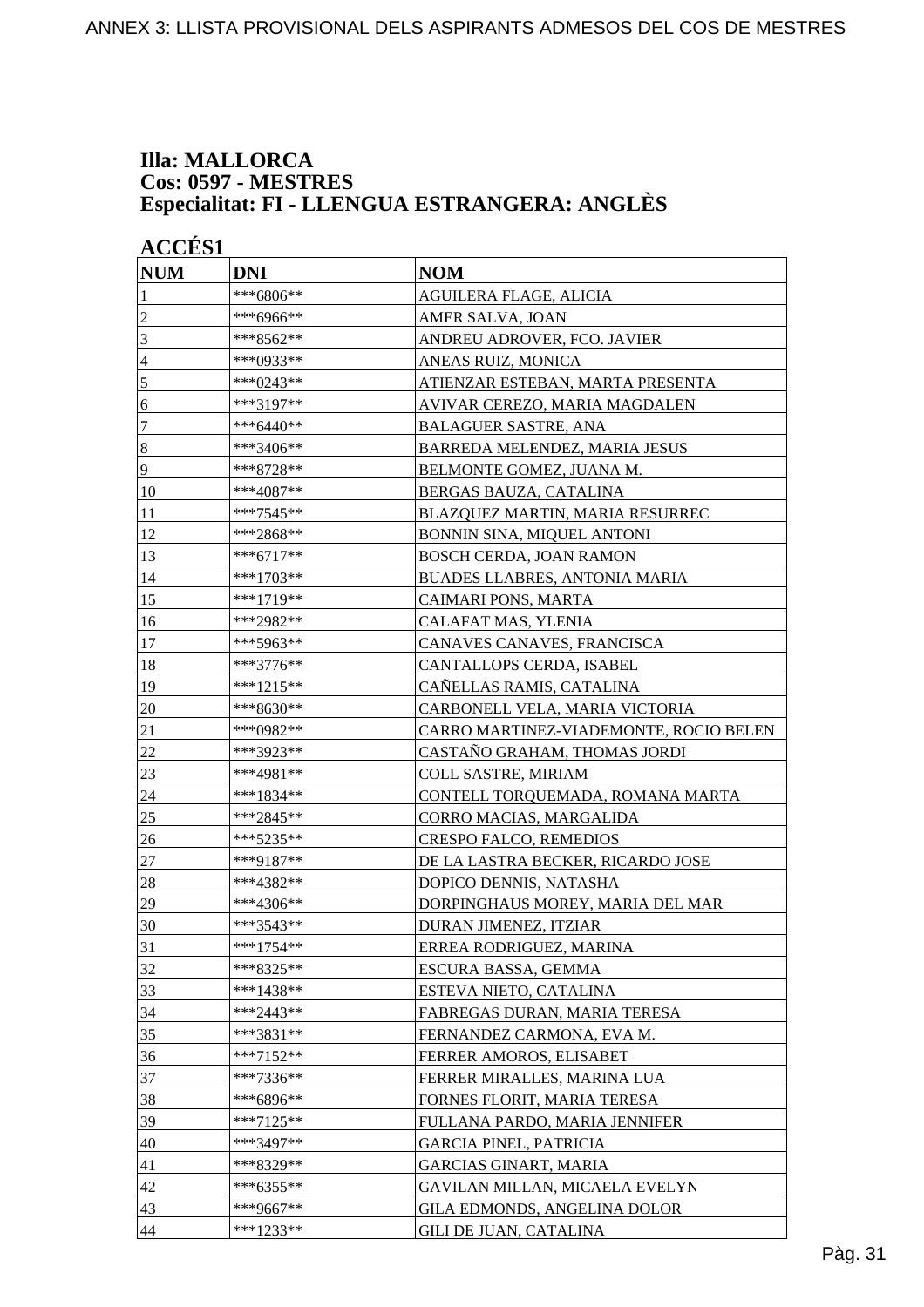**Illa: MALLORCA**
**Cos: 0597 - MESTRES**
**Especialitat: FI - LLENGUA ESTRANGERA: ANGLÈS**

**ACCÉS1**

| NUM | DNI | NOM |
|---|---|---|
| 1 | ***6806** | AGUILERA FLAGE, ALICIA |
| 2 | ***6966** | AMER SALVA, JOAN |
| 3 | ***8562** | ANDREU ADROVER, FCO. JAVIER |
| 4 | ***0933** | ANEAS RUIZ, MONICA |
| 5 | ***0243** | ATIENZAR ESTEBAN, MARTA PRESENTA |
| 6 | ***3197** | AVIVAR CEREZO, MARIA MAGDALEN |
| 7 | ***6440** | BALAGUER SASTRE, ANA |
| 8 | ***3406** | BARREDA MELENDEZ, MARIA JESUS |
| 9 | ***8728** | BELMONTE GOMEZ, JUANA M. |
| 10 | ***4087** | BERGAS BAUZA, CATALINA |
| 11 | ***7545** | BLAZQUEZ MARTIN, MARIA RESURREC |
| 12 | ***2868** | BONNIN SINA, MIQUEL ANTONI |
| 13 | ***6717** | BOSCH CERDA, JOAN RAMON |
| 14 | ***1703** | BUADES LLABRES, ANTONIA MARIA |
| 15 | ***1719** | CAIMARI PONS, MARTA |
| 16 | ***2982** | CALAFAT MAS, YLENIA |
| 17 | ***5963** | CANAVES CANAVES, FRANCISCA |
| 18 | ***3776** | CANTALLOPS CERDA, ISABEL |
| 19 | ***1215** | CAÑELLAS RAMIS, CATALINA |
| 20 | ***8630** | CARBONELL VELA, MARIA VICTORIA |
| 21 | ***0982** | CARRO MARTINEZ-VIADEMONTE, ROCIO BELEN |
| 22 | ***3923** | CASTAÑO GRAHAM, THOMAS JORDI |
| 23 | ***4981** | COLL SASTRE, MIRIAM |
| 24 | ***1834** | CONTELL TORQUEMADA, ROMANA MARTA |
| 25 | ***2845** | CORRO MACIAS, MARGALIDA |
| 26 | ***5235** | CRESPO FALCO, REMEDIOS |
| 27 | ***9187** | DE LA LASTRA BECKER, RICARDO JOSE |
| 28 | ***4382** | DOPICO DENNIS, NATASHA |
| 29 | ***4306** | DORPINGHAUS MOREY, MARIA DEL MAR |
| 30 | ***3543** | DURAN JIMENEZ, ITZIAR |
| 31 | ***1754** | ERREA RODRIGUEZ, MARINA |
| 32 | ***8325** | ESCURA BASSA, GEMMA |
| 33 | ***1438** | ESTEVA NIETO, CATALINA |
| 34 | ***2443** | FABREGAS DURAN, MARIA TERESA |
| 35 | ***3831** | FERNANDEZ CARMONA, EVA M. |
| 36 | ***7152** | FERRER AMOROS, ELISABET |
| 37 | ***7336** | FERRER MIRALLES, MARINA LUA |
| 38 | ***6896** | FORNES FLORIT, MARIA TERESA |
| 39 | ***7125** | FULLANA PARDO, MARIA JENNIFER |
| 40 | ***3497** | GARCIA PINEL, PATRICIA |
| 41 | ***8329** | GARCIAS GINART, MARIA |
| 42 | ***6355** | GAVILAN MILLAN, MICAELA EVELYN |
| 43 | ***9667** | GILA EDMONDS, ANGELINA DOLOR |
| 44 | ***1233** | GILI DE JUAN, CATALINA |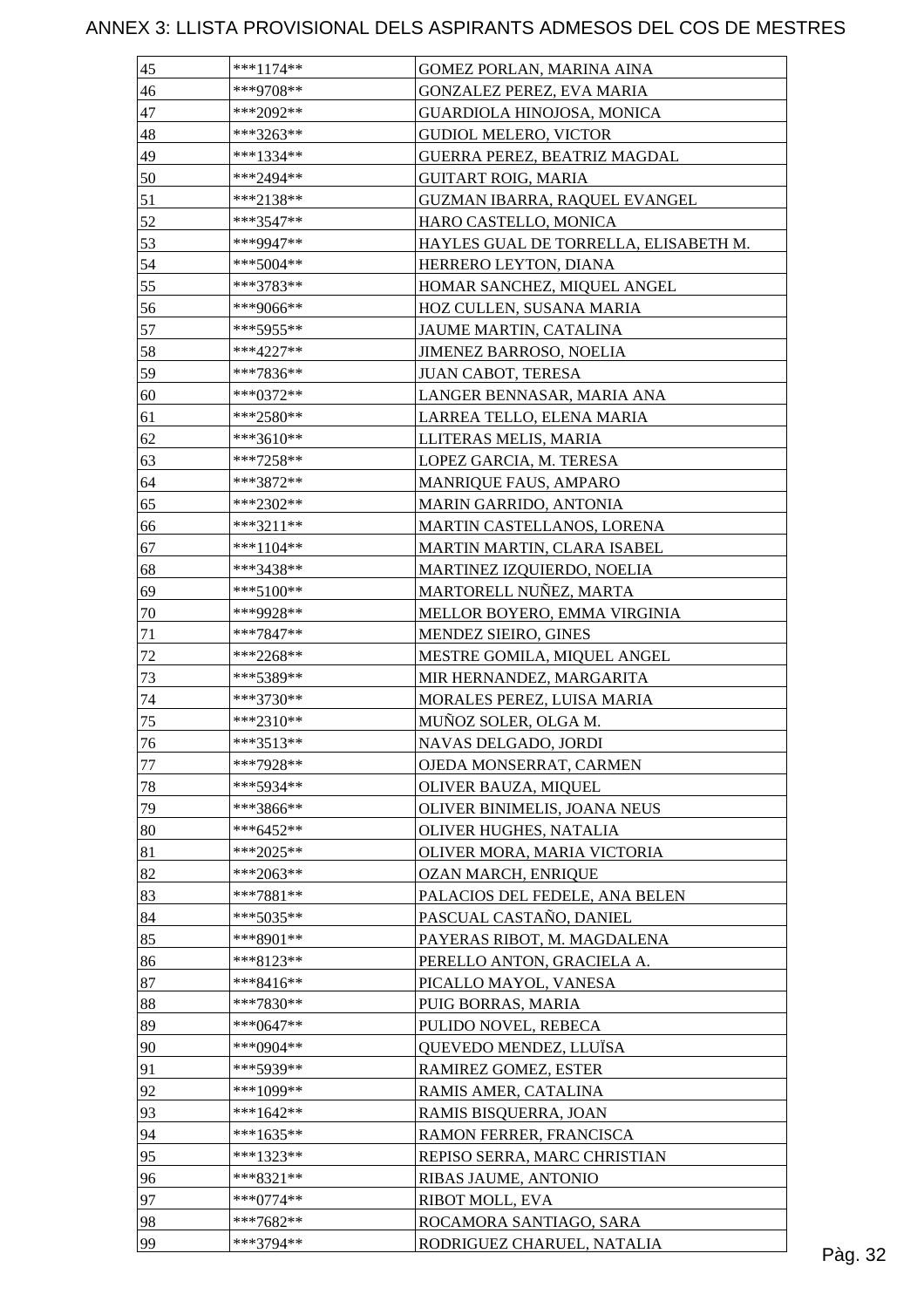# ANNEX 3: LLISTA PROVISIONAL DELS ASPIRANTS ADMESOS DEL COS DE MESTRES

| | | |
|---|---|---|
| 45 | ***1174** | GOMEZ PORLAN, MARINA AINA |
| 46 | ***9708** | GONZALEZ PEREZ, EVA MARIA |
| 47 | ***2092** | GUARDIOLA HINOJOSA, MONICA |
| 48 | ***3263** | GUDIOL MELERO, VICTOR |
| 49 | ***1334** | GUERRA PEREZ, BEATRIZ MAGDAL |
| 50 | ***2494** | GUITART ROIG, MARIA |
| 51 | ***2138** | GUZMAN IBARRA, RAQUEL EVANGEL |
| 52 | ***3547** | HARO CASTELLO, MONICA |
| 53 | ***9947** | HAYLES GUAL DE TORRELLA, ELISABETH M. |
| 54 | ***5004** | HERRERO LEYTON, DIANA |
| 55 | ***3783** | HOMAR SANCHEZ, MIQUEL ANGEL |
| 56 | ***9066** | HOZ CULLEN, SUSANA MARIA |
| 57 | ***5955** | JAUME MARTIN, CATALINA |
| 58 | ***4227** | JIMENEZ BARROSO, NOELIA |
| 59 | ***7836** | JUAN CABOT, TERESA |
| 60 | ***0372** | LANGER BENNASAR, MARIA ANA |
| 61 | ***2580** | LARREA TELLO, ELENA MARIA |
| 62 | ***3610** | LLITERAS MELIS, MARIA |
| 63 | ***7258** | LOPEZ GARCIA, M. TERESA |
| 64 | ***3872** | MANRIQUE FAUS, AMPARO |
| 65 | ***2302** | MARIN GARRIDO, ANTONIA |
| 66 | ***3211** | MARTIN CASTELLANOS, LORENA |
| 67 | ***1104** | MARTIN MARTIN, CLARA ISABEL |
| 68 | ***3438** | MARTINEZ IZQUIERDO, NOELIA |
| 69 | ***5100** | MARTORELL NUÑEZ, MARTA |
| 70 | ***9928** | MELLOR BOYERO, EMMA VIRGINIA |
| 71 | ***7847** | MENDEZ SIEIRO, GINES |
| 72 | ***2268** | MESTRE GOMILA, MIQUEL ANGEL |
| 73 | ***5389** | MIR HERNANDEZ, MARGARITA |
| 74 | ***3730** | MORALES PEREZ, LUISA MARIA |
| 75 | ***2310** | MUÑOZ SOLER, OLGA M. |
| 76 | ***3513** | NAVAS DELGADO, JORDI |
| 77 | ***7928** | OJEDA MONSERRAT, CARMEN |
| 78 | ***5934** | OLIVER BAUZA, MIQUEL |
| 79 | ***3866** | OLIVER BINIMELIS, JOANA NEUS |
| 80 | ***6452** | OLIVER HUGHES, NATALIA |
| 81 | ***2025** | OLIVER MORA, MARIA VICTORIA |
| 82 | ***2063** | OZAN MARCH, ENRIQUE |
| 83 | ***7881** | PALACIOS DEL FEDELE, ANA BELEN |
| 84 | ***5035** | PASCUAL CASTAÑO, DANIEL |
| 85 | ***8901** | PAYERAS RIBOT, M. MAGDALENA |
| 86 | ***8123** | PERELLO ANTON, GRACIELA A. |
| 87 | ***8416** | PICALLO MAYOL, VANESA |
| 88 | ***7830** | PUIG BORRAS, MARIA |
| 89 | ***0647** | PULIDO NOVEL, REBECA |
| 90 | ***0904** | QUEVEDO MENDEZ, LLUÏSA |
| 91 | ***5939** | RAMIREZ GOMEZ, ESTER |
| 92 | ***1099** | RAMIS AMER, CATALINA |
| 93 | ***1642** | RAMIS BISQUERRA, JOAN |
| 94 | ***1635** | RAMON FERRER, FRANCISCA |
| 95 | ***1323** | REPISO SERRA, MARC CHRISTIAN |
| 96 | ***8321** | RIBAS JAUME, ANTONIO |
| 97 | ***0774** | RIBOT MOLL, EVA |
| 98 | ***7682** | ROCAMORA SANTIAGO, SARA |
| 99 | ***3794** | RODRIGUEZ CHARUEL, NATALIA |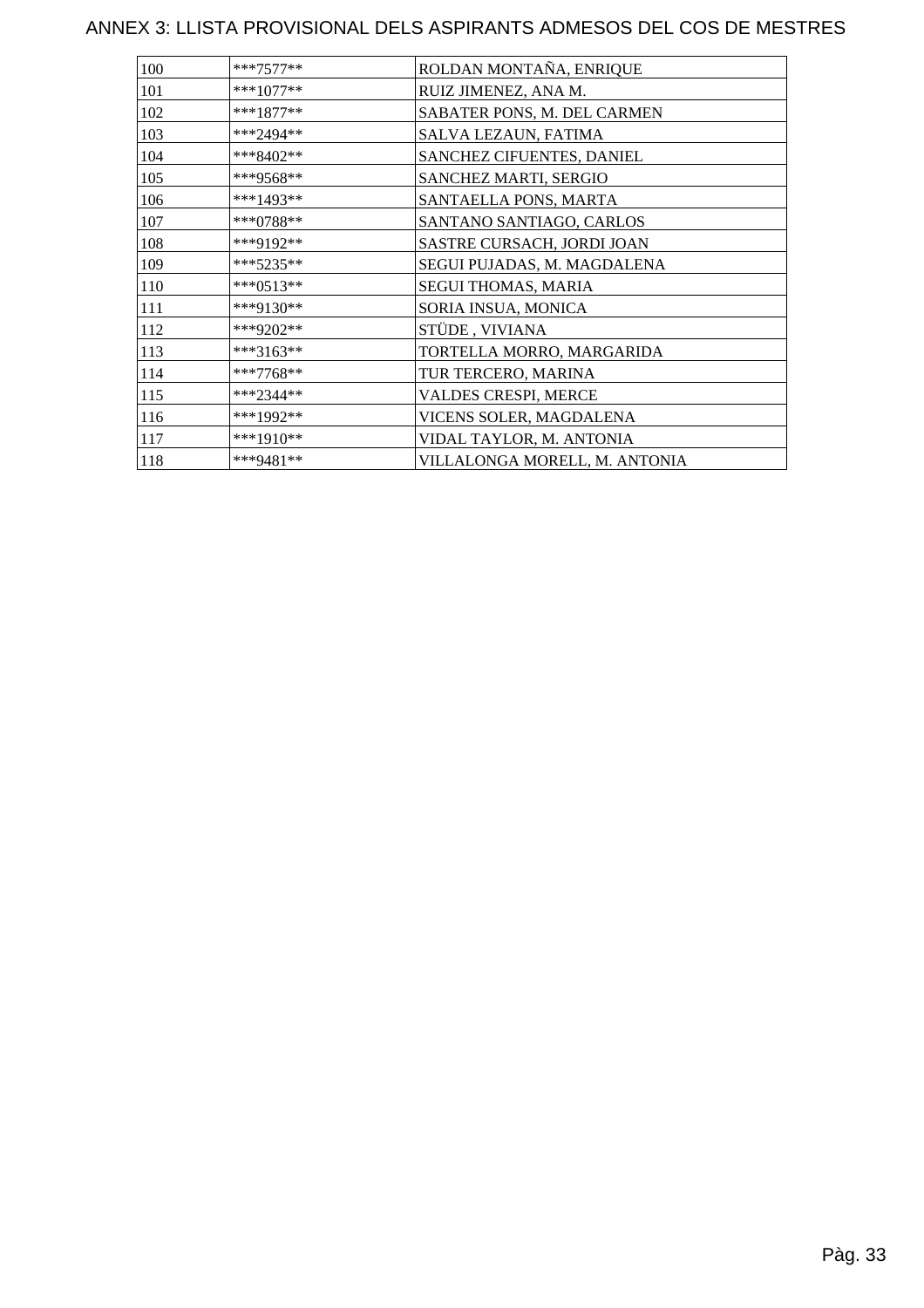# ANNEX 3: LLISTA PROVISIONAL DELS ASPIRANTS ADMESOS DEL COS DE MESTRES

| | | |
|---|---|---|
| 100 | ***7577** | ROLDAN MONTAÑA, ENRIQUE |
| 101 | ***1077** | RUIZ JIMENEZ, ANA M. |
| 102 | ***1877** | SABATER PONS, M. DEL CARMEN |
| 103 | ***2494** | SALVA LEZAUN, FATIMA |
| 104 | ***8402** | SANCHEZ CIFUENTES, DANIEL |
| 105 | ***9568** | SANCHEZ MARTI, SERGIO |
| 106 | ***1493** | SANTAELLA PONS, MARTA |
| 107 | ***0788** | SANTANO SANTIAGO, CARLOS |
| 108 | ***9192** | SASTRE CURSACH, JORDI JOAN |
| 109 | ***5235** | SEGUI PUJADAS, M. MAGDALENA |
| 110 | ***0513** | SEGUI THOMAS, MARIA |
| 111 | ***9130** | SORIA INSUA, MONICA |
| 112 | ***9202** | STÜDE , VIVIANA |
| 113 | ***3163** | TORTELLA MORRO, MARGARIDA |
| 114 | ***7768** | TUR TERCERO, MARINA |
| 115 | ***2344** | VALDES CRESPI, MERCE |
| 116 | ***1992** | VICENS SOLER, MAGDALENA |
| 117 | ***1910** | VIDAL TAYLOR, M. ANTONIA |
| 118 | ***9481** | VILLALONGA MORELL, M. ANTONIA |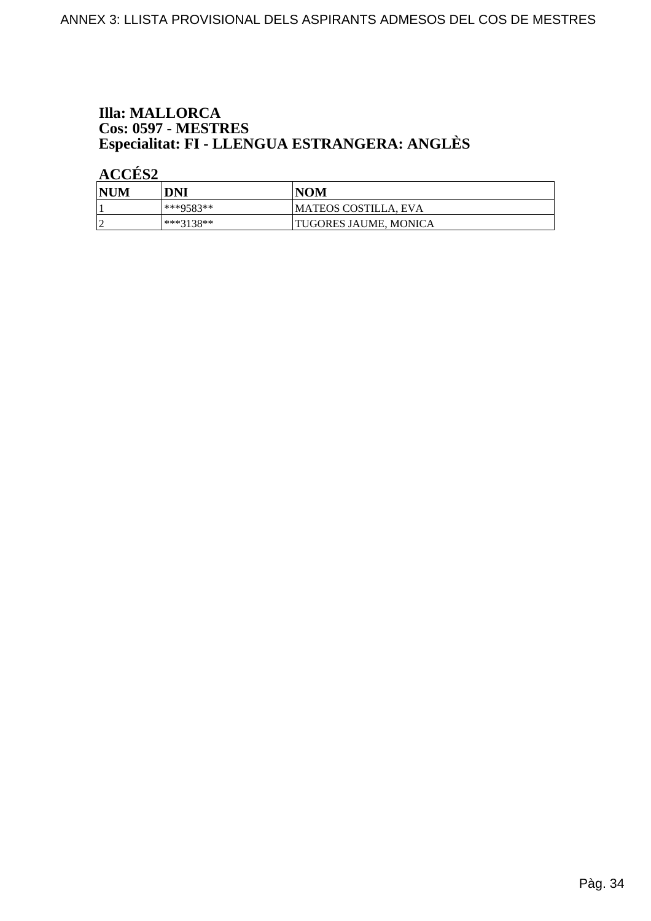**Illa: MALLORCA**
**Cos: 0597 - MESTRES**
**Especialitat: FI - LLENGUA ESTRANGERA: ANGLÈS**

**ACCÉS2**

| NUM | DNI | NOM |
|---|---|---|
| 1 | ***9583** | MATEOS COSTILLA, EVA |
| 2 | ***3138** | TUGORES JAUME, MONICA |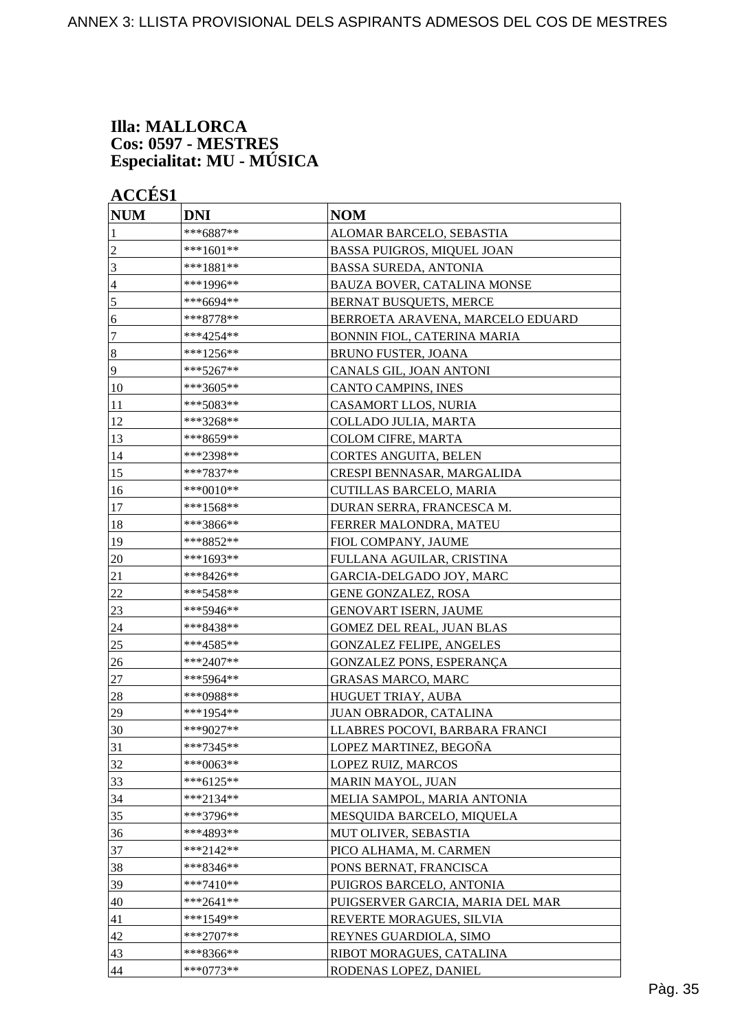**Illa: MALLORCA**
**Cos: 0597 - MESTRES**
**Especialitat: MU - MÚSICA**

**ACCÉS1**

| NUM | DNI | NOM |
|---|---|---|
| 1 | ***6887** | ALOMAR BARCELO, SEBASTIA |
| 2 | ***1601** | BASSA PUIGROS, MIQUEL JOAN |
| 3 | ***1881** | BASSA SUREDA, ANTONIA |
| 4 | ***1996** | BAUZA BOVER, CATALINA MONSE |
| 5 | ***6694** | BERNAT BUSQUETS, MERCE |
| 6 | ***8778** | BERROETA ARAVENA, MARCELO EDUARD |
| 7 | ***4254** | BONNIN FIOL, CATERINA MARIA |
| 8 | ***1256** | BRUNO FUSTER, JOANA |
| 9 | ***5267** | CANALS GIL, JOAN ANTONI |
| 10 | ***3605** | CANTO CAMPINS, INES |
| 11 | ***5083** | CASAMORT LLOS, NURIA |
| 12 | ***3268** | COLLADO JULIA, MARTA |
| 13 | ***8659** | COLOM CIFRE, MARTA |
| 14 | ***2398** | CORTES ANGUITA, BELEN |
| 15 | ***7837** | CRESPI BENNASAR, MARGALIDA |
| 16 | ***0010** | CUTILLAS BARCELO, MARIA |
| 17 | ***1568** | DURAN SERRA, FRANCESCA M. |
| 18 | ***3866** | FERRER MALONDRA, MATEU |
| 19 | ***8852** | FIOL COMPANY, JAUME |
| 20 | ***1693** | FULLANA AGUILAR, CRISTINA |
| 21 | ***8426** | GARCIA-DELGADO JOY, MARC |
| 22 | ***5458** | GENE GONZALEZ, ROSA |
| 23 | ***5946** | GENOVART ISERN, JAUME |
| 24 | ***8438** | GOMEZ DEL REAL, JUAN BLAS |
| 25 | ***4585** | GONZALEZ FELIPE, ANGELES |
| 26 | ***2407** | GONZALEZ PONS, ESPERANÇA |
| 27 | ***5964** | GRASAS MARCO, MARC |
| 28 | ***0988** | HUGUET TRIAY, AUBA |
| 29 | ***1954** | JUAN OBRADOR, CATALINA |
| 30 | ***9027** | LLABRES POCOVI, BARBARA FRANCI |
| 31 | ***7345** | LOPEZ MARTINEZ, BEGOÑA |
| 32 | ***0063** | LOPEZ RUIZ, MARCOS |
| 33 | ***6125** | MARIN MAYOL, JUAN |
| 34 | ***2134** | MELIA SAMPOL, MARIA ANTONIA |
| 35 | ***3796** | MESQUIDA BARCELO, MIQUELA |
| 36 | ***4893** | MUT OLIVER, SEBASTIA |
| 37 | ***2142** | PICO ALHAMA, M. CARMEN |
| 38 | ***8346** | PONS BERNAT, FRANCISCA |
| 39 | ***7410** | PUIGROS BARCELO, ANTONIA |
| 40 | ***2641** | PUIGSERVER GARCIA, MARIA DEL MAR |
| 41 | ***1549** | REVERTE MORAGUES, SILVIA |
| 42 | ***2707** | REYNES GUARDIOLA, SIMO |
| 43 | ***8366** | RIBOT MORAGUES, CATALINA |
| 44 | ***0773** | RODENAS LOPEZ, DANIEL |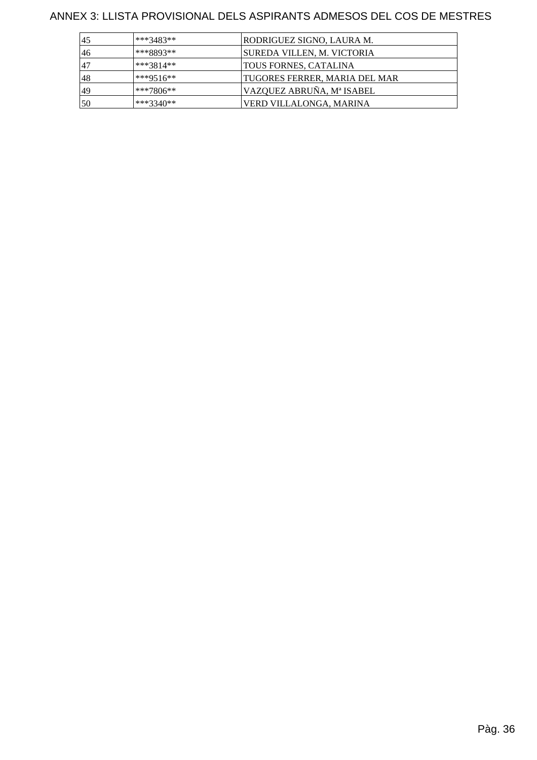ANNEX 3: LLISTA PROVISIONAL DELS ASPIRANTS ADMESOS DEL COS DE MESTRES

| | | |
|---|---|---|
| 45 | ***3483** | RODRIGUEZ SIGNO, LAURA M. |
| 46 | ***8893** | SUREDA VILLEN, M. VICTORIA |
| 47 | ***3814** | TOUS FORNES, CATALINA |
| 48 | ***9516** | TUGORES FERRER, MARIA DEL MAR |
| 49 | ***7806** | VAZQUEZ ABRUÑA, Mª ISABEL |
| 50 | ***3340** | VERD VILLALONGA, MARINA |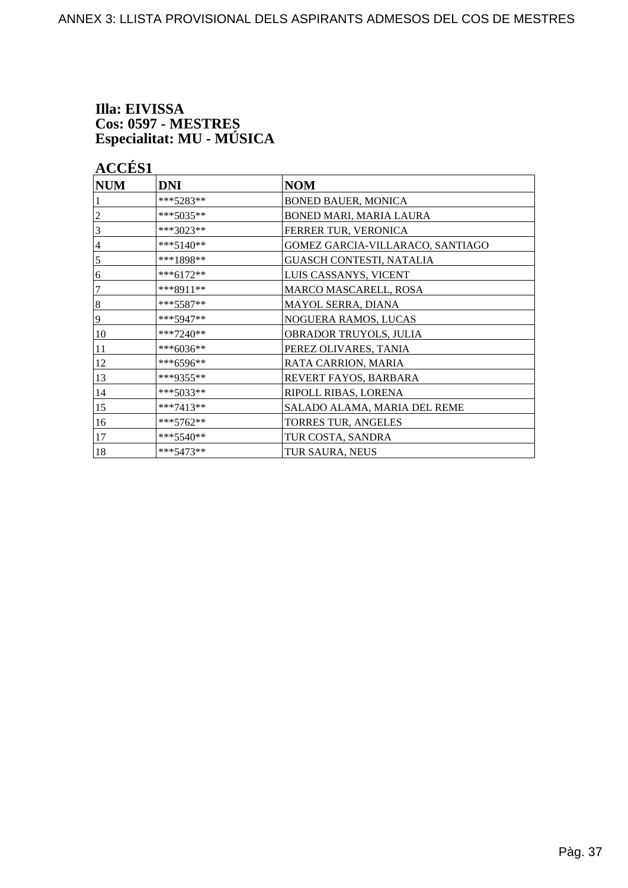**Illa: EIVISSA**
**Cos: 0597 - MESTRES**
**Especialitat: MU - MÚSICA**

**ACCÉS1**

| NUM | DNI | NOM |
|---|---|---|
| 1 | ***5283** | BONED BAUER, MONICA |
| 2 | ***5035** | BONED MARI, MARIA LAURA |
| 3 | ***3023** | FERRER TUR, VERONICA |
| 4 | ***5140** | GOMEZ GARCIA-VILLARACO, SANTIAGO |
| 5 | ***1898** | GUASCH CONTESTI, NATALIA |
| 6 | ***6172** | LUIS CASSANYS, VICENT |
| 7 | ***8911** | MARCO MASCARELL, ROSA |
| 8 | ***5587** | MAYOL SERRA, DIANA |
| 9 | ***5947** | NOGUERA RAMOS, LUCAS |
| 10 | ***7240** | OBRADOR TRUYOLS, JULIA |
| 11 | ***6036** | PEREZ OLIVARES, TANIA |
| 12 | ***6596** | RATA CARRION, MARIA |
| 13 | ***9355** | REVERT FAYOS, BARBARA |
| 14 | ***5033** | RIPOLL RIBAS, LORENA |
| 15 | ***7413** | SALADO ALAMA, MARIA DEL REME |
| 16 | ***5762** | TORRES TUR, ANGELES |
| 17 | ***5540** | TUR COSTA, SANDRA |
| 18 | ***5473** | TUR SAURA, NEUS |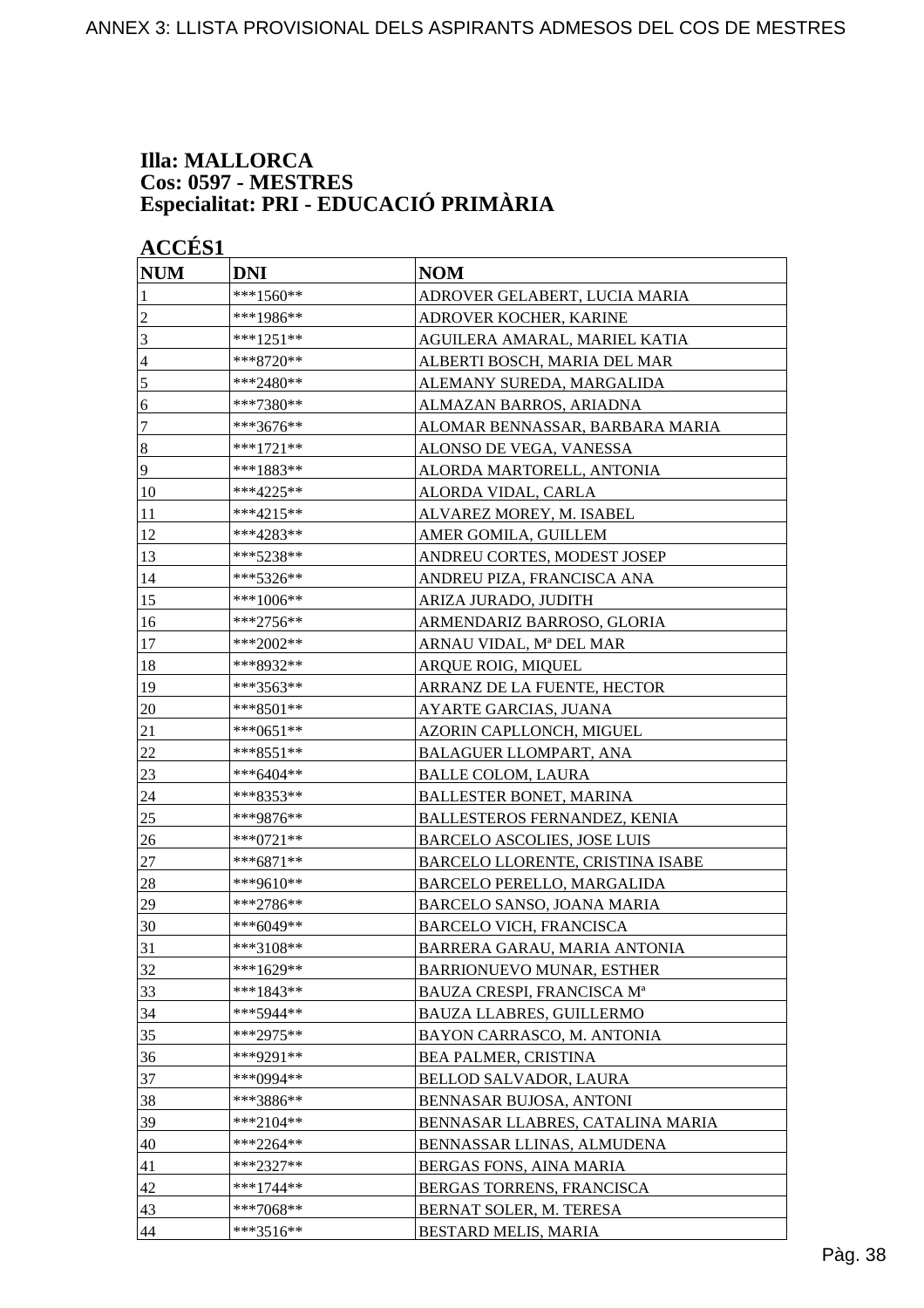**Illa: MALLORCA**
**Cos: 0597 - MESTRES**
**Especialitat: PRI - EDUCACIÓ PRIMÀRIA**

**ACCÉS1**

| NUM | DNI | NOM |
|---|---|---|
| 1 | ***1560** | ADROVER GELABERT, LUCIA MARIA |
| 2 | ***1986** | ADROVER KOCHER, KARINE |
| 3 | ***1251** | AGUILERA AMARAL, MARIEL KATIA |
| 4 | ***8720** | ALBERTI BOSCH, MARIA DEL MAR |
| 5 | ***2480** | ALEMANY SUREDA, MARGALIDA |
| 6 | ***7380** | ALMAZAN BARROS, ARIADNA |
| 7 | ***3676** | ALOMAR BENNASSAR, BARBARA MARIA |
| 8 | ***1721** | ALONSO DE VEGA, VANESSA |
| 9 | ***1883** | ALORDA MARTORELL, ANTONIA |
| 10 | ***4225** | ALORDA VIDAL, CARLA |
| 11 | ***4215** | ALVAREZ MOREY, M. ISABEL |
| 12 | ***4283** | AMER GOMILA, GUILLEM |
| 13 | ***5238** | ANDREU CORTES, MODEST JOSEP |
| 14 | ***5326** | ANDREU PIZA, FRANCISCA ANA |
| 15 | ***1006** | ARIZA JURADO, JUDITH |
| 16 | ***2756** | ARMENDARIZ BARROSO, GLORIA |
| 17 | ***2002** | ARNAU VIDAL, Mª DEL MAR |
| 18 | ***8932** | ARQUE ROIG, MIQUEL |
| 19 | ***3563** | ARRANZ DE LA FUENTE, HECTOR |
| 20 | ***8501** | AYARTE GARCIAS, JUANA |
| 21 | ***0651** | AZORIN CAPLLONCH, MIGUEL |
| 22 | ***8551** | BALAGUER LLOMPART, ANA |
| 23 | ***6404** | BALLE COLOM, LAURA |
| 24 | ***8353** | BALLESTER BONET, MARINA |
| 25 | ***9876** | BALLESTEROS FERNANDEZ, KENIA |
| 26 | ***0721** | BARCELO ASCOLIES, JOSE LUIS |
| 27 | ***6871** | BARCELO LLORENTE, CRISTINA ISABE |
| 28 | ***9610** | BARCELO PERELLO, MARGALIDA |
| 29 | ***2786** | BARCELO SANSO, JOANA MARIA |
| 30 | ***6049** | BARCELO VICH, FRANCISCA |
| 31 | ***3108** | BARRERA GARAU, MARIA ANTONIA |
| 32 | ***1629** | BARRIONUEVO MUNAR, ESTHER |
| 33 | ***1843** | BAUZA CRESPI, FRANCISCA Mª |
| 34 | ***5944** | BAUZA LLABRES, GUILLERMO |
| 35 | ***2975** | BAYON CARRASCO, M. ANTONIA |
| 36 | ***9291** | BEA PALMER, CRISTINA |
| 37 | ***0994** | BELLOD SALVADOR, LAURA |
| 38 | ***3886** | BENNASAR BUJOSA, ANTONI |
| 39 | ***2104** | BENNASAR LLABRES, CATALINA MARIA |
| 40 | ***2264** | BENNASSAR LLINAS, ALMUDENA |
| 41 | ***2327** | BERGAS FONS, AINA MARIA |
| 42 | ***1744** | BERGAS TORRENS, FRANCISCA |
| 43 | ***7068** | BERNAT SOLER, M. TERESA |
| 44 | ***3516** | BESTARD MELIS, MARIA |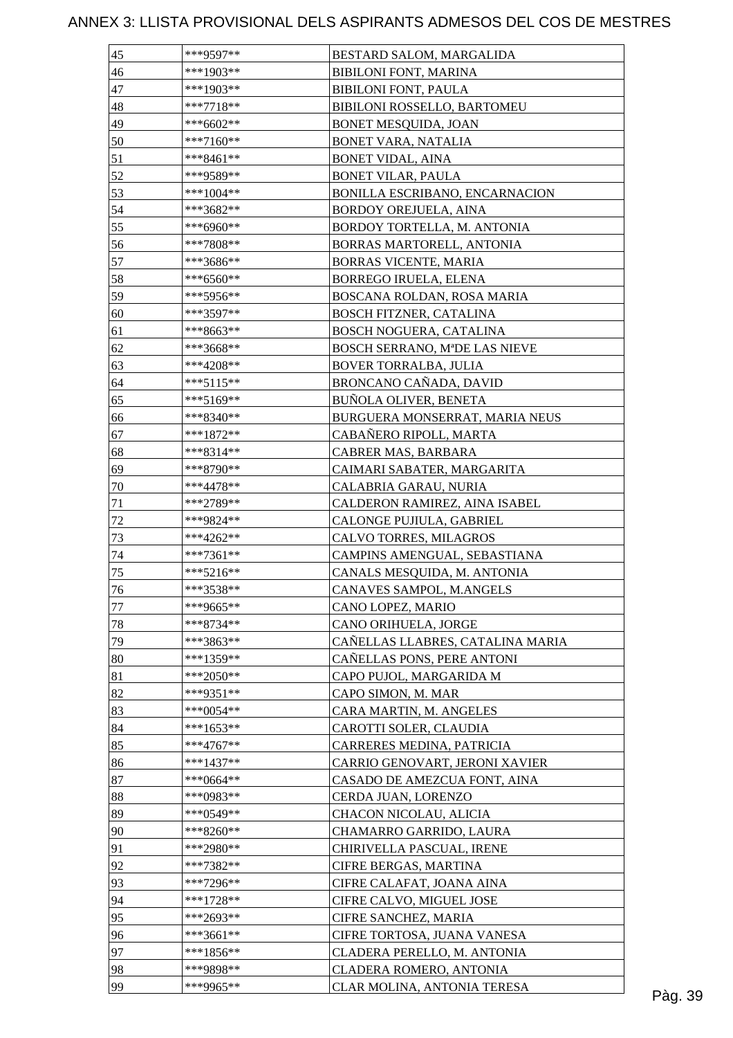# ANNEX 3: LLISTA PROVISIONAL DELS ASPIRANTS ADMESOS DEL COS DE MESTRES

| | | |
|---|---|---|
| 45 | ***9597** | BESTARD SALOM, MARGALIDA |
| 46 | ***1903** | BIBILONI FONT, MARINA |
| 47 | ***1903** | BIBILONI FONT, PAULA |
| 48 | ***7718** | BIBILONI ROSSELLO, BARTOMEU |
| 49 | ***6602** | BONET MESQUIDA, JOAN |
| 50 | ***7160** | BONET VARA, NATALIA |
| 51 | ***8461** | BONET VIDAL, AINA |
| 52 | ***9589** | BONET VILAR, PAULA |
| 53 | ***1004** | BONILLA ESCRIBANO, ENCARNACION |
| 54 | ***3682** | BORDOY OREJUELA, AINA |
| 55 | ***6960** | BORDOY TORTELLA, M. ANTONIA |
| 56 | ***7808** | BORRAS MARTORELL, ANTONIA |
| 57 | ***3686** | BORRAS VICENTE, MARIA |
| 58 | ***6560** | BORREGO IRUELA, ELENA |
| 59 | ***5956** | BOSCANA ROLDAN, ROSA MARIA |
| 60 | ***3597** | BOSCH FITZNER, CATALINA |
| 61 | ***8663** | BOSCH NOGUERA, CATALINA |
| 62 | ***3668** | BOSCH SERRANO, MªDE LAS NIEVE |
| 63 | ***4208** | BOVER TORRALBA, JULIA |
| 64 | ***5115** | BRONCANO CAÑADA, DAVID |
| 65 | ***5169** | BUÑOLA OLIVER, BENETA |
| 66 | ***8340** | BURGUERA MONSERRAT, MARIA NEUS |
| 67 | ***1872** | CABAÑERO RIPOLL, MARTA |
| 68 | ***8314** | CABRER MAS, BARBARA |
| 69 | ***8790** | CAIMARI SABATER, MARGARITA |
| 70 | ***4478** | CALABRIA GARAU, NURIA |
| 71 | ***2789** | CALDERON RAMIREZ, AINA ISABEL |
| 72 | ***9824** | CALONGE PUJIULA, GABRIEL |
| 73 | ***4262** | CALVO TORRES, MILAGROS |
| 74 | ***7361** | CAMPINS AMENGUAL, SEBASTIANA |
| 75 | ***5216** | CANALS MESQUIDA, M. ANTONIA |
| 76 | ***3538** | CANAVES SAMPOL, M.ANGELS |
| 77 | ***9665** | CANO LOPEZ, MARIO |
| 78 | ***8734** | CANO ORIHUELA, JORGE |
| 79 | ***3863** | CAÑELLAS LLABRES, CATALINA MARIA |
| 80 | ***1359** | CAÑELLAS PONS, PERE ANTONI |
| 81 | ***2050** | CAPO PUJOL, MARGARIDA M |
| 82 | ***9351** | CAPO SIMON, M. MAR |
| 83 | ***0054** | CARA MARTIN, M. ANGELES |
| 84 | ***1653** | CAROTTI SOLER, CLAUDIA |
| 85 | ***4767** | CARRERES MEDINA, PATRICIA |
| 86 | ***1437** | CARRIO GENOVART, JERONI XAVIER |
| 87 | ***0664** | CASADO DE AMEZCUA FONT, AINA |
| 88 | ***0983** | CERDA JUAN, LORENZO |
| 89 | ***0549** | CHACON NICOLAU, ALICIA |
| 90 | ***8260** | CHAMARRO GARRIDO, LAURA |
| 91 | ***2980** | CHIRIVELLA PASCUAL, IRENE |
| 92 | ***7382** | CIFRE BERGAS, MARTINA |
| 93 | ***7296** | CIFRE CALAFAT, JOANA AINA |
| 94 | ***1728** | CIFRE CALVO, MIGUEL JOSE |
| 95 | ***2693** | CIFRE SANCHEZ, MARIA |
| 96 | ***3661** | CIFRE TORTOSA, JUANA VANESA |
| 97 | ***1856** | CLADERA PERELLO, M. ANTONIA |
| 98 | ***9898** | CLADERA ROMERO, ANTONIA |
| 99 | ***9965** | CLAR MOLINA, ANTONIA TERESA |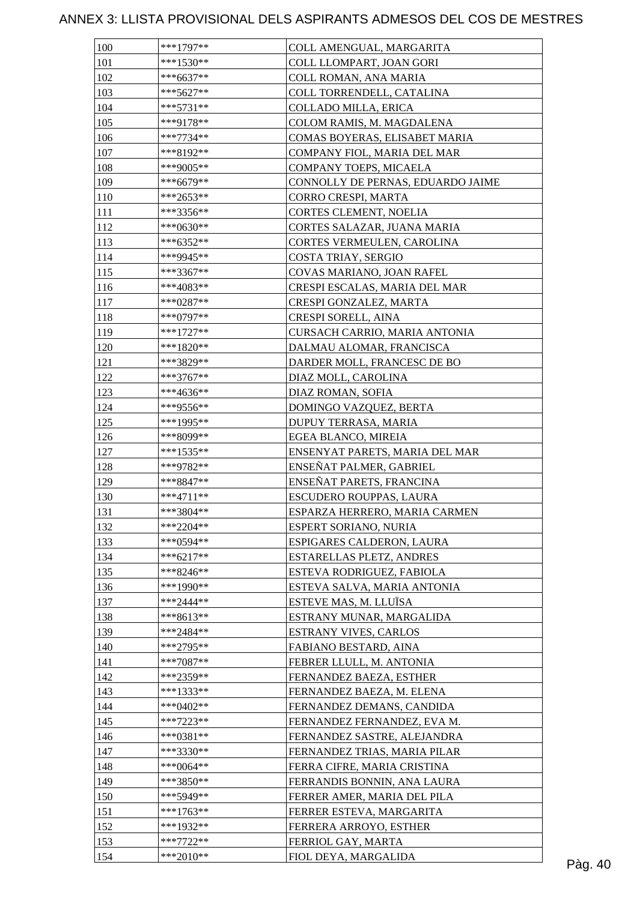# ANNEX 3: LLISTA PROVISIONAL DELS ASPIRANTS ADMESOS DEL COS DE MESTRES

| | | |
|---|---|---|
| 100 | ***1797** | COLL AMENGUAL, MARGARITA |
| 101 | ***1530** | COLL LLOMPART, JOAN GORI |
| 102 | ***6637** | COLL ROMAN, ANA MARIA |
| 103 | ***5627** | COLL TORRENDELL, CATALINA |
| 104 | ***5731** | COLLADO MILLA, ERICA |
| 105 | ***9178** | COLOM RAMIS, M. MAGDALENA |
| 106 | ***7734** | COMAS BOYERAS, ELISABET MARIA |
| 107 | ***8192** | COMPANY FIOL, MARIA DEL MAR |
| 108 | ***9005** | COMPANY TOEPS, MICAELA |
| 109 | ***6679** | CONNOLLY DE PERNAS, EDUARDO JAIME |
| 110 | ***2653** | CORRO CRESPI, MARTA |
| 111 | ***3356** | CORTES CLEMENT, NOELIA |
| 112 | ***0630** | CORTES SALAZAR, JUANA MARIA |
| 113 | ***6352** | CORTES VERMEULEN, CAROLINA |
| 114 | ***9945** | COSTA TRIAY, SERGIO |
| 115 | ***3367** | COVAS MARIANO, JOAN RAFEL |
| 116 | ***4083** | CRESPI ESCALAS, MARIA DEL MAR |
| 117 | ***0287** | CRESPI GONZALEZ, MARTA |
| 118 | ***0797** | CRESPI SORELL, AINA |
| 119 | ***1727** | CURSACH CARRIO, MARIA ANTONIA |
| 120 | ***1820** | DALMAU ALOMAR, FRANCISCA |
| 121 | ***3829** | DARDER MOLL, FRANCESC DE BO |
| 122 | ***3767** | DIAZ MOLL, CAROLINA |
| 123 | ***4636** | DIAZ ROMAN, SOFIA |
| 124 | ***9556** | DOMINGO VAZQUEZ, BERTA |
| 125 | ***1995** | DUPUY TERRASA, MARIA |
| 126 | ***8099** | EGEA BLANCO, MIREIA |
| 127 | ***1535** | ENSENYAT PARETS, MARIA DEL MAR |
| 128 | ***9782** | ENSEÑAT PALMER, GABRIEL |
| 129 | ***8847** | ENSEÑAT PARETS, FRANCINA |
| 130 | ***4711** | ESCUDERO ROUPPAS, LAURA |
| 131 | ***3804** | ESPARZA HERRERO, MARIA CARMEN |
| 132 | ***2204** | ESPERT SORIANO, NURIA |
| 133 | ***0594** | ESPIGARES CALDERON, LAURA |
| 134 | ***6217** | ESTARELLAS PLETZ, ANDRES |
| 135 | ***8246** | ESTEVA RODRIGUEZ, FABIOLA |
| 136 | ***1990** | ESTEVA SALVA, MARIA ANTONIA |
| 137 | ***2444** | ESTEVE MAS, M. LLUÏSA |
| 138 | ***8613** | ESTRANY MUNAR, MARGALIDA |
| 139 | ***2484** | ESTRANY VIVES, CARLOS |
| 140 | ***2795** | FABIANO BESTARD, AINA |
| 141 | ***7087** | FEBRER LLULL, M. ANTONIA |
| 142 | ***2359** | FERNANDEZ BAEZA, ESTHER |
| 143 | ***1333** | FERNANDEZ BAEZA, M. ELENA |
| 144 | ***0402** | FERNANDEZ DEMANS, CANDIDA |
| 145 | ***7223** | FERNANDEZ FERNANDEZ, EVA M. |
| 146 | ***0381** | FERNANDEZ SASTRE, ALEJANDRA |
| 147 | ***3330** | FERNANDEZ TRIAS, MARIA PILAR |
| 148 | ***0064** | FERRA CIFRE, MARIA CRISTINA |
| 149 | ***3850** | FERRANDIS BONNIN, ANA LAURA |
| 150 | ***5949** | FERRER AMER, MARIA DEL PILA |
| 151 | ***1763** | FERRER ESTEVA, MARGARITA |
| 152 | ***1932** | FERRERA ARROYO, ESTHER |
| 153 | ***7722** | FERRIOL GAY, MARTA |
| 154 | ***2010** | FIOL DEYA, MARGALIDA |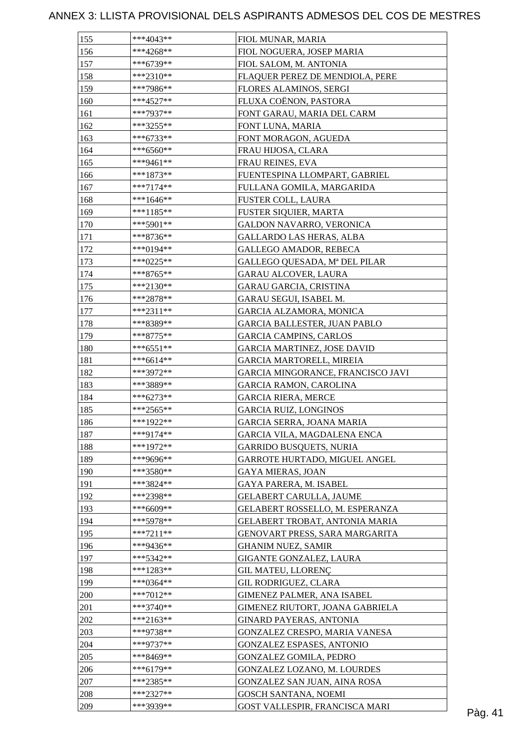# ANNEX 3: LLISTA PROVISIONAL DELS ASPIRANTS ADMESOS DEL COS DE MESTRES

| 155 | ***4043** | FIOL MUNAR, MARIA |
|---|---|---|
| 156 | ***4268** | FIOL NOGUERA, JOSEP MARIA |
| 157 | ***6739** | FIOL SALOM, M. ANTONIA |
| 158 | ***2310** | FLAQUER PEREZ DE MENDIOLA, PERE |
| 159 | ***7986** | FLORES ALAMINOS, SERGI |
| 160 | ***4527** | FLUXA COËNON, PASTORA |
| 161 | ***7937** | FONT GARAU, MARIA DEL CARM |
| 162 | ***3255** | FONT LUNA, MARIA |
| 163 | ***6733** | FONT MORAGON, AGUEDA |
| 164 | ***6560** | FRAU HIJOSA, CLARA |
| 165 | ***9461** | FRAU REINES, EVA |
| 166 | ***1873** | FUENTESPINA LLOMPART, GABRIEL |
| 167 | ***7174** | FULLANA GOMILA, MARGARIDA |
| 168 | ***1646** | FUSTER COLL, LAURA |
| 169 | ***1185** | FUSTER SIQUIER, MARTA |
| 170 | ***5901** | GALDON NAVARRO, VERONICA |
| 171 | ***8736** | GALLARDO LAS HERAS, ALBA |
| 172 | ***0194** | GALLEGO AMADOR, REBECA |
| 173 | ***0225** | GALLEGO QUESADA, Mª DEL PILAR |
| 174 | ***8765** | GARAU ALCOVER, LAURA |
| 175 | ***2130** | GARAU GARCIA, CRISTINA |
| 176 | ***2878** | GARAU SEGUI, ISABEL M. |
| 177 | ***2311** | GARCIA ALZAMORA, MONICA |
| 178 | ***8389** | GARCIA BALLESTER, JUAN PABLO |
| 179 | ***8775** | GARCIA CAMPINS, CARLOS |
| 180 | ***6551** | GARCIA MARTINEZ, JOSE DAVID |
| 181 | ***6614** | GARCIA MARTORELL, MIREIA |
| 182 | ***3972** | GARCIA MINGORANCE, FRANCISCO JAVI |
| 183 | ***3889** | GARCIA RAMON, CAROLINA |
| 184 | ***6273** | GARCIA RIERA, MERCE |
| 185 | ***2565** | GARCIA RUIZ, LONGINOS |
| 186 | ***1922** | GARCIA SERRA, JOANA MARIA |
| 187 | ***9174** | GARCIA VILA, MAGDALENA ENCA |
| 188 | ***1972** | GARRIDO BUSQUETS, NURIA |
| 189 | ***9696** | GARROTE HURTADO, MIGUEL ANGEL |
| 190 | ***3580** | GAYA MIERAS, JOAN |
| 191 | ***3824** | GAYA PARERA, M. ISABEL |
| 192 | ***2398** | GELABERT CARULLA, JAUME |
| 193 | ***6609** | GELABERT ROSSELLO, M. ESPERANZA |
| 194 | ***5978** | GELABERT TROBAT, ANTONIA MARIA |
| 195 | ***7211** | GENOVART PRESS, SARA MARGARITA |
| 196 | ***9436** | GHANIM NUEZ, SAMIR |
| 197 | ***5342** | GIGANTE GONZALEZ, LAURA |
| 198 | ***1283** | GIL MATEU, LLORENÇ |
| 199 | ***0364** | GIL RODRIGUEZ, CLARA |
| 200 | ***7012** | GIMENEZ PALMER, ANA ISABEL |
| 201 | ***3740** | GIMENEZ RIUTORT, JOANA GABRIELA |
| 202 | ***2163** | GINARD PAYERAS, ANTONIA |
| 203 | ***9738** | GONZALEZ CRESPO, MARIA VANESA |
| 204 | ***9737** | GONZALEZ ESPASES, ANTONIO |
| 205 | ***8469** | GONZALEZ GOMILA, PEDRO |
| 206 | ***6179** | GONZALEZ LOZANO, M. LOURDES |
| 207 | ***2385** | GONZALEZ SAN JUAN, AINA ROSA |
| 208 | ***2327** | GOSCH SANTANA, NOEMI |
| 209 | ***3939** | GOST VALLESPIR, FRANCISCA MARI |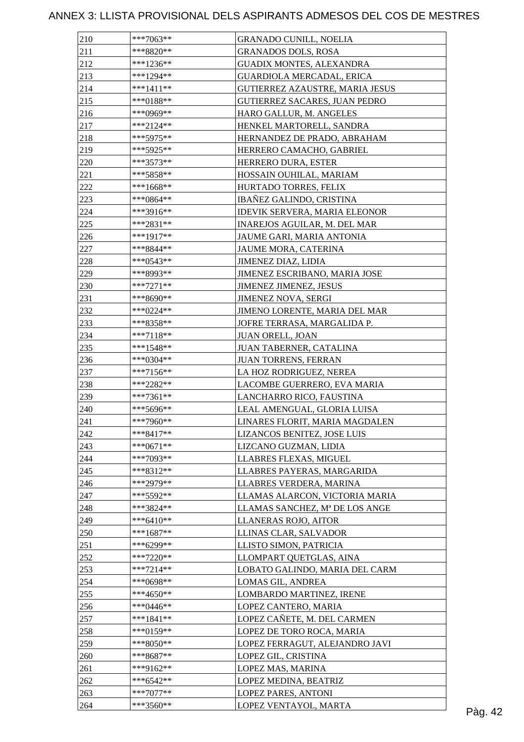# ANNEX 3: LLISTA PROVISIONAL DELS ASPIRANTS ADMESOS DEL COS DE MESTRES

| | | |
|---|---|---|
| 210 | ***7063** | GRANADO CUNILL, NOELIA |
| 211 | ***8820** | GRANADOS DOLS, ROSA |
| 212 | ***1236** | GUADIX MONTES, ALEXANDRA |
| 213 | ***1294** | GUARDIOLA MERCADAL, ERICA |
| 214 | ***1411** | GUTIERREZ AZAUSTRE, MARIA JESUS |
| 215 | ***0188** | GUTIERREZ SACARES, JUAN PEDRO |
| 216 | ***0969** | HARO GALLUR, M. ANGELES |
| 217 | ***2124** | HENKEL MARTORELL, SANDRA |
| 218 | ***5975** | HERNANDEZ DE PRADO, ABRAHAM |
| 219 | ***5925** | HERRERO CAMACHO, GABRIEL |
| 220 | ***3573** | HERRERO DURA, ESTER |
| 221 | ***5858** | HOSSAIN OUHILAL, MARIAM |
| 222 | ***1668** | HURTADO TORRES, FELIX |
| 223 | ***0864** | IBAÑEZ GALINDO, CRISTINA |
| 224 | ***3916** | IDEVIK SERVERA, MARIA ELEONOR |
| 225 | ***2831** | INAREJOS AGUILAR, M. DEL MAR |
| 226 | ***1917** | JAUME GARI, MARIA ANTONIA |
| 227 | ***8844** | JAUME MORA, CATERINA |
| 228 | ***0543** | JIMENEZ DIAZ, LIDIA |
| 229 | ***8993** | JIMENEZ ESCRIBANO, MARIA JOSE |
| 230 | ***7271** | JIMENEZ JIMENEZ, JESUS |
| 231 | ***8690** | JIMENEZ NOVA, SERGI |
| 232 | ***0224** | JIMENO LORENTE, MARIA DEL MAR |
| 233 | ***8358** | JOFRE TERRASA, MARGALIDA P. |
| 234 | ***7118** | JUAN ORELL, JOAN |
| 235 | ***1548** | JUAN TABERNER, CATALINA |
| 236 | ***0304** | JUAN TORRENS, FERRAN |
| 237 | ***7156** | LA HOZ RODRIGUEZ, NEREA |
| 238 | ***2282** | LACOMBE GUERRERO, EVA MARIA |
| 239 | ***7361** | LANCHARRO RICO, FAUSTINA |
| 240 | ***5696** | LEAL AMENGUAL, GLORIA LUISA |
| 241 | ***7960** | LINARES FLORIT, MARIA MAGDALEN |
| 242 | ***8417** | LIZANCOS BENITEZ, JOSE LUIS |
| 243 | ***0671** | LIZCANO GUZMAN, LIDIA |
| 244 | ***7093** | LLABRES FLEXAS, MIGUEL |
| 245 | ***8312** | LLABRES PAYERAS, MARGARIDA |
| 246 | ***2979** | LLABRES VERDERA, MARINA |
| 247 | ***5592** | LLAMAS ALARCON, VICTORIA MARIA |
| 248 | ***3824** | LLAMAS SANCHEZ, Mª DE LOS ANGE |
| 249 | ***6410** | LLANERAS ROJO, AITOR |
| 250 | ***1687** | LLINAS CLAR, SALVADOR |
| 251 | ***6299** | LLISTO SIMON, PATRICIA |
| 252 | ***7220** | LLOMPART QUETGLAS, AINA |
| 253 | ***7214** | LOBATO GALINDO, MARIA DEL CARM |
| 254 | ***0698** | LOMAS GIL, ANDREA |
| 255 | ***4650** | LOMBARDO MARTINEZ, IRENE |
| 256 | ***0446** | LOPEZ CANTERO, MARIA |
| 257 | ***1841** | LOPEZ CAÑETE, M. DEL CARMEN |
| 258 | ***0159** | LOPEZ DE TORO ROCA, MARIA |
| 259 | ***8050** | LOPEZ FERRAGUT, ALEJANDRO JAVI |
| 260 | ***8687** | LOPEZ GIL, CRISTINA |
| 261 | ***9162** | LOPEZ MAS, MARINA |
| 262 | ***6542** | LOPEZ MEDINA, BEATRIZ |
| 263 | ***7077** | LOPEZ PARES, ANTONI |
| 264 | ***3560** | LOPEZ VENTAYOL, MARTA |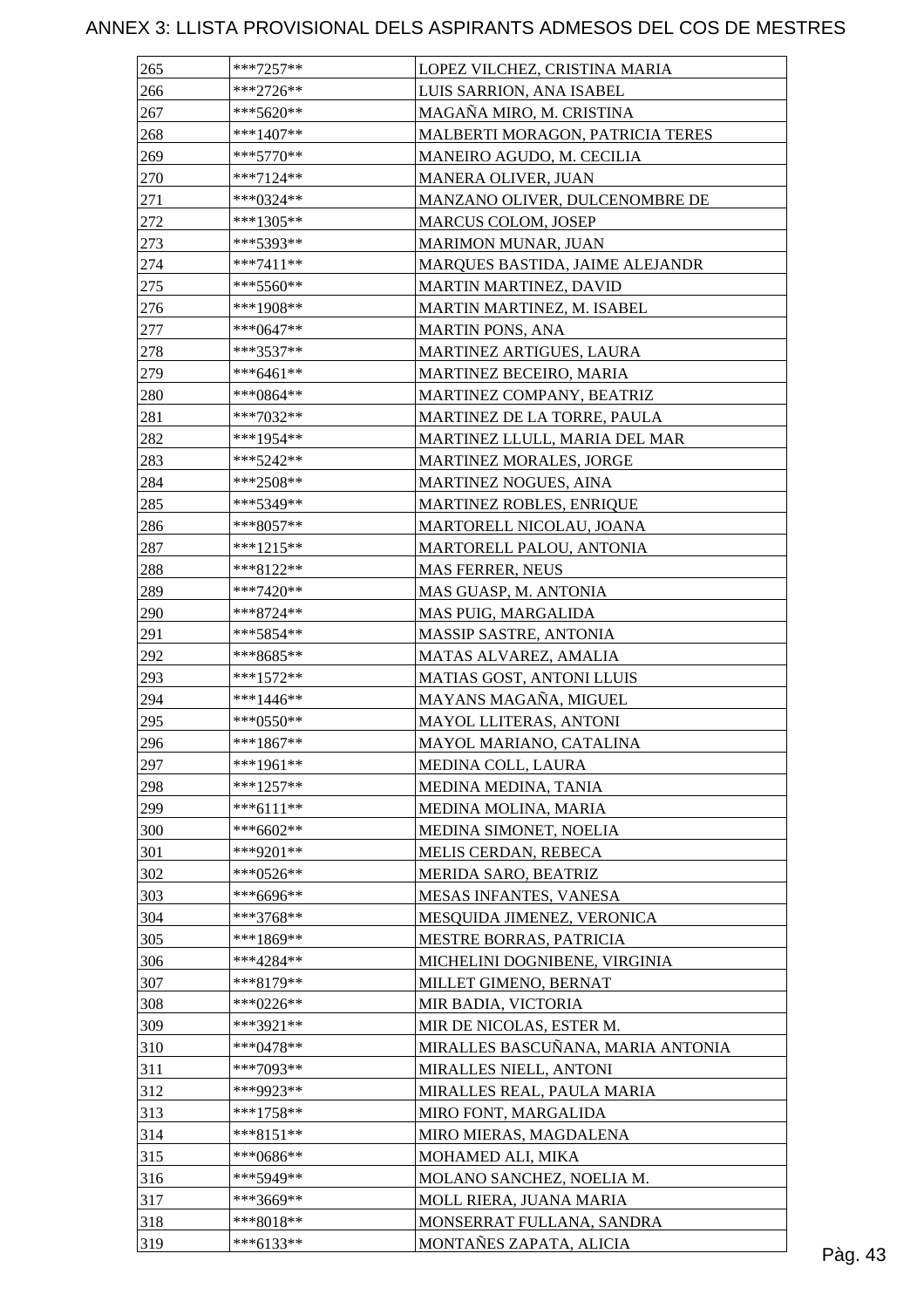# ANNEX 3: LLISTA PROVISIONAL DELS ASPIRANTS ADMESOS DEL COS DE MESTRES

| | | |
|---|---|---|
| 265 | ***7257** | LOPEZ VILCHEZ, CRISTINA MARIA |
| 266 | ***2726** | LUIS SARRION, ANA ISABEL |
| 267 | ***5620** | MAGAÑA MIRO, M. CRISTINA |
| 268 | ***1407** | MALBERTI MORAGON, PATRICIA TERES |
| 269 | ***5770** | MANEIRO AGUDO, M. CECILIA |
| 270 | ***7124** | MANERA OLIVER, JUAN |
| 271 | ***0324** | MANZANO OLIVER, DULCENOMBRE DE |
| 272 | ***1305** | MARCUS COLOM, JOSEP |
| 273 | ***5393** | MARIMON MUNAR, JUAN |
| 274 | ***7411** | MARQUES BASTIDA, JAIME ALEJANDR |
| 275 | ***5560** | MARTIN MARTINEZ, DAVID |
| 276 | ***1908** | MARTIN MARTINEZ, M. ISABEL |
| 277 | ***0647** | MARTIN PONS, ANA |
| 278 | ***3537** | MARTINEZ ARTIGUES, LAURA |
| 279 | ***6461** | MARTINEZ BECEIRO, MARIA |
| 280 | ***0864** | MARTINEZ COMPANY, BEATRIZ |
| 281 | ***7032** | MARTINEZ DE LA TORRE, PAULA |
| 282 | ***1954** | MARTINEZ LLULL, MARIA DEL MAR |
| 283 | ***5242** | MARTINEZ MORALES, JORGE |
| 284 | ***2508** | MARTINEZ NOGUES, AINA |
| 285 | ***5349** | MARTINEZ ROBLES, ENRIQUE |
| 286 | ***8057** | MARTORELL NICOLAU, JOANA |
| 287 | ***1215** | MARTORELL PALOU, ANTONIA |
| 288 | ***8122** | MAS FERRER, NEUS |
| 289 | ***7420** | MAS GUASP, M. ANTONIA |
| 290 | ***8724** | MAS PUIG, MARGALIDA |
| 291 | ***5854** | MASSIP SASTRE, ANTONIA |
| 292 | ***8685** | MATAS ALVAREZ, AMALIA |
| 293 | ***1572** | MATIAS GOST, ANTONI LLUIS |
| 294 | ***1446** | MAYANS MAGAÑA, MIGUEL |
| 295 | ***0550** | MAYOL LLITERAS, ANTONI |
| 296 | ***1867** | MAYOL MARIANO, CATALINA |
| 297 | ***1961** | MEDINA COLL, LAURA |
| 298 | ***1257** | MEDINA MEDINA, TANIA |
| 299 | ***6111** | MEDINA MOLINA, MARIA |
| 300 | ***6602** | MEDINA SIMONET, NOELIA |
| 301 | ***9201** | MELIS CERDAN, REBECA |
| 302 | ***0526** | MERIDA SARO, BEATRIZ |
| 303 | ***6696** | MESAS INFANTES, VANESA |
| 304 | ***3768** | MESQUIDA JIMENEZ, VERONICA |
| 305 | ***1869** | MESTRE BORRAS, PATRICIA |
| 306 | ***4284** | MICHELINI DOGNIBENE, VIRGINIA |
| 307 | ***8179** | MILLET GIMENO, BERNAT |
| 308 | ***0226** | MIR BADIA, VICTORIA |
| 309 | ***3921** | MIR DE NICOLAS, ESTER M. |
| 310 | ***0478** | MIRALLES BASCUÑANA, MARIA ANTONIA |
| 311 | ***7093** | MIRALLES NIELL, ANTONI |
| 312 | ***9923** | MIRALLES REAL, PAULA MARIA |
| 313 | ***1758** | MIRO FONT, MARGALIDA |
| 314 | ***8151** | MIRO MIERAS, MAGDALENA |
| 315 | ***0686** | MOHAMED ALI, MIKA |
| 316 | ***5949** | MOLANO SANCHEZ, NOELIA M. |
| 317 | ***3669** | MOLL RIERA, JUANA MARIA |
| 318 | ***8018** | MONSERRAT FULLANA, SANDRA |
| 319 | ***6133** | MONTAÑES ZAPATA, ALICIA |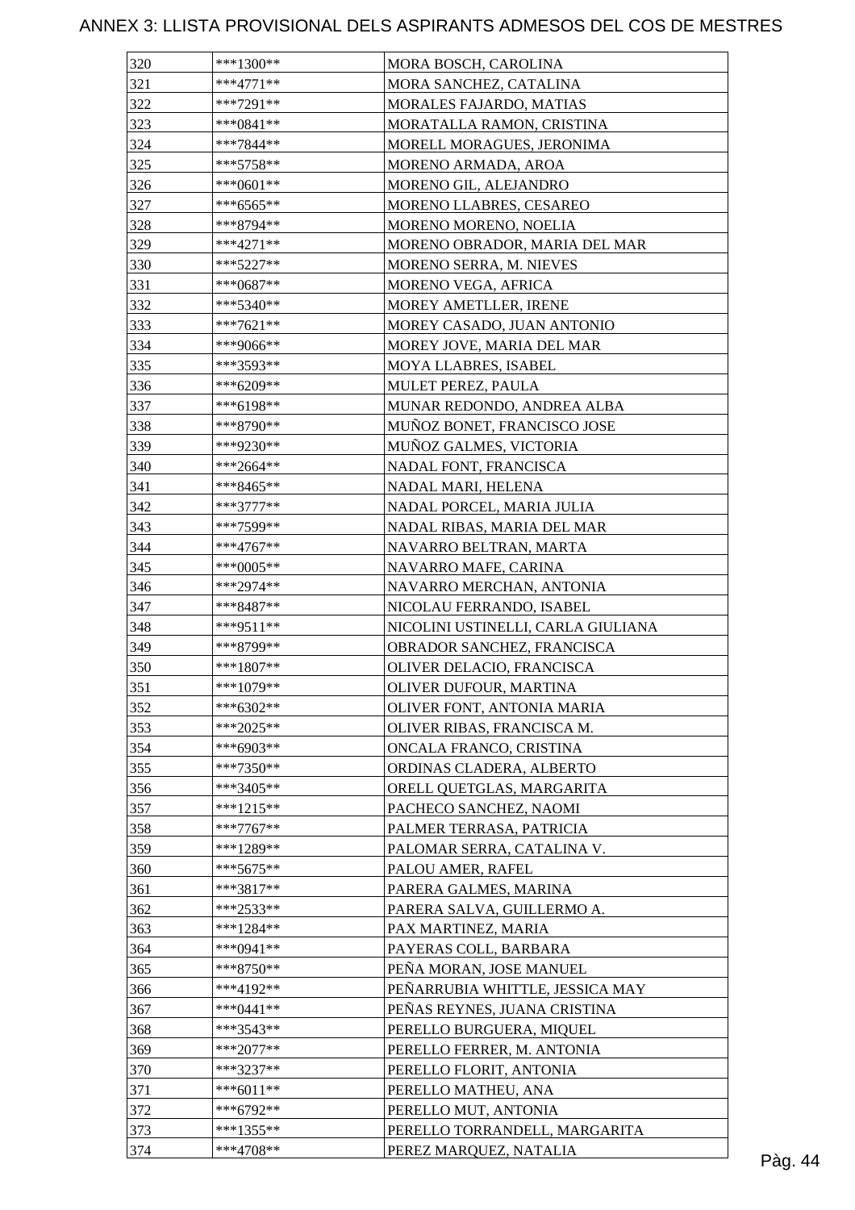# ANNEX 3: LLISTA PROVISIONAL DELS ASPIRANTS ADMESOS DEL COS DE MESTRES

| | | |
|---|---|---|
| 320 | ***1300** | MORA BOSCH, CAROLINA |
| 321 | ***4771** | MORA SANCHEZ, CATALINA |
| 322 | ***7291** | MORALES FAJARDO, MATIAS |
| 323 | ***0841** | MORATALLA RAMON, CRISTINA |
| 324 | ***7844** | MORELL MORAGUES, JERONIMA |
| 325 | ***5758** | MORENO ARMADA, AROA |
| 326 | ***0601** | MORENO GIL, ALEJANDRO |
| 327 | ***6565** | MORENO LLABRES, CESAREO |
| 328 | ***8794** | MORENO MORENO, NOELIA |
| 329 | ***4271** | MORENO OBRADOR, MARIA DEL MAR |
| 330 | ***5227** | MORENO SERRA, M. NIEVES |
| 331 | ***0687** | MORENO VEGA, AFRICA |
| 332 | ***5340** | MOREY AMETLLER, IRENE |
| 333 | ***7621** | MOREY CASADO, JUAN ANTONIO |
| 334 | ***9066** | MOREY JOVE, MARIA DEL MAR |
| 335 | ***3593** | MOYA LLABRES, ISABEL |
| 336 | ***6209** | MULET PEREZ, PAULA |
| 337 | ***6198** | MUNAR REDONDO, ANDREA ALBA |
| 338 | ***8790** | MUÑOZ BONET, FRANCISCO JOSE |
| 339 | ***9230** | MUÑOZ GALMES, VICTORIA |
| 340 | ***2664** | NADAL FONT, FRANCISCA |
| 341 | ***8465** | NADAL MARI, HELENA |
| 342 | ***3777** | NADAL PORCEL, MARIA JULIA |
| 343 | ***7599** | NADAL RIBAS, MARIA DEL MAR |
| 344 | ***4767** | NAVARRO BELTRAN, MARTA |
| 345 | ***0005** | NAVARRO MAFE, CARINA |
| 346 | ***2974** | NAVARRO MERCHAN, ANTONIA |
| 347 | ***8487** | NICOLAU FERRANDO, ISABEL |
| 348 | ***9511** | NICOLINI USTINELLI, CARLA GIULIANA |
| 349 | ***8799** | OBRADOR SANCHEZ, FRANCISCA |
| 350 | ***1807** | OLIVER DELACIO, FRANCISCA |
| 351 | ***1079** | OLIVER DUFOUR, MARTINA |
| 352 | ***6302** | OLIVER FONT, ANTONIA MARIA |
| 353 | ***2025** | OLIVER RIBAS, FRANCISCA M. |
| 354 | ***6903** | ONCALA FRANCO, CRISTINA |
| 355 | ***7350** | ORDINAS CLADERA, ALBERTO |
| 356 | ***3405** | ORELL QUETGLAS, MARGARITA |
| 357 | ***1215** | PACHECO SANCHEZ, NAOMI |
| 358 | ***7767** | PALMER TERRASA, PATRICIA |
| 359 | ***1289** | PALOMAR SERRA, CATALINA V. |
| 360 | ***5675** | PALOU AMER, RAFEL |
| 361 | ***3817** | PARERA GALMES, MARINA |
| 362 | ***2533** | PARERA SALVA, GUILLERMO A. |
| 363 | ***1284** | PAX MARTINEZ, MARIA |
| 364 | ***0941** | PAYERAS COLL, BARBARA |
| 365 | ***8750** | PEÑA MORAN, JOSE MANUEL |
| 366 | ***4192** | PEÑARRUBIA WHITTLE, JESSICA MAY |
| 367 | ***0441** | PEÑAS REYNES, JUANA CRISTINA |
| 368 | ***3543** | PERELLO BURGUERA, MIQUEL |
| 369 | ***2077** | PERELLO FERRER, M. ANTONIA |
| 370 | ***3237** | PERELLO FLORIT, ANTONIA |
| 371 | ***6011** | PERELLO MATHEU, ANA |
| 372 | ***6792** | PERELLO MUT, ANTONIA |
| 373 | ***1355** | PERELLO TORRANDELL, MARGARITA |
| 374 | ***4708** | PEREZ MARQUEZ, NATALIA |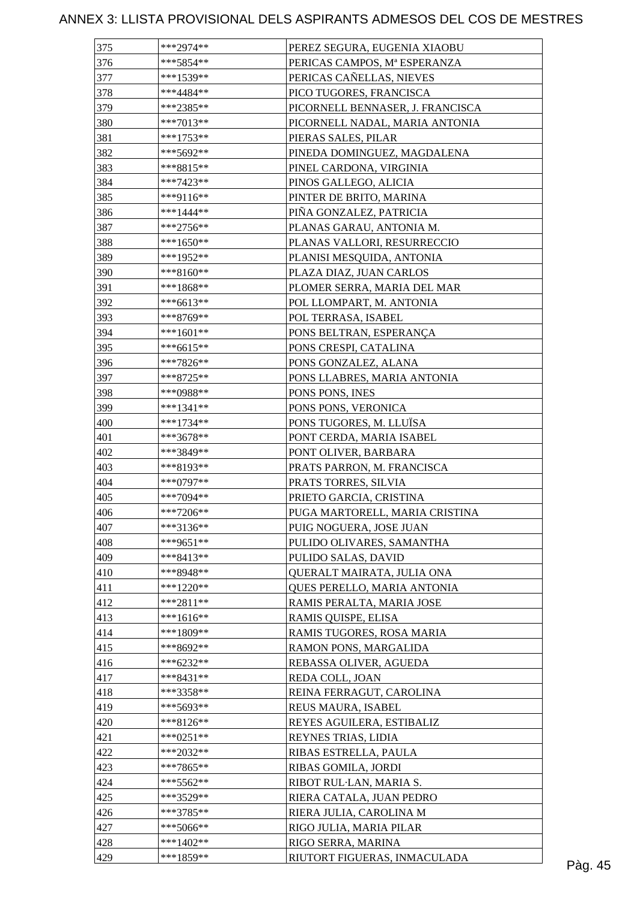# ANNEX 3: LLISTA PROVISIONAL DELS ASPIRANTS ADMESOS DEL COS DE MESTRES

| | | |
|---|---|---|
| 375 | ***2974** | PEREZ SEGURA, EUGENIA XIAOBU |
| 376 | ***5854** | PERICAS CAMPOS, Mª ESPERANZA |
| 377 | ***1539** | PERICAS CAÑELLAS, NIEVES |
| 378 | ***4484** | PICO TUGORES, FRANCISCA |
| 379 | ***2385** | PICORNELL BENNASER, J. FRANCISCA |
| 380 | ***7013** | PICORNELL NADAL, MARIA ANTONIA |
| 381 | ***1753** | PIERAS SALES, PILAR |
| 382 | ***5692** | PINEDA DOMINGUEZ, MAGDALENA |
| 383 | ***8815** | PINEL CARDONA, VIRGINIA |
| 384 | ***7423** | PINOS GALLEGO, ALICIA |
| 385 | ***9116** | PINTER DE BRITO, MARINA |
| 386 | ***1444** | PIÑA GONZALEZ, PATRICIA |
| 387 | ***2756** | PLANAS GARAU, ANTONIA M. |
| 388 | ***1650** | PLANAS VALLORI, RESURRECCIO |
| 389 | ***1952** | PLANISI MESQUIDA, ANTONIA |
| 390 | ***8160** | PLAZA DIAZ, JUAN CARLOS |
| 391 | ***1868** | PLOMER SERRA, MARIA DEL MAR |
| 392 | ***6613** | POL LLOMPART, M. ANTONIA |
| 393 | ***8769** | POL TERRASA, ISABEL |
| 394 | ***1601** | PONS BELTRAN, ESPERANÇA |
| 395 | ***6615** | PONS CRESPI, CATALINA |
| 396 | ***7826** | PONS GONZALEZ, ALANA |
| 397 | ***8725** | PONS LLABRES, MARIA ANTONIA |
| 398 | ***0988** | PONS PONS, INES |
| 399 | ***1341** | PONS PONS, VERONICA |
| 400 | ***1734** | PONS TUGORES, M. LLUÏSA |
| 401 | ***3678** | PONT CERDA, MARIA ISABEL |
| 402 | ***3849** | PONT OLIVER, BARBARA |
| 403 | ***8193** | PRATS PARRON, M. FRANCISCA |
| 404 | ***0797** | PRATS TORRES, SILVIA |
| 405 | ***7094** | PRIETO GARCIA, CRISTINA |
| 406 | ***7206** | PUGA MARTORELL, MARIA CRISTINA |
| 407 | ***3136** | PUIG NOGUERA, JOSE JUAN |
| 408 | ***9651** | PULIDO OLIVARES, SAMANTHA |
| 409 | ***8413** | PULIDO SALAS, DAVID |
| 410 | ***8948** | QUERALT MAIRATA, JULIA ONA |
| 411 | ***1220** | QUES PERELLO, MARIA ANTONIA |
| 412 | ***2811** | RAMIS PERALTA, MARIA JOSE |
| 413 | ***1616** | RAMIS QUISPE, ELISA |
| 414 | ***1809** | RAMIS TUGORES, ROSA MARIA |
| 415 | ***8692** | RAMON PONS, MARGALIDA |
| 416 | ***6232** | REBASSA OLIVER, AGUEDA |
| 417 | ***8431** | REDA COLL, JOAN |
| 418 | ***3358** | REINA FERRAGUT, CAROLINA |
| 419 | ***5693** | REUS MAURA, ISABEL |
| 420 | ***8126** | REYES AGUILERA, ESTIBALIZ |
| 421 | ***0251** | REYNES TRIAS, LIDIA |
| 422 | ***2032** | RIBAS ESTRELLA, PAULA |
| 423 | ***7865** | RIBAS GOMILA, JORDI |
| 424 | ***5562** | RIBOT RUL·LAN, MARIA S. |
| 425 | ***3529** | RIERA CATALA, JUAN PEDRO |
| 426 | ***3785** | RIERA JULIA, CAROLINA M |
| 427 | ***5066** | RIGO JULIA, MARIA PILAR |
| 428 | ***1402** | RIGO SERRA, MARINA |
| 429 | ***1859** | RIUTORT FIGUERAS, INMACULADA |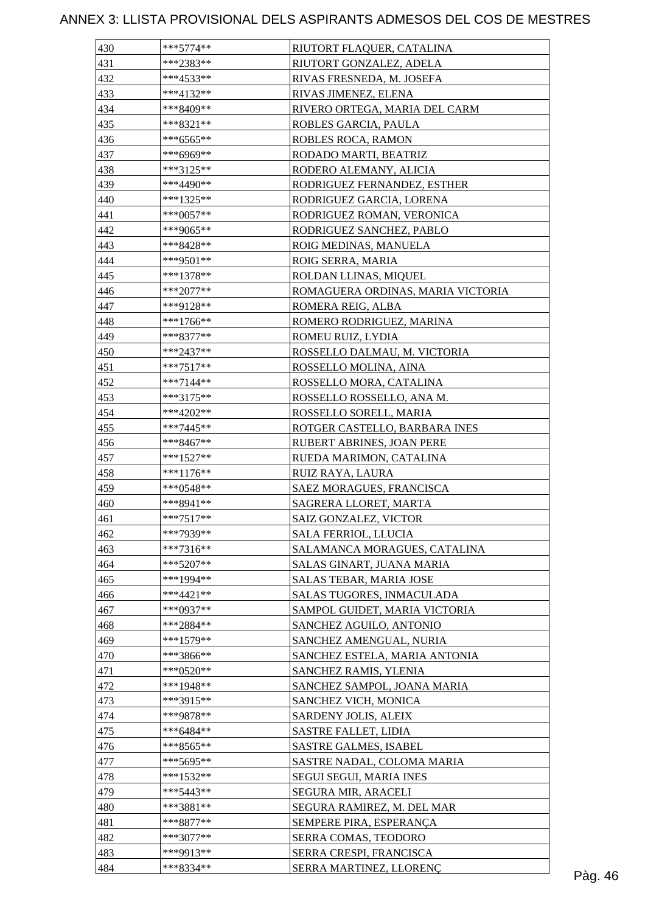# ANNEX 3: LLISTA PROVISIONAL DELS ASPIRANTS ADMESOS DEL COS DE MESTRES

| | | |
|---|---|---|
| 430 | ***5774** | RIUTORT FLAQUER, CATALINA |
| 431 | ***2383** | RIUTORT GONZALEZ, ADELA |
| 432 | ***4533** | RIVAS FRESNEDA, M. JOSEFA |
| 433 | ***4132** | RIVAS JIMENEZ, ELENA |
| 434 | ***8409** | RIVERO ORTEGA, MARIA DEL CARM |
| 435 | ***8321** | ROBLES GARCIA, PAULA |
| 436 | ***6565** | ROBLES ROCA, RAMON |
| 437 | ***6969** | RODADO MARTI, BEATRIZ |
| 438 | ***3125** | RODERO ALEMANY, ALICIA |
| 439 | ***4490** | RODRIGUEZ FERNANDEZ, ESTHER |
| 440 | ***1325** | RODRIGUEZ GARCIA, LORENA |
| 441 | ***0057** | RODRIGUEZ ROMAN, VERONICA |
| 442 | ***9065** | RODRIGUEZ SANCHEZ, PABLO |
| 443 | ***8428** | ROIG MEDINAS, MANUELA |
| 444 | ***9501** | ROIG SERRA, MARIA |
| 445 | ***1378** | ROLDAN LLINAS, MIQUEL |
| 446 | ***2077** | ROMAGUERA ORDINAS, MARIA VICTORIA |
| 447 | ***9128** | ROMERA REIG, ALBA |
| 448 | ***1766** | ROMERO RODRIGUEZ, MARINA |
| 449 | ***8377** | ROMEU RUIZ, LYDIA |
| 450 | ***2437** | ROSSELLO DALMAU, M. VICTORIA |
| 451 | ***7517** | ROSSELLO MOLINA, AINA |
| 452 | ***7144** | ROSSELLO MORA, CATALINA |
| 453 | ***3175** | ROSSELLO ROSSELLO, ANA M. |
| 454 | ***4202** | ROSSELLO SORELL, MARIA |
| 455 | ***7445** | ROTGER CASTELLO, BARBARA INES |
| 456 | ***8467** | RUBERT ABRINES, JOAN PERE |
| 457 | ***1527** | RUEDA MARIMON, CATALINA |
| 458 | ***1176** | RUIZ RAYA, LAURA |
| 459 | ***0548** | SAEZ MORAGUES, FRANCISCA |
| 460 | ***8941** | SAGRERA LLORET, MARTA |
| 461 | ***7517** | SAIZ GONZALEZ, VICTOR |
| 462 | ***7939** | SALA FERRIOL, LLUCIA |
| 463 | ***7316** | SALAMANCA MORAGUES, CATALINA |
| 464 | ***5207** | SALAS GINART, JUANA MARIA |
| 465 | ***1994** | SALAS TEBAR, MARIA JOSE |
| 466 | ***4421** | SALAS TUGORES, INMACULADA |
| 467 | ***0937** | SAMPOL GUIDET, MARIA VICTORIA |
| 468 | ***2884** | SANCHEZ AGUILO, ANTONIO |
| 469 | ***1579** | SANCHEZ AMENGUAL, NURIA |
| 470 | ***3866** | SANCHEZ ESTELA, MARIA ANTONIA |
| 471 | ***0520** | SANCHEZ RAMIS, YLENIA |
| 472 | ***1948** | SANCHEZ SAMPOL, JOANA MARIA |
| 473 | ***3915** | SANCHEZ VICH, MONICA |
| 474 | ***9878** | SARDENY JOLIS, ALEIX |
| 475 | ***6484** | SASTRE FALLET, LIDIA |
| 476 | ***8565** | SASTRE GALMES, ISABEL |
| 477 | ***5695** | SASTRE NADAL, COLOMA MARIA |
| 478 | ***1532** | SEGUI SEGUI, MARIA INES |
| 479 | ***5443** | SEGURA MIR, ARACELI |
| 480 | ***3881** | SEGURA RAMIREZ, M. DEL MAR |
| 481 | ***8877** | SEMPERE PIRA, ESPERANÇA |
| 482 | ***3077** | SERRA COMAS, TEODORO |
| 483 | ***9913** | SERRA CRESPI, FRANCISCA |
| 484 | ***8334** | SERRA MARTINEZ, LLORENÇ |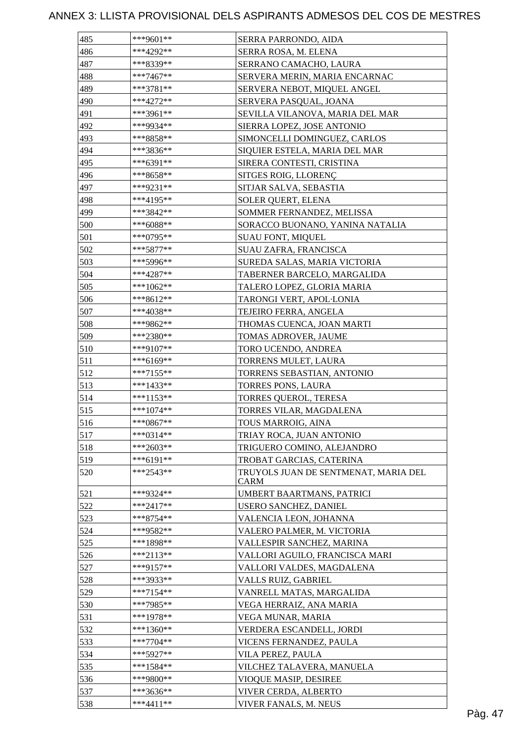# ANNEX 3: LLISTA PROVISIONAL DELS ASPIRANTS ADMESOS DEL COS DE MESTRES

| | | |
|---|---|---|
| 485 | ***9601** | SERRA PARRONDO, AIDA |
| 486 | ***4292** | SERRA ROSA, M. ELENA |
| 487 | ***8339** | SERRANO CAMACHO, LAURA |
| 488 | ***7467** | SERVERA MERIN, MARIA ENCARNAC |
| 489 | ***3781** | SERVERA NEBOT, MIQUEL ANGEL |
| 490 | ***4272** | SERVERA PASQUAL, JOANA |
| 491 | ***3961** | SEVILLA VILANOVA, MARIA DEL MAR |
| 492 | ***9934** | SIERRA LOPEZ, JOSE ANTONIO |
| 493 | ***8858** | SIMONCELLI DOMINGUEZ, CARLOS |
| 494 | ***3836** | SIQUIER ESTELA, MARIA DEL MAR |
| 495 | ***6391** | SIRERA CONTESTI, CRISTINA |
| 496 | ***8658** | SITGES ROIG, LLORENÇ |
| 497 | ***9231** | SITJAR SALVA, SEBASTIA |
| 498 | ***4195** | SOLER QUERT, ELENA |
| 499 | ***3842** | SOMMER FERNANDEZ, MELISSA |
| 500 | ***6088** | SORACCO BUONANO, YANINA NATALIA |
| 501 | ***0795** | SUAU FONT, MIQUEL |
| 502 | ***5877** | SUAU ZAFRA, FRANCISCA |
| 503 | ***5996** | SUREDA SALAS, MARIA VICTORIA |
| 504 | ***4287** | TABERNER BARCELO, MARGALIDA |
| 505 | ***1062** | TALERO LOPEZ, GLORIA MARIA |
| 506 | ***8612** | TARONGI VERT, APOL·LONIA |
| 507 | ***4038** | TEJEIRO FERRA, ANGELA |
| 508 | ***9862** | THOMAS CUENCA, JOAN MARTI |
| 509 | ***2380** | TOMAS ADROVER, JAUME |
| 510 | ***9107** | TORO UCENDO, ANDREA |
| 511 | ***6169** | TORRENS MULET, LAURA |
| 512 | ***7155** | TORRENS SEBASTIAN, ANTONIO |
| 513 | ***1433** | TORRES PONS, LAURA |
| 514 | ***1153** | TORRES QUEROL, TERESA |
| 515 | ***1074** | TORRES VILAR, MAGDALENA |
| 516 | ***0867** | TOUS MARROIG, AINA |
| 517 | ***0314** | TRIAY ROCA, JUAN ANTONIO |
| 518 | ***2603** | TRIGUERO COMINO, ALEJANDRO |
| 519 | ***6191** | TROBAT GARCIAS, CATERINA |
| 520 | ***2543** | TRUYOLS JUAN DE SENTMENAT, MARIA DEL CARM |
| 521 | ***9324** | UMBERT BAARTMANS, PATRICI |
| 522 | ***2417** | USERO SANCHEZ, DANIEL |
| 523 | ***8754** | VALENCIA LEON, JOHANNA |
| 524 | ***9582** | VALERO PALMER, M. VICTORIA |
| 525 | ***1898** | VALLESPIR SANCHEZ, MARINA |
| 526 | ***2113** | VALLORI AGUILO, FRANCISCA MARI |
| 527 | ***9157** | VALLORI VALDES, MAGDALENA |
| 528 | ***3933** | VALLS RUIZ, GABRIEL |
| 529 | ***7154** | VANRELL MATAS, MARGALIDA |
| 530 | ***7985** | VEGA HERRAIZ, ANA MARIA |
| 531 | ***1978** | VEGA MUNAR, MARIA |
| 532 | ***1360** | VERDERA ESCANDELL, JORDI |
| 533 | ***7704** | VICENS FERNANDEZ, PAULA |
| 534 | ***5927** | VILA PEREZ, PAULA |
| 535 | ***1584** | VILCHEZ TALAVERA, MANUELA |
| 536 | ***9800** | VIOQUE MASIP, DESIREE |
| 537 | ***3636** | VIVER CERDA, ALBERTO |
| 538 | ***4411** | VIVER FANALS, M. NEUS |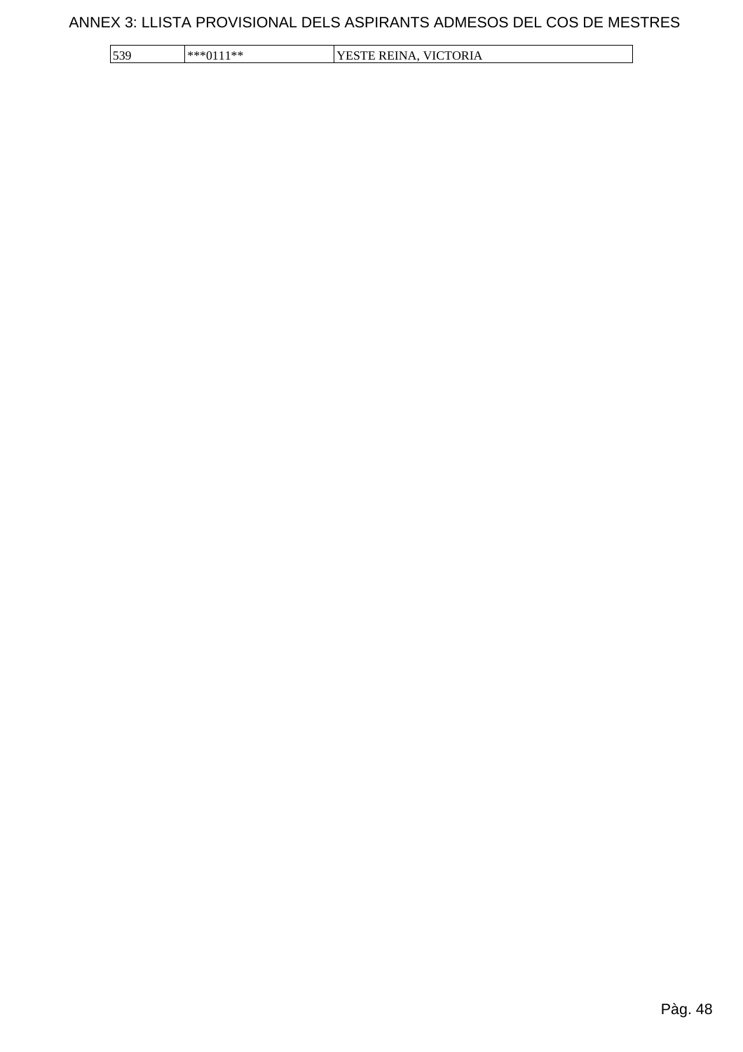| | | |
|---|---|---|
| 539 | ***0111** | YESTE REINA, VICTORIA |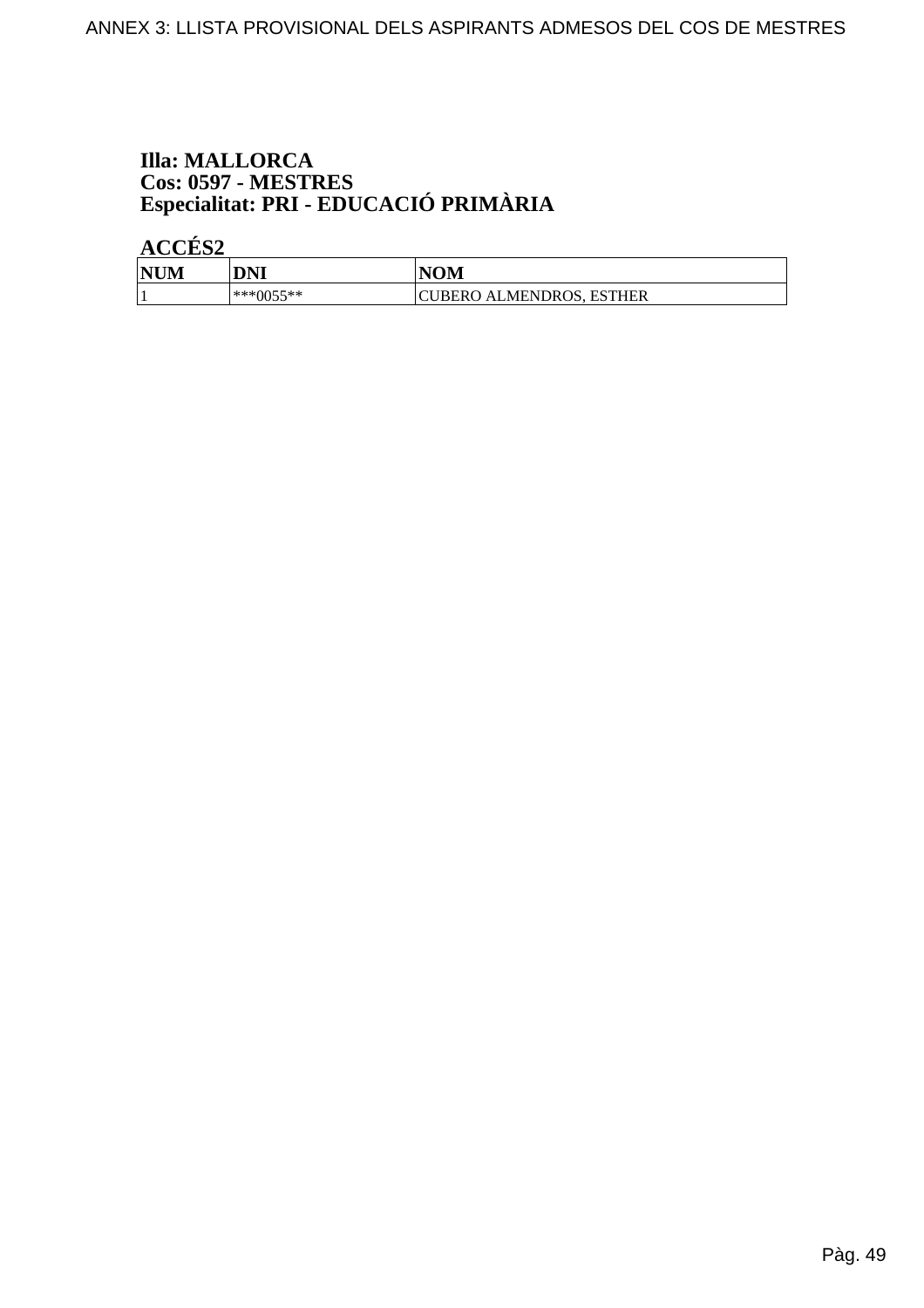**Illa: MALLORCA**
**Cos: 0597 - MESTRES**
**Especialitat: PRI - EDUCACIÓ PRIMÀRIA**

**ACCÉS2**

| NUM | DNI | NOM |
|---|---|---|
| 1 | ***0055** | CUBERO ALMENDROS, ESTHER |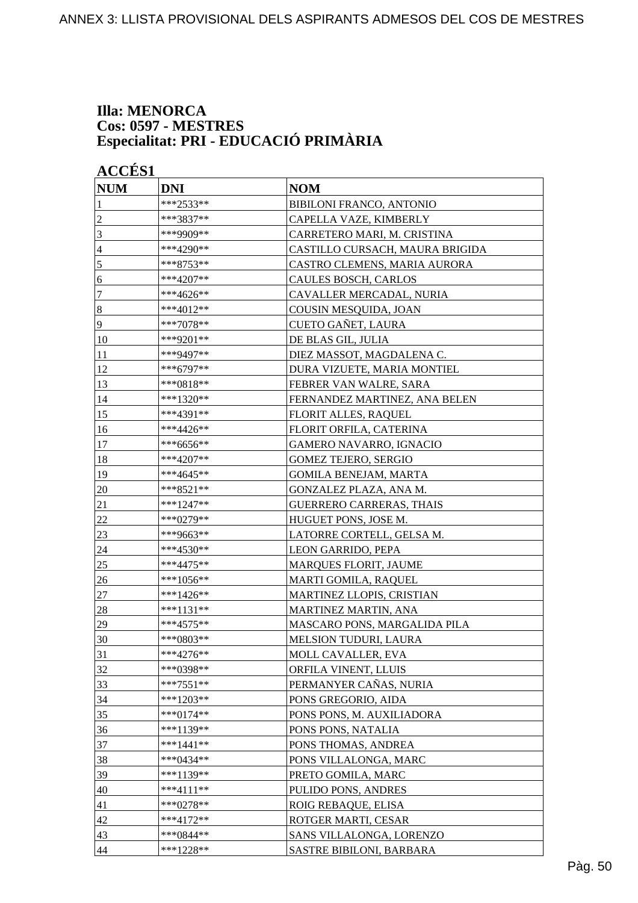**Illa: MENORCA**
**Cos: 0597 - MESTRES**
**Especialitat: PRI - EDUCACIÓ PRIMÀRIA**

**ACCÉS1**

| NUM | DNI | NOM |
|---|---|---|
| 1 | ***2533** | BIBILONI FRANCO, ANTONIO |
| 2 | ***3837** | CAPELLA VAZE, KIMBERLY |
| 3 | ***9909** | CARRETERO MARI, M. CRISTINA |
| 4 | ***4290** | CASTILLO CURSACH, MAURA BRIGIDA |
| 5 | ***8753** | CASTRO CLEMENS, MARIA AURORA |
| 6 | ***4207** | CAULES BOSCH, CARLOS |
| 7 | ***4626** | CAVALLER MERCADAL, NURIA |
| 8 | ***4012** | COUSIN MESQUIDA, JOAN |
| 9 | ***7078** | CUETO GAÑET, LAURA |
| 10 | ***9201** | DE BLAS GIL, JULIA |
| 11 | ***9497** | DIEZ MASSOT, MAGDALENA C. |
| 12 | ***6797** | DURA VIZUETE, MARIA MONTIEL |
| 13 | ***0818** | FEBRER VAN WALRE, SARA |
| 14 | ***1320** | FERNANDEZ MARTINEZ, ANA BELEN |
| 15 | ***4391** | FLORIT ALLES, RAQUEL |
| 16 | ***4426** | FLORIT ORFILA, CATERINA |
| 17 | ***6656** | GAMERO NAVARRO, IGNACIO |
| 18 | ***4207** | GOMEZ TEJERO, SERGIO |
| 19 | ***4645** | GOMILA BENEJAM, MARTA |
| 20 | ***8521** | GONZALEZ PLAZA, ANA M. |
| 21 | ***1247** | GUERRERO CARRERAS, THAIS |
| 22 | ***0279** | HUGUET PONS, JOSE M. |
| 23 | ***9663** | LATORRE CORTELL, GELSA M. |
| 24 | ***4530** | LEON GARRIDO, PEPA |
| 25 | ***4475** | MARQUES FLORIT, JAUME |
| 26 | ***1056** | MARTI GOMILA, RAQUEL |
| 27 | ***1426** | MARTINEZ LLOPIS, CRISTIAN |
| 28 | ***1131** | MARTINEZ MARTIN, ANA |
| 29 | ***4575** | MASCARO PONS, MARGALIDA PILA |
| 30 | ***0803** | MELSION TUDURI, LAURA |
| 31 | ***4276** | MOLL CAVALLER, EVA |
| 32 | ***0398** | ORFILA VINENT, LLUIS |
| 33 | ***7551** | PERMANYER CAÑAS, NURIA |
| 34 | ***1203** | PONS GREGORIO, AIDA |
| 35 | ***0174** | PONS PONS, M. AUXILIADORA |
| 36 | ***1139** | PONS PONS, NATALIA |
| 37 | ***1441** | PONS THOMAS, ANDREA |
| 38 | ***0434** | PONS VILLALONGA, MARC |
| 39 | ***1139** | PRETO GOMILA, MARC |
| 40 | ***4111** | PULIDO PONS, ANDRES |
| 41 | ***0278** | ROIG REBAQUE, ELISA |
| 42 | ***4172** | ROTGER MARTI, CESAR |
| 43 | ***0844** | SANS VILLALONGA, LORENZO |
| 44 | ***1228** | SASTRE BIBILONI, BARBARA |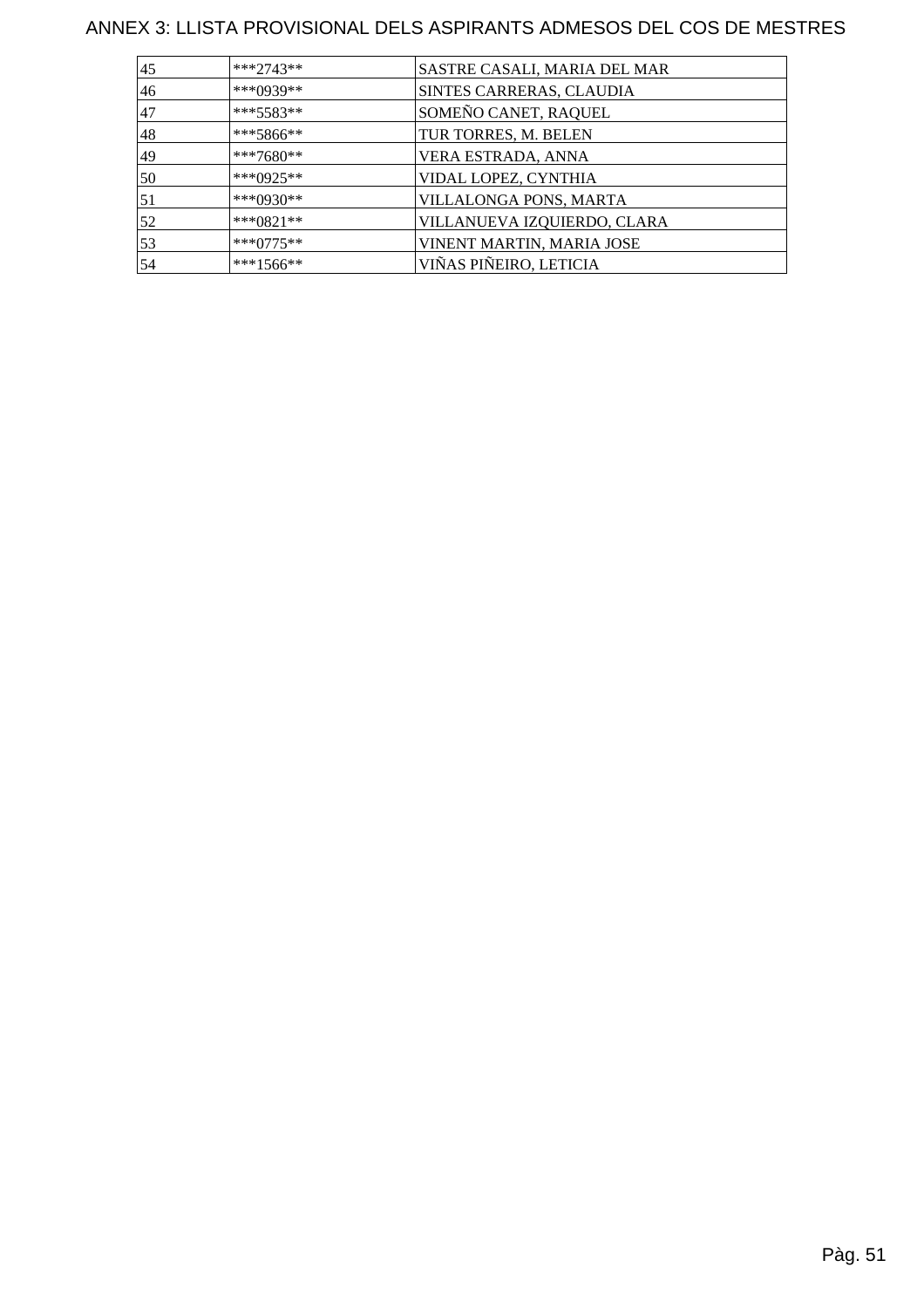# ANNEX 3: LLISTA PROVISIONAL DELS ASPIRANTS ADMESOS DEL COS DE MESTRES

| | | |
|---|---|---|
| 45 | ***2743** | SASTRE CASALI, MARIA DEL MAR |
| 46 | ***0939** | SINTES CARRERAS, CLAUDIA |
| 47 | ***5583** | SOMEÑO CANET, RAQUEL |
| 48 | ***5866** | TUR TORRES, M. BELEN |
| 49 | ***7680** | VERA ESTRADA, ANNA |
| 50 | ***0925** | VIDAL LOPEZ, CYNTHIA |
| 51 | ***0930** | VILLALONGA PONS, MARTA |
| 52 | ***0821** | VILLANUEVA IZQUIERDO, CLARA |
| 53 | ***0775** | VINENT MARTIN, MARIA JOSE |
| 54 | ***1566** | VIÑAS PIÑEIRO, LETICIA |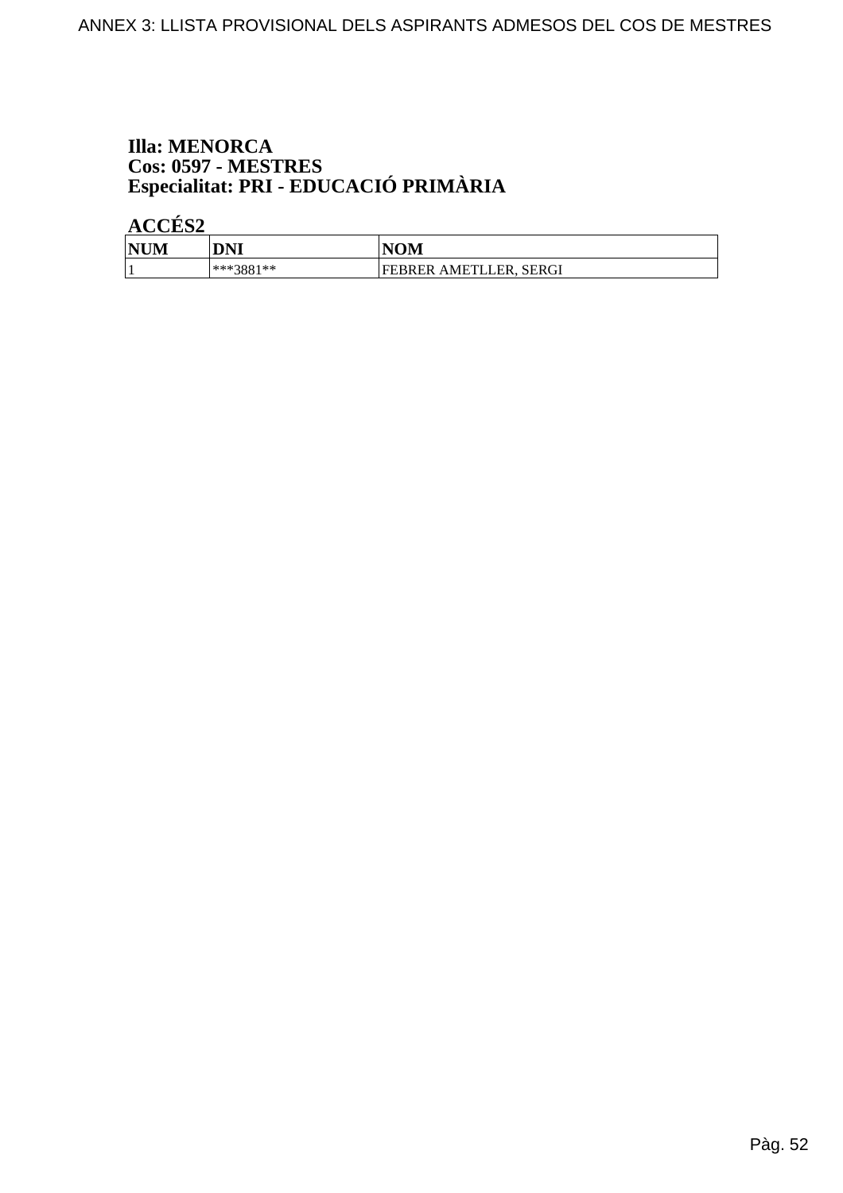**Illa: MENORCA**
**Cos: 0597 - MESTRES**
**Especialitat: PRI - EDUCACIÓ PRIMÀRIA**

**ACCÉS2**

| NUM | DNI | NOM |
|---|---|---|
| 1 | ***3881** | FEBRER AMETLLER, SERGI |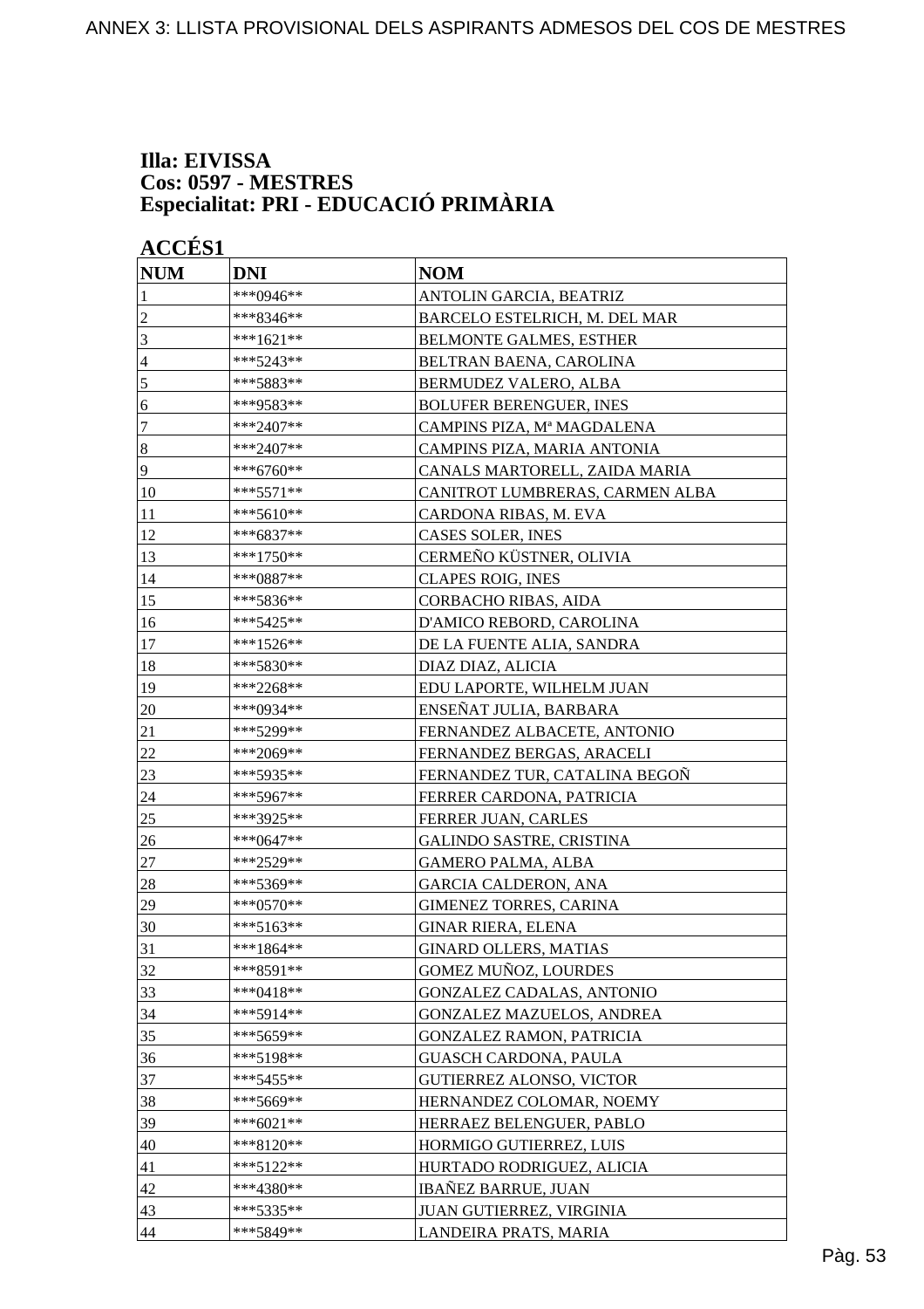**Illa: EIVISSA**
**Cos: 0597 - MESTRES**
**Especialitat: PRI - EDUCACIÓ PRIMÀRIA**

**ACCÉS1**

| NUM | DNI | NOM |
|---|---|---|
| 1 | ***0946** | ANTOLIN GARCIA, BEATRIZ |
| 2 | ***8346** | BARCELO ESTELRICH, M. DEL MAR |
| 3 | ***1621** | BELMONTE GALMES, ESTHER |
| 4 | ***5243** | BELTRAN BAENA, CAROLINA |
| 5 | ***5883** | BERMUDEZ VALERO, ALBA |
| 6 | ***9583** | BOLUFER BERENGUER, INES |
| 7 | ***2407** | CAMPINS PIZA, Mª MAGDALENA |
| 8 | ***2407** | CAMPINS PIZA, MARIA ANTONIA |
| 9 | ***6760** | CANALS MARTORELL, ZAIDA MARIA |
| 10 | ***5571** | CANITROT LUMBRERAS, CARMEN ALBA |
| 11 | ***5610** | CARDONA RIBAS, M. EVA |
| 12 | ***6837** | CASES SOLER, INES |
| 13 | ***1750** | CERMEÑO KÜSTNER, OLIVIA |
| 14 | ***0887** | CLAPES ROIG, INES |
| 15 | ***5836** | CORBACHO RIBAS, AIDA |
| 16 | ***5425** | D'AMICO REBORD, CAROLINA |
| 17 | ***1526** | DE LA FUENTE ALIA, SANDRA |
| 18 | ***5830** | DIAZ DIAZ, ALICIA |
| 19 | ***2268** | EDU LAPORTE, WILHELM JUAN |
| 20 | ***0934** | ENSEÑAT JULIA, BARBARA |
| 21 | ***5299** | FERNANDEZ ALBACETE, ANTONIO |
| 22 | ***2069** | FERNANDEZ BERGAS, ARACELI |
| 23 | ***5935** | FERNANDEZ TUR, CATALINA BEGOÑ |
| 24 | ***5967** | FERRER CARDONA, PATRICIA |
| 25 | ***3925** | FERRER JUAN, CARLES |
| 26 | ***0647** | GALINDO SASTRE, CRISTINA |
| 27 | ***2529** | GAMERO PALMA, ALBA |
| 28 | ***5369** | GARCIA CALDERON, ANA |
| 29 | ***0570** | GIMENEZ TORRES, CARINA |
| 30 | ***5163** | GINAR RIERA, ELENA |
| 31 | ***1864** | GINARD OLLERS, MATIAS |
| 32 | ***8591** | GOMEZ MUÑOZ, LOURDES |
| 33 | ***0418** | GONZALEZ CADALAS, ANTONIO |
| 34 | ***5914** | GONZALEZ MAZUELOS, ANDREA |
| 35 | ***5659** | GONZALEZ RAMON, PATRICIA |
| 36 | ***5198** | GUASCH CARDONA, PAULA |
| 37 | ***5455** | GUTIERREZ ALONSO, VICTOR |
| 38 | ***5669** | HERNANDEZ COLOMAR, NOEMY |
| 39 | ***6021** | HERRAEZ BELENGUER, PABLO |
| 40 | ***8120** | HORMIGO GUTIERREZ, LUIS |
| 41 | ***5122** | HURTADO RODRIGUEZ, ALICIA |
| 42 | ***4380** | IBAÑEZ BARRUE, JUAN |
| 43 | ***5335** | JUAN GUTIERREZ, VIRGINIA |
| 44 | ***5849** | LANDEIRA PRATS, MARIA |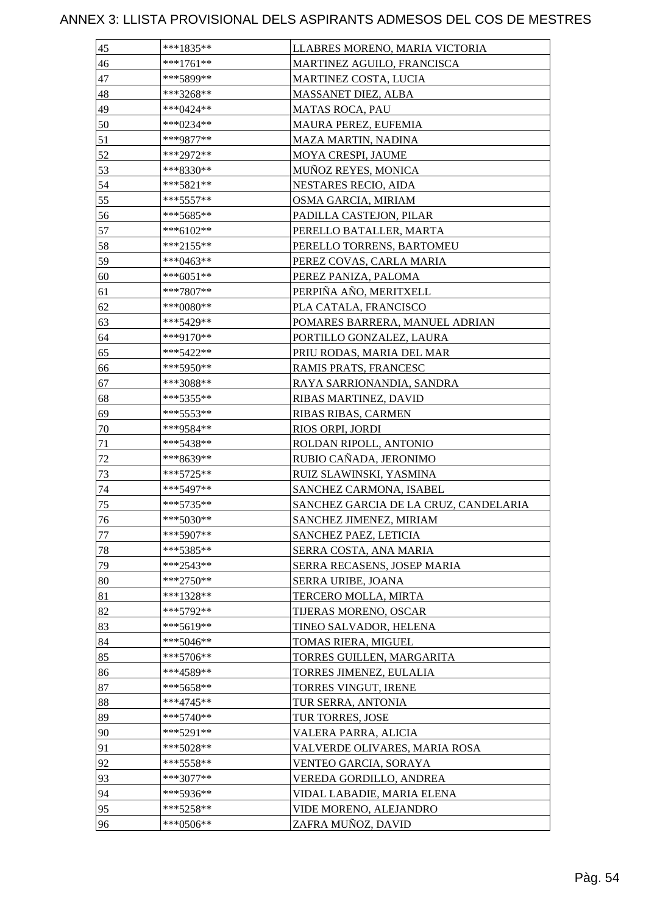ANNEX 3: LLISTA PROVISIONAL DELS ASPIRANTS ADMESOS DEL COS DE MESTRES

| 45 | ***1835** | LLABRES MORENO, MARIA VICTORIA |
|---|---|---|
| 46 | ***1761** | MARTINEZ AGUILO, FRANCISCA |
| 47 | ***5899** | MARTINEZ COSTA, LUCIA |
| 48 | ***3268** | MASSANET DIEZ, ALBA |
| 49 | ***0424** | MATAS ROCA, PAU |
| 50 | ***0234** | MAURA PEREZ, EUFEMIA |
| 51 | ***9877** | MAZA MARTIN, NADINA |
| 52 | ***2972** | MOYA CRESPI, JAUME |
| 53 | ***8330** | MUÑOZ REYES, MONICA |
| 54 | ***5821** | NESTARES RECIO, AIDA |
| 55 | ***5557** | OSMA GARCIA, MIRIAM |
| 56 | ***5685** | PADILLA CASTEJON, PILAR |
| 57 | ***6102** | PERELLO BATALLER, MARTA |
| 58 | ***2155** | PERELLO TORRENS, BARTOMEU |
| 59 | ***0463** | PEREZ COVAS, CARLA MARIA |
| 60 | ***6051** | PEREZ PANIZA, PALOMA |
| 61 | ***7807** | PERPIÑA AÑO, MERITXELL |
| 62 | ***0080** | PLA CATALA, FRANCISCO |
| 63 | ***5429** | POMARES BARRERA, MANUEL ADRIAN |
| 64 | ***9170** | PORTILLO GONZALEZ, LAURA |
| 65 | ***5422** | PRIU RODAS, MARIA DEL MAR |
| 66 | ***5950** | RAMIS PRATS, FRANCESC |
| 67 | ***3088** | RAYA SARRIONANDIA, SANDRA |
| 68 | ***5355** | RIBAS MARTINEZ, DAVID |
| 69 | ***5553** | RIBAS RIBAS, CARMEN |
| 70 | ***9584** | RIOS ORPI, JORDI |
| 71 | ***5438** | ROLDAN RIPOLL, ANTONIO |
| 72 | ***8639** | RUBIO CAÑADA, JERONIMO |
| 73 | ***5725** | RUIZ SLAWINSKI, YASMINA |
| 74 | ***5497** | SANCHEZ CARMONA, ISABEL |
| 75 | ***5735** | SANCHEZ GARCIA DE LA CRUZ, CANDELARIA |
| 76 | ***5030** | SANCHEZ JIMENEZ, MIRIAM |
| 77 | ***5907** | SANCHEZ PAEZ, LETICIA |
| 78 | ***5385** | SERRA COSTA, ANA MARIA |
| 79 | ***2543** | SERRA RECASENS, JOSEP MARIA |
| 80 | ***2750** | SERRA URIBE, JOANA |
| 81 | ***1328** | TERCERO MOLLA, MIRTA |
| 82 | ***5792** | TIJERAS MORENO, OSCAR |
| 83 | ***5619** | TINEO SALVADOR, HELENA |
| 84 | ***5046** | TOMAS RIERA, MIGUEL |
| 85 | ***5706** | TORRES GUILLEN, MARGARITA |
| 86 | ***4589** | TORRES JIMENEZ, EULALIA |
| 87 | ***5658** | TORRES VINGUT, IRENE |
| 88 | ***4745** | TUR SERRA, ANTONIA |
| 89 | ***5740** | TUR TORRES, JOSE |
| 90 | ***5291** | VALERA PARRA, ALICIA |
| 91 | ***5028** | VALVERDE OLIVARES, MARIA ROSA |
| 92 | ***5558** | VENTEO GARCIA, SORAYA |
| 93 | ***3077** | VEREDA GORDILLO, ANDREA |
| 94 | ***5936** | VIDAL LABADIE, MARIA ELENA |
| 95 | ***5258** | VIDE MORENO, ALEJANDRO |
| 96 | ***0506** | ZAFRA MUÑOZ, DAVID |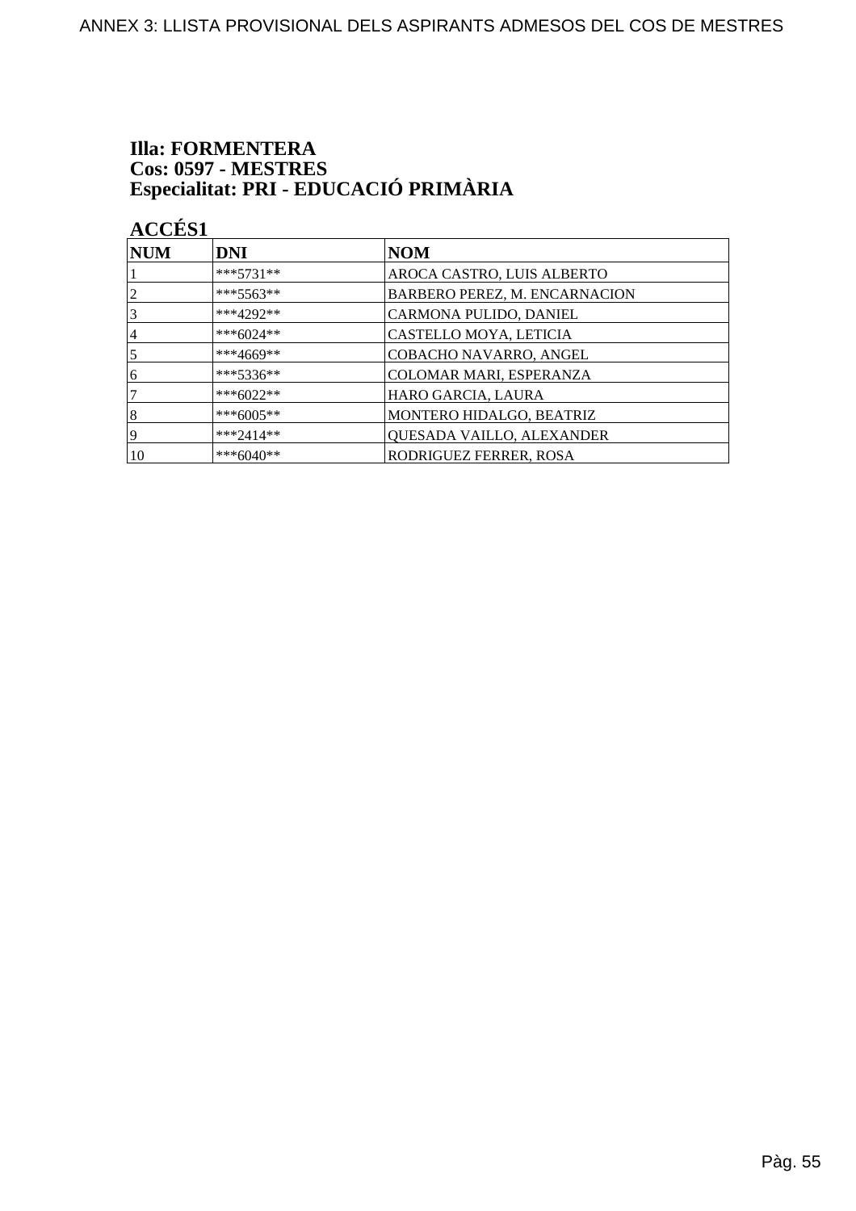**Illa: FORMENTERA**
**Cos: 0597 - MESTRES**
**Especialitat: PRI - EDUCACIÓ PRIMÀRIA**

**ACCÉS1**

| NUM | DNI | NOM |
|---|---|---|
| 1 | ***5731** | AROCA CASTRO, LUIS ALBERTO |
| 2 | ***5563** | BARBERO PEREZ, M. ENCARNACION |
| 3 | ***4292** | CARMONA PULIDO, DANIEL |
| 4 | ***6024** | CASTELLO MOYA, LETICIA |
| 5 | ***4669** | COBACHO NAVARRO, ANGEL |
| 6 | ***5336** | COLOMAR MARI, ESPERANZA |
| 7 | ***6022** | HARO GARCIA, LAURA |
| 8 | ***6005** | MONTERO HIDALGO, BEATRIZ |
| 9 | ***2414** | QUESADA VAILLO, ALEXANDER |
| 10 | ***6040** | RODRIGUEZ FERRER, ROSA |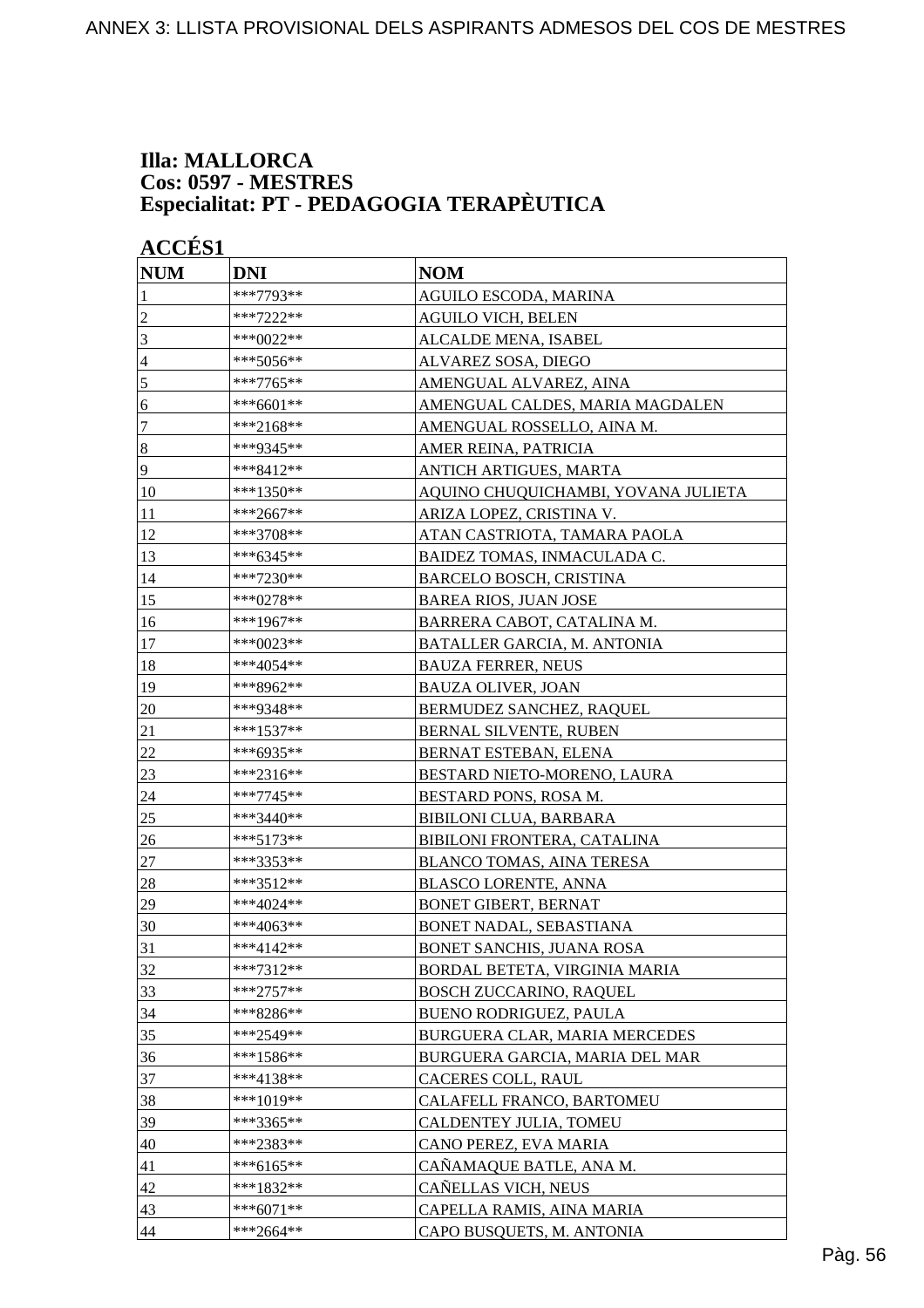**Illa: MALLORCA**
**Cos: 0597 - MESTRES**
**Especialitat: PT - PEDAGOGIA TERAPÈUTICA**

**ACCÉS1**

| NUM | DNI | NOM |
| --- | --- | --- |
| 1 | ***7793** | AGUILO ESCODA, MARINA |
| 2 | ***7222** | AGUILO VICH, BELEN |
| 3 | ***0022** | ALCALDE MENA, ISABEL |
| 4 | ***5056** | ALVAREZ SOSA, DIEGO |
| 5 | ***7765** | AMENGUAL ALVAREZ, AINA |
| 6 | ***6601** | AMENGUAL CALDES, MARIA MAGDALEN |
| 7 | ***2168** | AMENGUAL ROSSELLO, AINA M. |
| 8 | ***9345** | AMER REINA, PATRICIA |
| 9 | ***8412** | ANTICH ARTIGUES, MARTA |
| 10 | ***1350** | AQUINO CHUQUICHAMBI, YOVANA JULIETA |
| 11 | ***2667** | ARIZA LOPEZ, CRISTINA V. |
| 12 | ***3708** | ATAN CASTRIOTA, TAMARA PAOLA |
| 13 | ***6345** | BAIDEZ TOMAS, INMACULADA C. |
| 14 | ***7230** | BARCELO BOSCH, CRISTINA |
| 15 | ***0278** | BAREA RIOS, JUAN JOSE |
| 16 | ***1967** | BARRERA CABOT, CATALINA M. |
| 17 | ***0023** | BATALLER GARCIA, M. ANTONIA |
| 18 | ***4054** | BAUZA FERRER, NEUS |
| 19 | ***8962** | BAUZA OLIVER, JOAN |
| 20 | ***9348** | BERMUDEZ SANCHEZ, RAQUEL |
| 21 | ***1537** | BERNAL SILVENTE, RUBEN |
| 22 | ***6935** | BERNAT ESTEBAN, ELENA |
| 23 | ***2316** | BESTARD NIETO-MORENO, LAURA |
| 24 | ***7745** | BESTARD PONS, ROSA M. |
| 25 | ***3440** | BIBILONI CLUA, BARBARA |
| 26 | ***5173** | BIBILONI FRONTERA, CATALINA |
| 27 | ***3353** | BLANCO TOMAS, AINA TERESA |
| 28 | ***3512** | BLASCO LORENTE, ANNA |
| 29 | ***4024** | BONET GIBERT, BERNAT |
| 30 | ***4063** | BONET NADAL, SEBASTIANA |
| 31 | ***4142** | BONET SANCHIS, JUANA ROSA |
| 32 | ***7312** | BORDAL BETETA, VIRGINIA MARIA |
| 33 | ***2757** | BOSCH ZUCCARINO, RAQUEL |
| 34 | ***8286** | BUENO RODRIGUEZ, PAULA |
| 35 | ***2549** | BURGUERA CLAR, MARIA MERCEDES |
| 36 | ***1586** | BURGUERA GARCIA, MARIA DEL MAR |
| 37 | ***4138** | CACERES COLL, RAUL |
| 38 | ***1019** | CALAFELL FRANCO, BARTOMEU |
| 39 | ***3365** | CALDENTEY JULIA, TOMEU |
| 40 | ***2383** | CANO PEREZ, EVA MARIA |
| 41 | ***6165** | CAÑAMAQUE BATLE, ANA M. |
| 42 | ***1832** | CAÑELLAS VICH, NEUS |
| 43 | ***6071** | CAPELLA RAMIS, AINA MARIA |
| 44 | ***2664** | CAPO BUSQUETS, M. ANTONIA |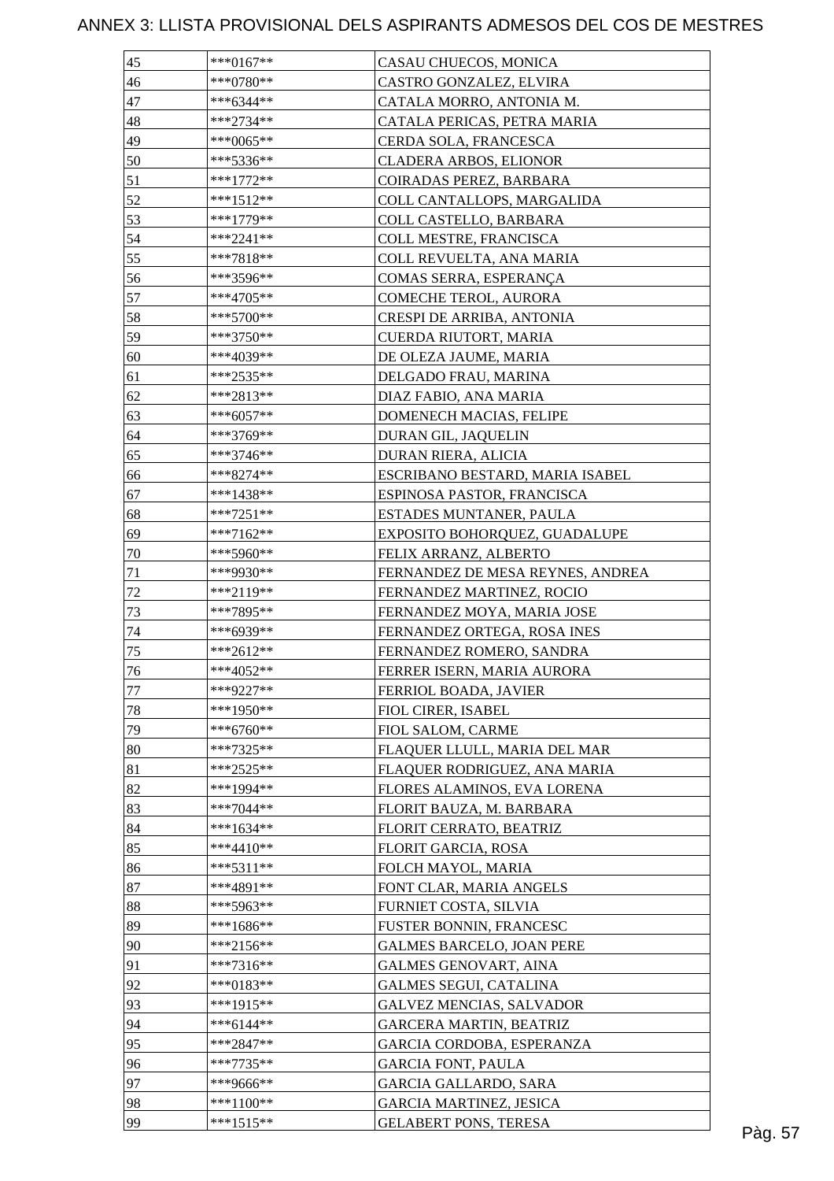# ANNEX 3: LLISTA PROVISIONAL DELS ASPIRANTS ADMESOS DEL COS DE MESTRES

| | | |
|---|---|---|
| 45 | ***0167** | CASAU CHUECOS, MONICA |
| 46 | ***0780** | CASTRO GONZALEZ, ELVIRA |
| 47 | ***6344** | CATALA MORRO, ANTONIA M. |
| 48 | ***2734** | CATALA PERICAS, PETRA MARIA |
| 49 | ***0065** | CERDA SOLA, FRANCESCA |
| 50 | ***5336** | CLADERA ARBOS, ELIONOR |
| 51 | ***1772** | COIRADAS PEREZ, BARBARA |
| 52 | ***1512** | COLL CANTALLOPS, MARGALIDA |
| 53 | ***1779** | COLL CASTELLO, BARBARA |
| 54 | ***2241** | COLL MESTRE, FRANCISCA |
| 55 | ***7818** | COLL REVUELTA, ANA MARIA |
| 56 | ***3596** | COMAS SERRA, ESPERANÇA |
| 57 | ***4705** | COMECHE TEROL, AURORA |
| 58 | ***5700** | CRESPI DE ARRIBA, ANTONIA |
| 59 | ***3750** | CUERDA RIUTORT, MARIA |
| 60 | ***4039** | DE OLEZA JAUME, MARIA |
| 61 | ***2535** | DELGADO FRAU, MARINA |
| 62 | ***2813** | DIAZ FABIO, ANA MARIA |
| 63 | ***6057** | DOMENECH MACIAS, FELIPE |
| 64 | ***3769** | DURAN GIL, JAQUELIN |
| 65 | ***3746** | DURAN RIERA, ALICIA |
| 66 | ***8274** | ESCRIBANO BESTARD, MARIA ISABEL |
| 67 | ***1438** | ESPINOSA PASTOR, FRANCISCA |
| 68 | ***7251** | ESTADES MUNTANER, PAULA |
| 69 | ***7162** | EXPOSITO BOHORQUEZ, GUADALUPE |
| 70 | ***5960** | FELIX ARRANZ, ALBERTO |
| 71 | ***9930** | FERNANDEZ DE MESA REYNES, ANDREA |
| 72 | ***2119** | FERNANDEZ MARTINEZ, ROCIO |
| 73 | ***7895** | FERNANDEZ MOYA, MARIA JOSE |
| 74 | ***6939** | FERNANDEZ ORTEGA, ROSA INES |
| 75 | ***2612** | FERNANDEZ ROMERO, SANDRA |
| 76 | ***4052** | FERRER ISERN, MARIA AURORA |
| 77 | ***9227** | FERRIOL BOADA, JAVIER |
| 78 | ***1950** | FIOL CIRER, ISABEL |
| 79 | ***6760** | FIOL SALOM, CARME |
| 80 | ***7325** | FLAQUER LLULL, MARIA DEL MAR |
| 81 | ***2525** | FLAQUER RODRIGUEZ, ANA MARIA |
| 82 | ***1994** | FLORES ALAMINOS, EVA LORENA |
| 83 | ***7044** | FLORIT BAUZA, M. BARBARA |
| 84 | ***1634** | FLORIT CERRATO, BEATRIZ |
| 85 | ***4410** | FLORIT GARCIA, ROSA |
| 86 | ***5311** | FOLCH MAYOL, MARIA |
| 87 | ***4891** | FONT CLAR, MARIA ANGELS |
| 88 | ***5963** | FURNIET COSTA, SILVIA |
| 89 | ***1686** | FUSTER BONNIN, FRANCESC |
| 90 | ***2156** | GALMES BARCELO, JOAN PERE |
| 91 | ***7316** | GALMES GENOVART, AINA |
| 92 | ***0183** | GALMES SEGUI, CATALINA |
| 93 | ***1915** | GALVEZ MENCIAS, SALVADOR |
| 94 | ***6144** | GARCERA MARTIN, BEATRIZ |
| 95 | ***2847** | GARCIA CORDOBA, ESPERANZA |
| 96 | ***7735** | GARCIA FONT, PAULA |
| 97 | ***9666** | GARCIA GALLARDO, SARA |
| 98 | ***1100** | GARCIA MARTINEZ, JESICA |
| 99 | ***1515** | GELABERT PONS, TERESA |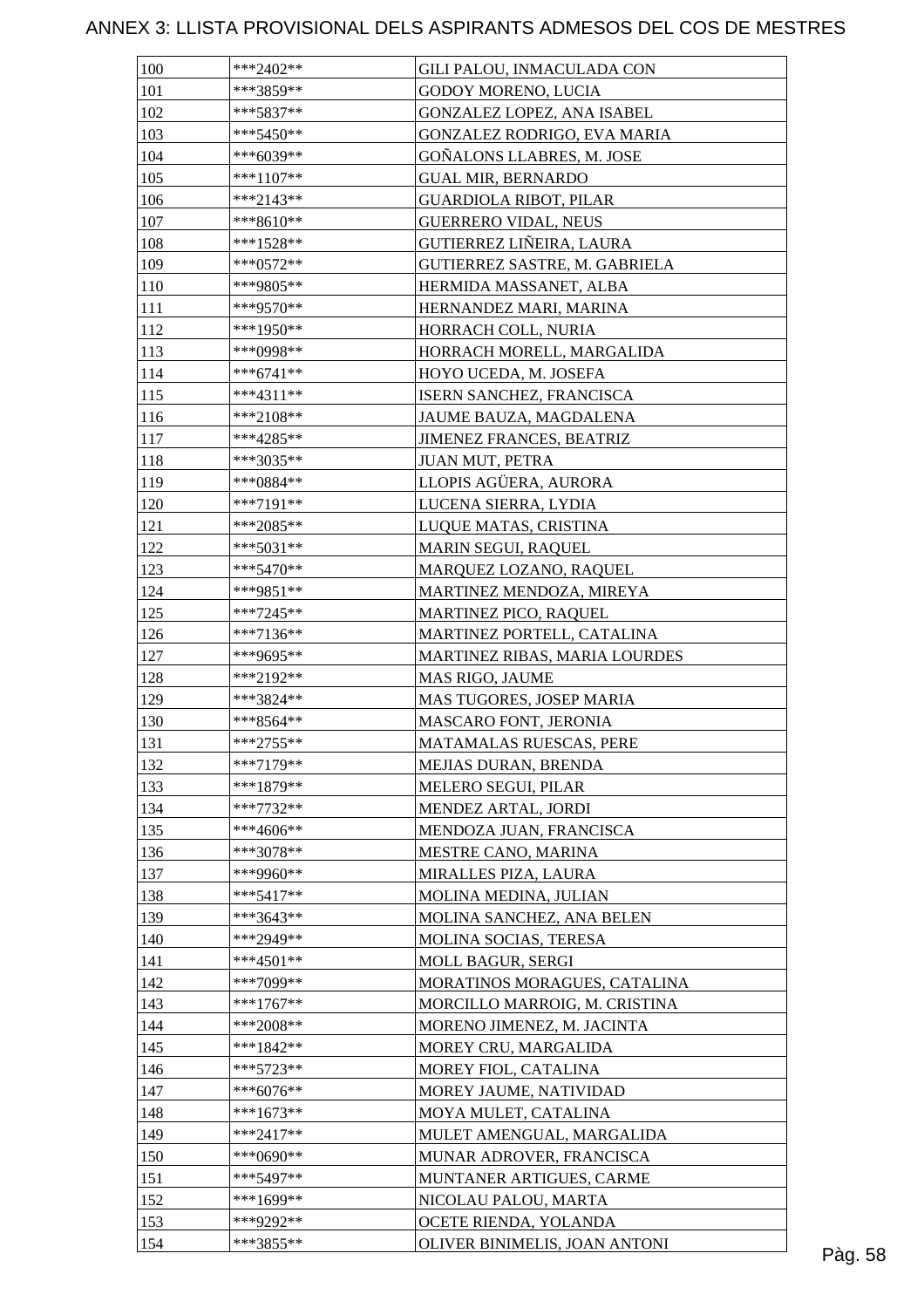# ANNEX 3: LLISTA PROVISIONAL DELS ASPIRANTS ADMESOS DEL COS DE MESTRES

| | | |
|---|---|---|
| 100 | ***2402** | GILI PALOU, INMACULADA CON |
| 101 | ***3859** | GODOY MORENO, LUCIA |
| 102 | ***5837** | GONZALEZ LOPEZ, ANA ISABEL |
| 103 | ***5450** | GONZALEZ RODRIGO, EVA MARIA |
| 104 | ***6039** | GOÑALONS LLABRES, M. JOSE |
| 105 | ***1107** | GUAL MIR, BERNARDO |
| 106 | ***2143** | GUARDIOLA RIBOT, PILAR |
| 107 | ***8610** | GUERRERO VIDAL, NEUS |
| 108 | ***1528** | GUTIERREZ LIÑEIRA, LAURA |
| 109 | ***0572** | GUTIERREZ SASTRE, M. GABRIELA |
| 110 | ***9805** | HERMIDA MASSANET, ALBA |
| 111 | ***9570** | HERNANDEZ MARI, MARINA |
| 112 | ***1950** | HORRACH COLL, NURIA |
| 113 | ***0998** | HORRACH MORELL, MARGALIDA |
| 114 | ***6741** | HOYO UCEDA, M. JOSEFA |
| 115 | ***4311** | ISERN SANCHEZ, FRANCISCA |
| 116 | ***2108** | JAUME BAUZA, MAGDALENA |
| 117 | ***4285** | JIMENEZ FRANCES, BEATRIZ |
| 118 | ***3035** | JUAN MUT, PETRA |
| 119 | ***0884** | LLOPIS AGÜERA, AURORA |
| 120 | ***7191** | LUCENA SIERRA, LYDIA |
| 121 | ***2085** | LUQUE MATAS, CRISTINA |
| 122 | ***5031** | MARIN SEGUI, RAQUEL |
| 123 | ***5470** | MARQUEZ LOZANO, RAQUEL |
| 124 | ***9851** | MARTINEZ MENDOZA, MIREYA |
| 125 | ***7245** | MARTINEZ PICO, RAQUEL |
| 126 | ***7136** | MARTINEZ PORTELL, CATALINA |
| 127 | ***9695** | MARTINEZ RIBAS, MARIA LOURDES |
| 128 | ***2192** | MAS RIGO, JAUME |
| 129 | ***3824** | MAS TUGORES, JOSEP MARIA |
| 130 | ***8564** | MASCARO FONT, JERONIA |
| 131 | ***2755** | MATAMALAS RUESCAS, PERE |
| 132 | ***7179** | MEJIAS DURAN, BRENDA |
| 133 | ***1879** | MELERO SEGUI, PILAR |
| 134 | ***7732** | MENDEZ ARTAL, JORDI |
| 135 | ***4606** | MENDOZA JUAN, FRANCISCA |
| 136 | ***3078** | MESTRE CANO, MARINA |
| 137 | ***9960** | MIRALLES PIZA, LAURA |
| 138 | ***5417** | MOLINA MEDINA, JULIAN |
| 139 | ***3643** | MOLINA SANCHEZ, ANA BELEN |
| 140 | ***2949** | MOLINA SOCIAS, TERESA |
| 141 | ***4501** | MOLL BAGUR, SERGI |
| 142 | ***7099** | MORATINOS MORAGUES, CATALINA |
| 143 | ***1767** | MORCILLO MARROIG, M. CRISTINA |
| 144 | ***2008** | MORENO JIMENEZ, M. JACINTA |
| 145 | ***1842** | MOREY CRU, MARGALIDA |
| 146 | ***5723** | MOREY FIOL, CATALINA |
| 147 | ***6076** | MOREY JAUME, NATIVIDAD |
| 148 | ***1673** | MOYA MULET, CATALINA |
| 149 | ***2417** | MULET AMENGUAL, MARGALIDA |
| 150 | ***0690** | MUNAR ADROVER, FRANCISCA |
| 151 | ***5497** | MUNTANER ARTIGUES, CARME |
| 152 | ***1699** | NICOLAU PALOU, MARTA |
| 153 | ***9292** | OCETE RIENDA, YOLANDA |
| 154 | ***3855** | OLIVER BINIMELIS, JOAN ANTONI |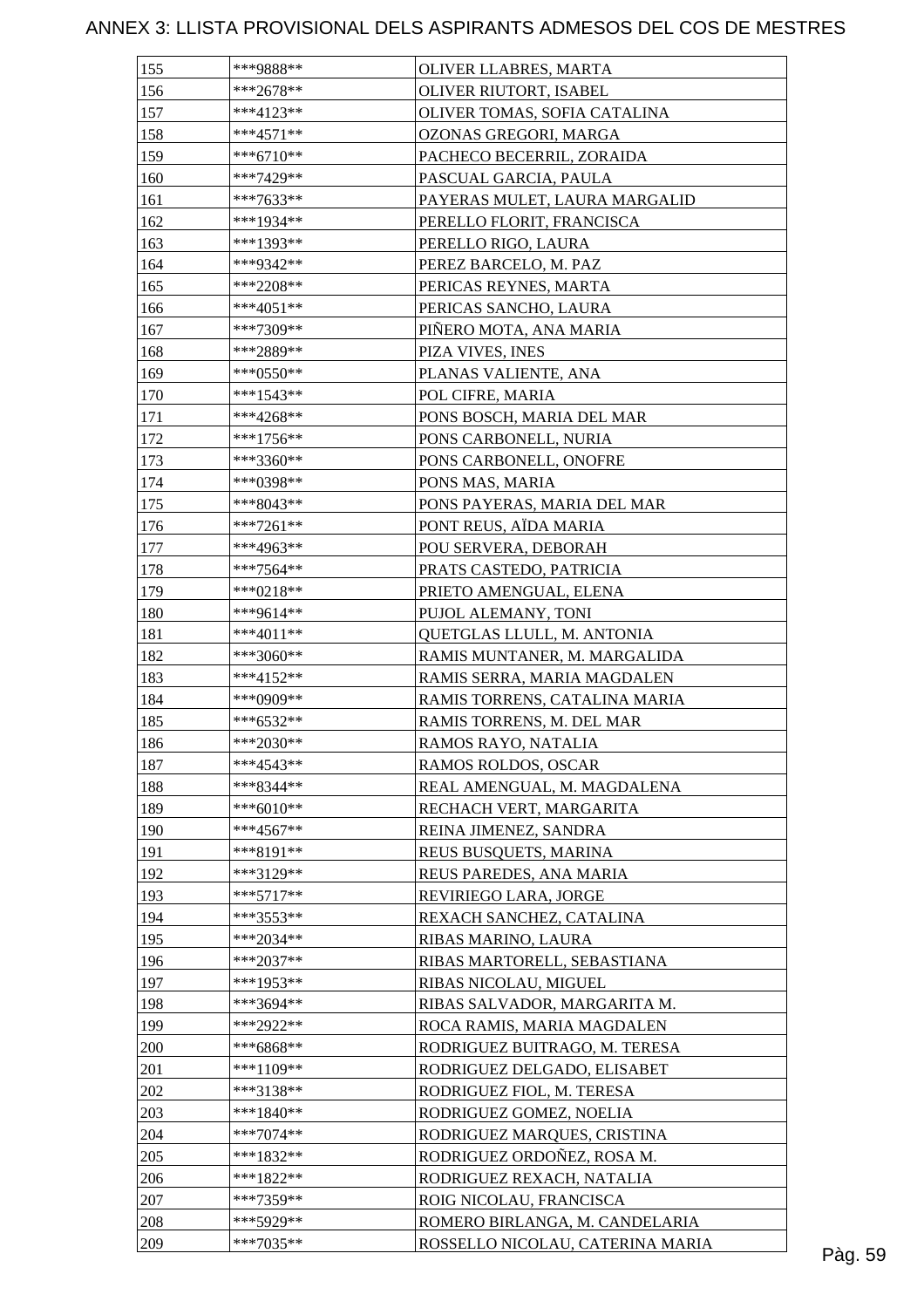# ANNEX 3: LLISTA PROVISIONAL DELS ASPIRANTS ADMESOS DEL COS DE MESTRES

| | | |
|---|---|---|
| 155 | ***9888** | OLIVER LLABRES, MARTA |
| 156 | ***2678** | OLIVER RIUTORT, ISABEL |
| 157 | ***4123** | OLIVER TOMAS, SOFIA CATALINA |
| 158 | ***4571** | OZONAS GREGORI, MARGA |
| 159 | ***6710** | PACHECO BECERRIL, ZORAIDA |
| 160 | ***7429** | PASCUAL GARCIA, PAULA |
| 161 | ***7633** | PAYERAS MULET, LAURA MARGALID |
| 162 | ***1934** | PERELLO FLORIT, FRANCISCA |
| 163 | ***1393** | PERELLO RIGO, LAURA |
| 164 | ***9342** | PEREZ BARCELO, M. PAZ |
| 165 | ***2208** | PERICAS REYNES, MARTA |
| 166 | ***4051** | PERICAS SANCHO, LAURA |
| 167 | ***7309** | PIÑERO MOTA, ANA MARIA |
| 168 | ***2889** | PIZA VIVES, INES |
| 169 | ***0550** | PLANAS VALIENTE, ANA |
| 170 | ***1543** | POL CIFRE, MARIA |
| 171 | ***4268** | PONS BOSCH, MARIA DEL MAR |
| 172 | ***1756** | PONS CARBONELL, NURIA |
| 173 | ***3360** | PONS CARBONELL, ONOFRE |
| 174 | ***0398** | PONS MAS, MARIA |
| 175 | ***8043** | PONS PAYERAS, MARIA DEL MAR |
| 176 | ***7261** | PONT REUS, AÏDA MARIA |
| 177 | ***4963** | POU SERVERA, DEBORAH |
| 178 | ***7564** | PRATS CASTEDO, PATRICIA |
| 179 | ***0218** | PRIETO AMENGUAL, ELENA |
| 180 | ***9614** | PUJOL ALEMANY, TONI |
| 181 | ***4011** | QUETGLAS LLULL, M. ANTONIA |
| 182 | ***3060** | RAMIS MUNTANER, M. MARGALIDA |
| 183 | ***4152** | RAMIS SERRA, MARIA MAGDALEN |
| 184 | ***0909** | RAMIS TORRENS, CATALINA MARIA |
| 185 | ***6532** | RAMIS TORRENS, M. DEL MAR |
| 186 | ***2030** | RAMOS RAYO, NATALIA |
| 187 | ***4543** | RAMOS ROLDOS, OSCAR |
| 188 | ***8344** | REAL AMENGUAL, M. MAGDALENA |
| 189 | ***6010** | RECHACH VERT, MARGARITA |
| 190 | ***4567** | REINA JIMENEZ, SANDRA |
| 191 | ***8191** | REUS BUSQUETS, MARINA |
| 192 | ***3129** | REUS PAREDES, ANA MARIA |
| 193 | ***5717** | REVIRIEGO LARA, JORGE |
| 194 | ***3553** | REXACH SANCHEZ, CATALINA |
| 195 | ***2034** | RIBAS MARINO, LAURA |
| 196 | ***2037** | RIBAS MARTORELL, SEBASTIANA |
| 197 | ***1953** | RIBAS NICOLAU, MIGUEL |
| 198 | ***3694** | RIBAS SALVADOR, MARGARITA M. |
| 199 | ***2922** | ROCA RAMIS, MARIA MAGDALEN |
| 200 | ***6868** | RODRIGUEZ BUITRAGO, M. TERESA |
| 201 | ***1109** | RODRIGUEZ DELGADO, ELISABET |
| 202 | ***3138** | RODRIGUEZ FIOL, M. TERESA |
| 203 | ***1840** | RODRIGUEZ GOMEZ, NOELIA |
| 204 | ***7074** | RODRIGUEZ MARQUES, CRISTINA |
| 205 | ***1832** | RODRIGUEZ ORDOÑEZ, ROSA M. |
| 206 | ***1822** | RODRIGUEZ REXACH, NATALIA |
| 207 | ***7359** | ROIG NICOLAU, FRANCISCA |
| 208 | ***5929** | ROMERO BIRLANGA, M. CANDELARIA |
| 209 | ***7035** | ROSSELLO NICOLAU, CATERINA MARIA |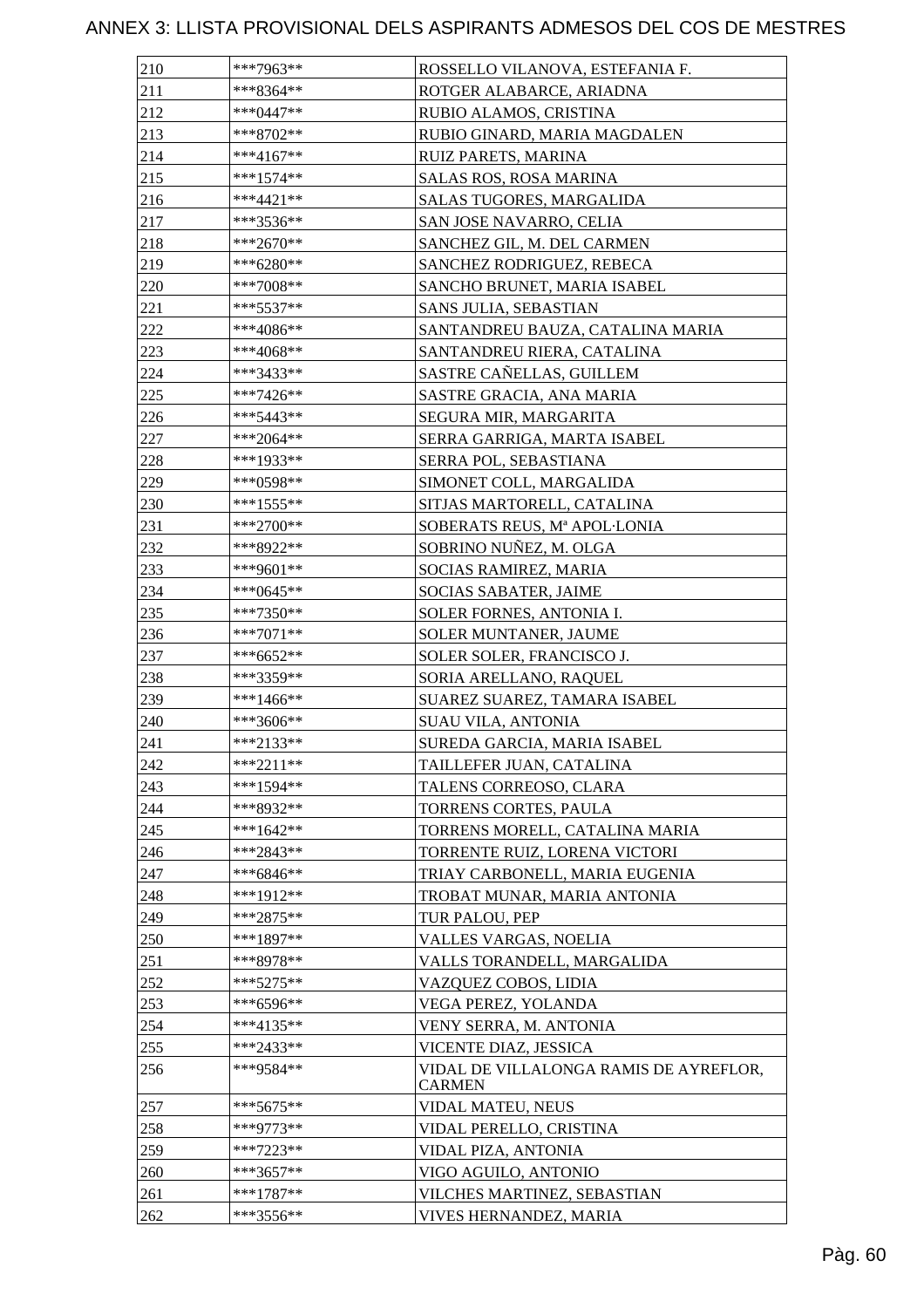# ANNEX 3: LLISTA PROVISIONAL DELS ASPIRANTS ADMESOS DEL COS DE MESTRES

| | | |
|---|---|---|
| 210 | ***7963** | ROSSELLO VILANOVA, ESTEFANIA F. |
| 211 | ***8364** | ROTGER ALABARCE, ARIADNA |
| 212 | ***0447** | RUBIO ALAMOS, CRISTINA |
| 213 | ***8702** | RUBIO GINARD, MARIA MAGDALEN |
| 214 | ***4167** | RUIZ PARETS, MARINA |
| 215 | ***1574** | SALAS ROS, ROSA MARINA |
| 216 | ***4421** | SALAS TUGORES, MARGALIDA |
| 217 | ***3536** | SAN JOSE NAVARRO, CELIA |
| 218 | ***2670** | SANCHEZ GIL, M. DEL CARMEN |
| 219 | ***6280** | SANCHEZ RODRIGUEZ, REBECA |
| 220 | ***7008** | SANCHO BRUNET, MARIA ISABEL |
| 221 | ***5537** | SANS JULIA, SEBASTIAN |
| 222 | ***4086** | SANTANDREU BAUZA, CATALINA MARIA |
| 223 | ***4068** | SANTANDREU RIERA, CATALINA |
| 224 | ***3433** | SASTRE CAÑELLAS, GUILLEM |
| 225 | ***7426** | SASTRE GRACIA, ANA MARIA |
| 226 | ***5443** | SEGURA MIR, MARGARITA |
| 227 | ***2064** | SERRA GARRIGA, MARTA ISABEL |
| 228 | ***1933** | SERRA POL, SEBASTIANA |
| 229 | ***0598** | SIMONET COLL, MARGALIDA |
| 230 | ***1555** | SITJAS MARTORELL, CATALINA |
| 231 | ***2700** | SOBERATS REUS, Mª APOL·LONIA |
| 232 | ***8922** | SOBRINO NUÑEZ, M. OLGA |
| 233 | ***9601** | SOCIAS RAMIREZ, MARIA |
| 234 | ***0645** | SOCIAS SABATER, JAIME |
| 235 | ***7350** | SOLER FORNES, ANTONIA I. |
| 236 | ***7071** | SOLER MUNTANER, JAUME |
| 237 | ***6652** | SOLER SOLER, FRANCISCO J. |
| 238 | ***3359** | SORIA ARELLANO, RAQUEL |
| 239 | ***1466** | SUAREZ SUAREZ, TAMARA ISABEL |
| 240 | ***3606** | SUAU VILA, ANTONIA |
| 241 | ***2133** | SUREDA GARCIA, MARIA ISABEL |
| 242 | ***2211** | TAILLEFER JUAN, CATALINA |
| 243 | ***1594** | TALENS CORREOSO, CLARA |
| 244 | ***8932** | TORRENS CORTES, PAULA |
| 245 | ***1642** | TORRENS MORELL, CATALINA MARIA |
| 246 | ***2843** | TORRENTE RUIZ, LORENA VICTORI |
| 247 | ***6846** | TRIAY CARBONELL, MARIA EUGENIA |
| 248 | ***1912** | TROBAT MUNAR, MARIA ANTONIA |
| 249 | ***2875** | TUR PALOU, PEP |
| 250 | ***1897** | VALLES VARGAS, NOELIA |
| 251 | ***8978** | VALLS TORANDELL, MARGALIDA |
| 252 | ***5275** | VAZQUEZ COBOS, LIDIA |
| 253 | ***6596** | VEGA PEREZ, YOLANDA |
| 254 | ***4135** | VENY SERRA, M. ANTONIA |
| 255 | ***2433** | VICENTE DIAZ, JESSICA |
| 256 | ***9584** | VIDAL DE VILLALONGA RAMIS DE AYREFLOR, CARMEN |
| 257 | ***5675** | VIDAL MATEU, NEUS |
| 258 | ***9773** | VIDAL PERELLO, CRISTINA |
| 259 | ***7223** | VIDAL PIZA, ANTONIA |
| 260 | ***3657** | VIGO AGUILO, ANTONIO |
| 261 | ***1787** | VILCHES MARTINEZ, SEBASTIAN |
| 262 | ***3556** | VIVES HERNANDEZ, MARIA |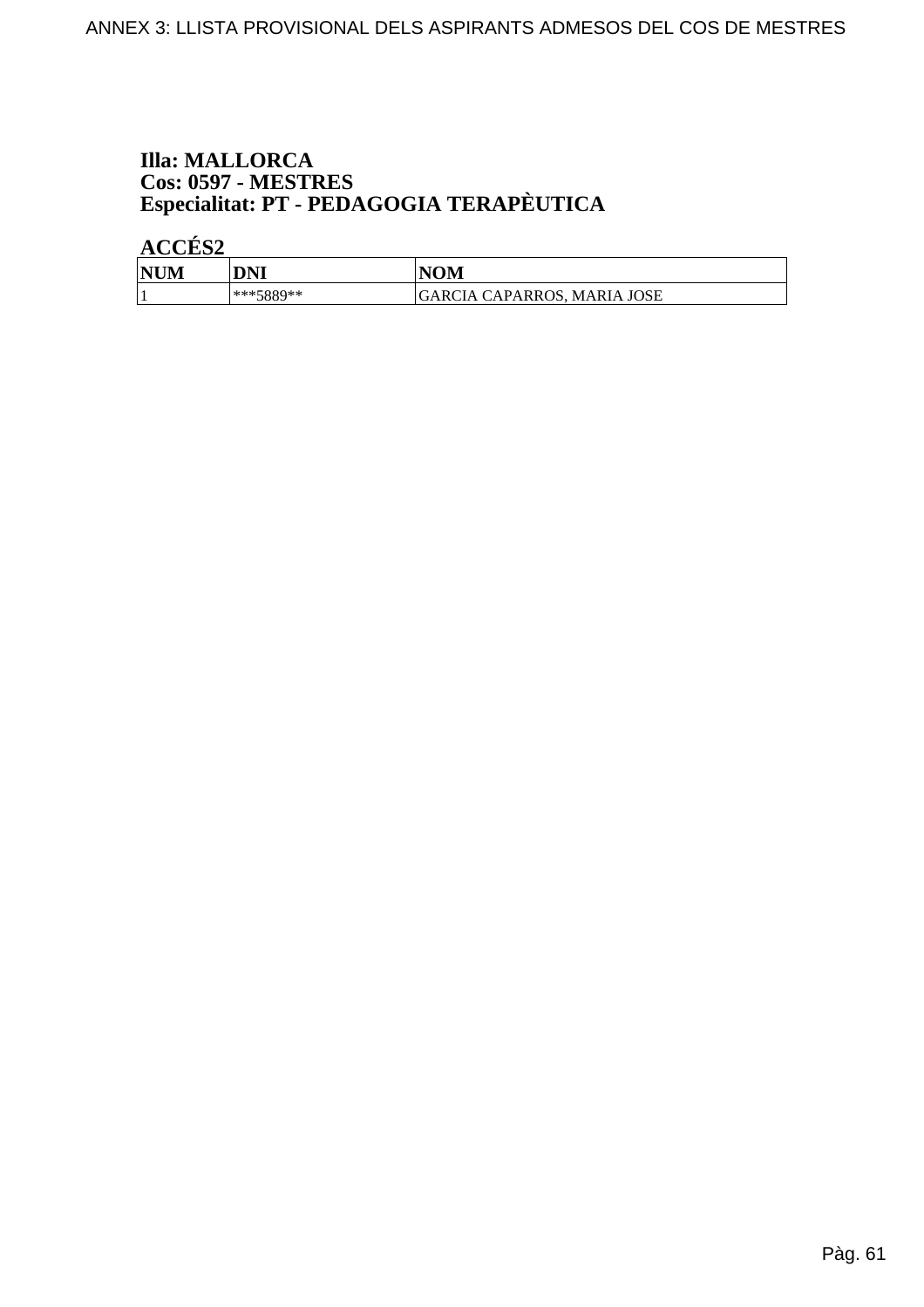**Illa: MALLORCA**
**Cos: 0597 - MESTRES**
**Especialitat: PT - PEDAGOGIA TERAPÈUTICA**

**ACCÉS2**

| NUM | DNI | NOM |
|---|---|---|
| 1 | ***5889** | GARCIA CAPARROS, MARIA JOSE |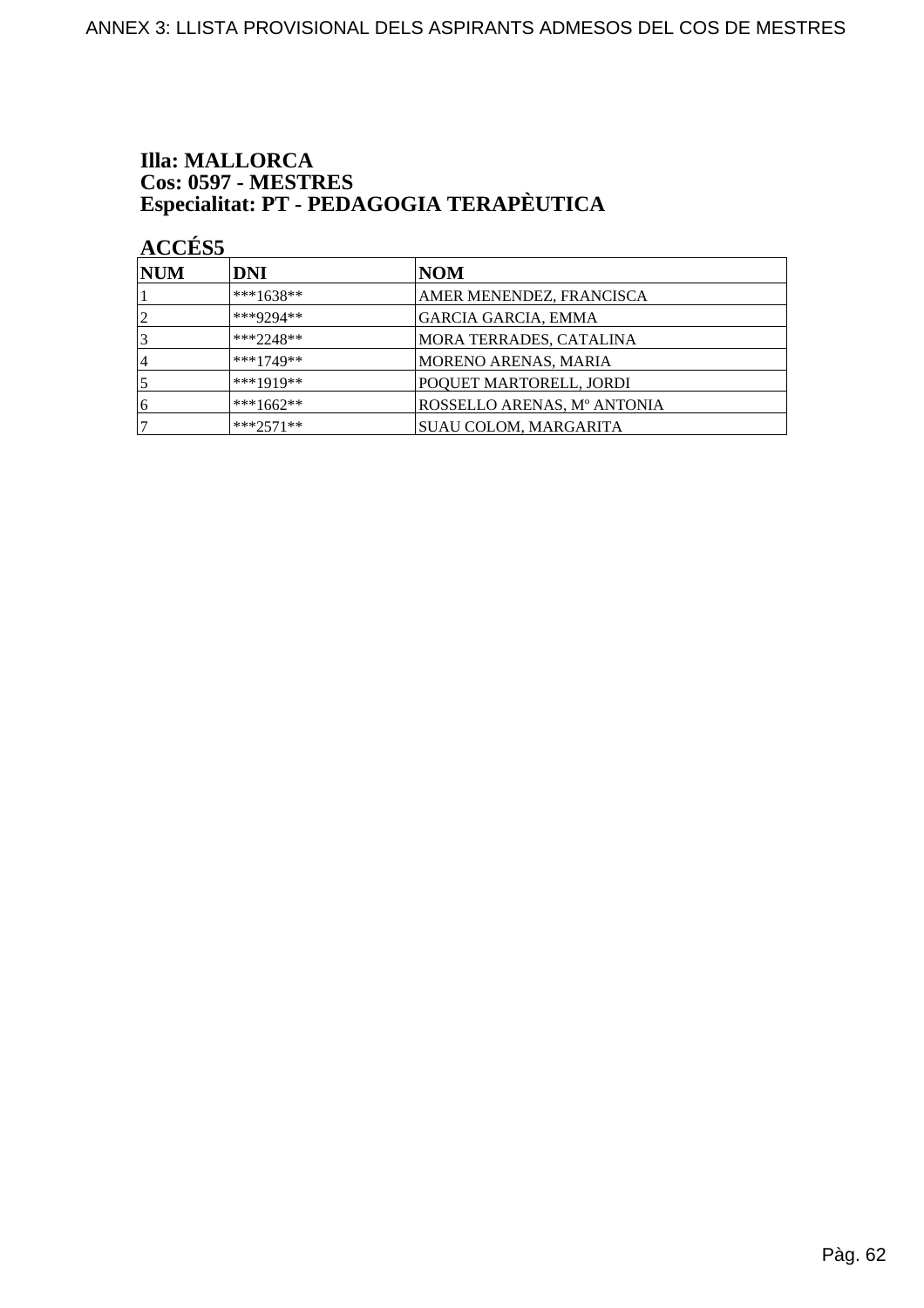## Illa: MALLORCA
## Cos: 0597 - MESTRES
## Especialitat: PT - PEDAGOGIA TERAPÈUTICA

### ACCÉS5

| NUM | DNI | NOM |
|---|---|---|
| 1 | ***1638** | AMER MENENDEZ, FRANCISCA |
| 2 | ***9294** | GARCIA GARCIA, EMMA |
| 3 | ***2248** | MORA TERRADES, CATALINA |
| 4 | ***1749** | MORENO ARENAS, MARIA |
| 5 | ***1919** | POQUET MARTORELL, JORDI |
| 6 | ***1662** | ROSSELLO ARENAS, Mº ANTONIA |
| 7 | ***2571** | SUAU COLOM, MARGARITA |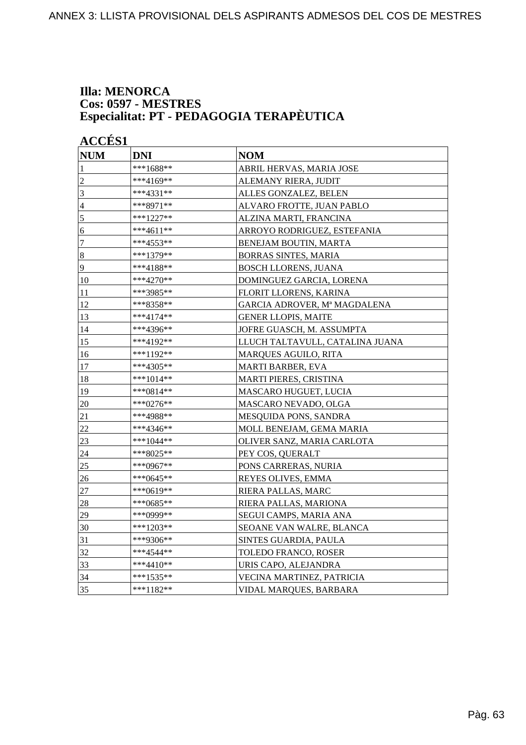**Illa: MENORCA**
**Cos: 0597 - MESTRES**
**Especialitat: PT - PEDAGOGIA TERAPÈUTICA**

**ACCÉS1**

| NUM | DNI | NOM |
|---|---|---|
| 1 | ***1688** | ABRIL HERVAS, MARIA JOSE |
| 2 | ***4169** | ALEMANY RIERA, JUDIT |
| 3 | ***4331** | ALLES GONZALEZ, BELEN |
| 4 | ***8971** | ALVARO FROTTE, JUAN PABLO |
| 5 | ***1227** | ALZINA MARTI, FRANCINA |
| 6 | ***4611** | ARROYO RODRIGUEZ, ESTEFANIA |
| 7 | ***4553** | BENEJAM BOUTIN, MARTA |
| 8 | ***1379** | BORRAS SINTES, MARIA |
| 9 | ***4188** | BOSCH LLORENS, JUANA |
| 10 | ***4270** | DOMINGUEZ GARCIA, LORENA |
| 11 | ***3985** | FLORIT LLORENS, KARINA |
| 12 | ***8358** | GARCIA ADROVER, Mª MAGDALENA |
| 13 | ***4174** | GENER LLOPIS, MAITE |
| 14 | ***4396** | JOFRE GUASCH, M. ASSUMPTA |
| 15 | ***4192** | LLUCH TALTAVULL, CATALINA JUANA |
| 16 | ***1192** | MARQUES AGUILO, RITA |
| 17 | ***4305** | MARTI BARBER, EVA |
| 18 | ***1014** | MARTI PIERES, CRISTINA |
| 19 | ***0814** | MASCARO HUGUET, LUCIA |
| 20 | ***0276** | MASCARO NEVADO, OLGA |
| 21 | ***4988** | MESQUIDA PONS, SANDRA |
| 22 | ***4346** | MOLL BENEJAM, GEMA MARIA |
| 23 | ***1044** | OLIVER SANZ, MARIA CARLOTA |
| 24 | ***8025** | PEY COS, QUERALT |
| 25 | ***0967** | PONS CARRERAS, NURIA |
| 26 | ***0645** | REYES OLIVES, EMMA |
| 27 | ***0619** | RIERA PALLAS, MARC |
| 28 | ***0685** | RIERA PALLAS, MARIONA |
| 29 | ***0999** | SEGUI CAMPS, MARIA ANA |
| 30 | ***1203** | SEOANE VAN WALRE, BLANCA |
| 31 | ***9306** | SINTES GUARDIA, PAULA |
| 32 | ***4544** | TOLEDO FRANCO, ROSER |
| 33 | ***4410** | URIS CAPO, ALEJANDRA |
| 34 | ***1535** | VECINA MARTINEZ, PATRICIA |
| 35 | ***1182** | VIDAL MARQUES, BARBARA |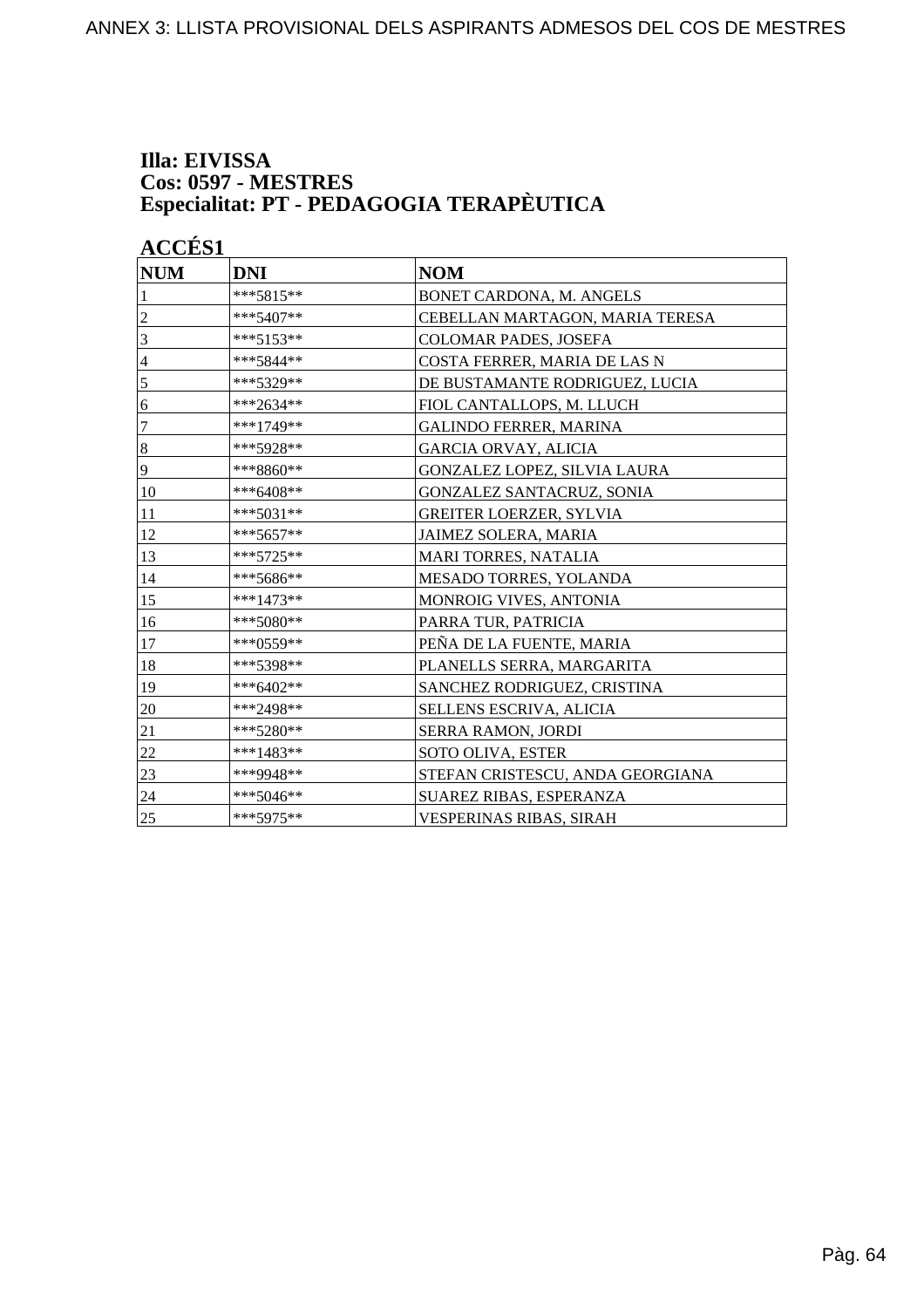**Illa: EIVISSA**
**Cos: 0597 - MESTRES**
**Especialitat: PT - PEDAGOGIA TERAPÈUTICA**

**ACCÉS1**

| NUM | DNI | NOM |
|---|---|---|
| 1 | ***5815** | BONET CARDONA, M. ANGELS |
| 2 | ***5407** | CEBELLAN MARTAGON, MARIA TERESA |
| 3 | ***5153** | COLOMAR PADES, JOSEFA |
| 4 | ***5844** | COSTA FERRER, MARIA DE LAS N |
| 5 | ***5329** | DE BUSTAMANTE RODRIGUEZ, LUCIA |
| 6 | ***2634** | FIOL CANTALLOPS, M. LLUCH |
| 7 | ***1749** | GALINDO FERRER, MARINA |
| 8 | ***5928** | GARCIA ORVAY, ALICIA |
| 9 | ***8860** | GONZALEZ LOPEZ, SILVIA LAURA |
| 10 | ***6408** | GONZALEZ SANTACRUZ, SONIA |
| 11 | ***5031** | GREITER LOERZER, SYLVIA |
| 12 | ***5657** | JAIMEZ SOLERA, MARIA |
| 13 | ***5725** | MARI TORRES, NATALIA |
| 14 | ***5686** | MESADO TORRES, YOLANDA |
| 15 | ***1473** | MONROIG VIVES, ANTONIA |
| 16 | ***5080** | PARRA TUR, PATRICIA |
| 17 | ***0559** | PEÑA DE LA FUENTE, MARIA |
| 18 | ***5398** | PLANELLS SERRA, MARGARITA |
| 19 | ***6402** | SANCHEZ RODRIGUEZ, CRISTINA |
| 20 | ***2498** | SELLENS ESCRIVA, ALICIA |
| 21 | ***5280** | SERRA RAMON, JORDI |
| 22 | ***1483** | SOTO OLIVA, ESTER |
| 23 | ***9948** | STEFAN CRISTESCU, ANDA GEORGIANA |
| 24 | ***5046** | SUAREZ RIBAS, ESPERANZA |
| 25 | ***5975** | VESPERINAS RIBAS, SIRAH |